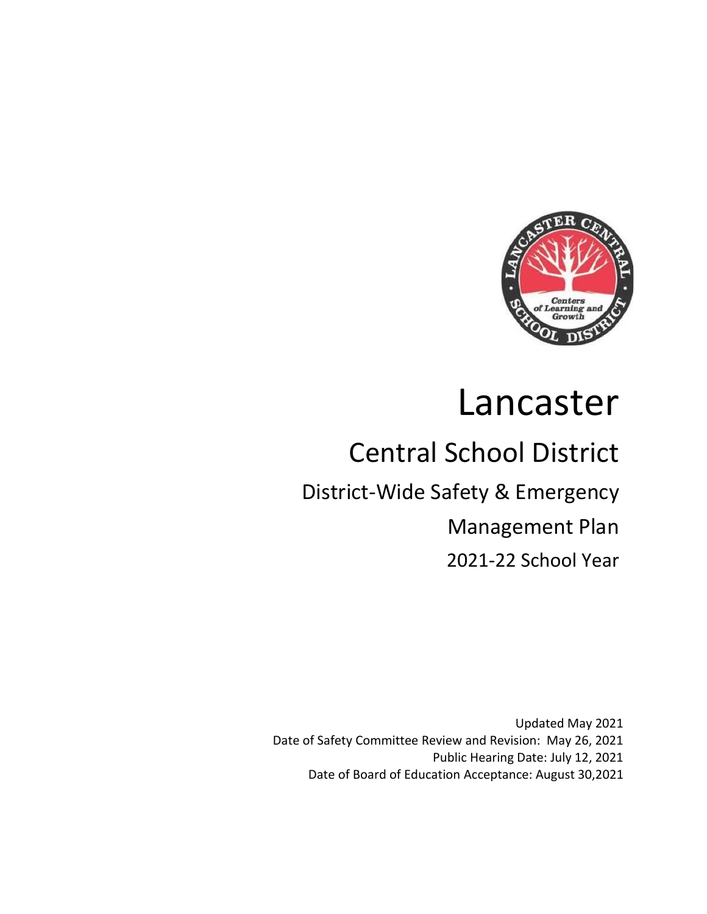# Lancaster

## Central School District

### District-Wide Safety & Emergency Management Plan

### 2021-22 School Year

Updated May 2021

Date of Safety Committee Review and Revision: May 26, 2021

Public Hearing Date: July 12, 2021

Date of Board of Education Acceptance: August 30,2021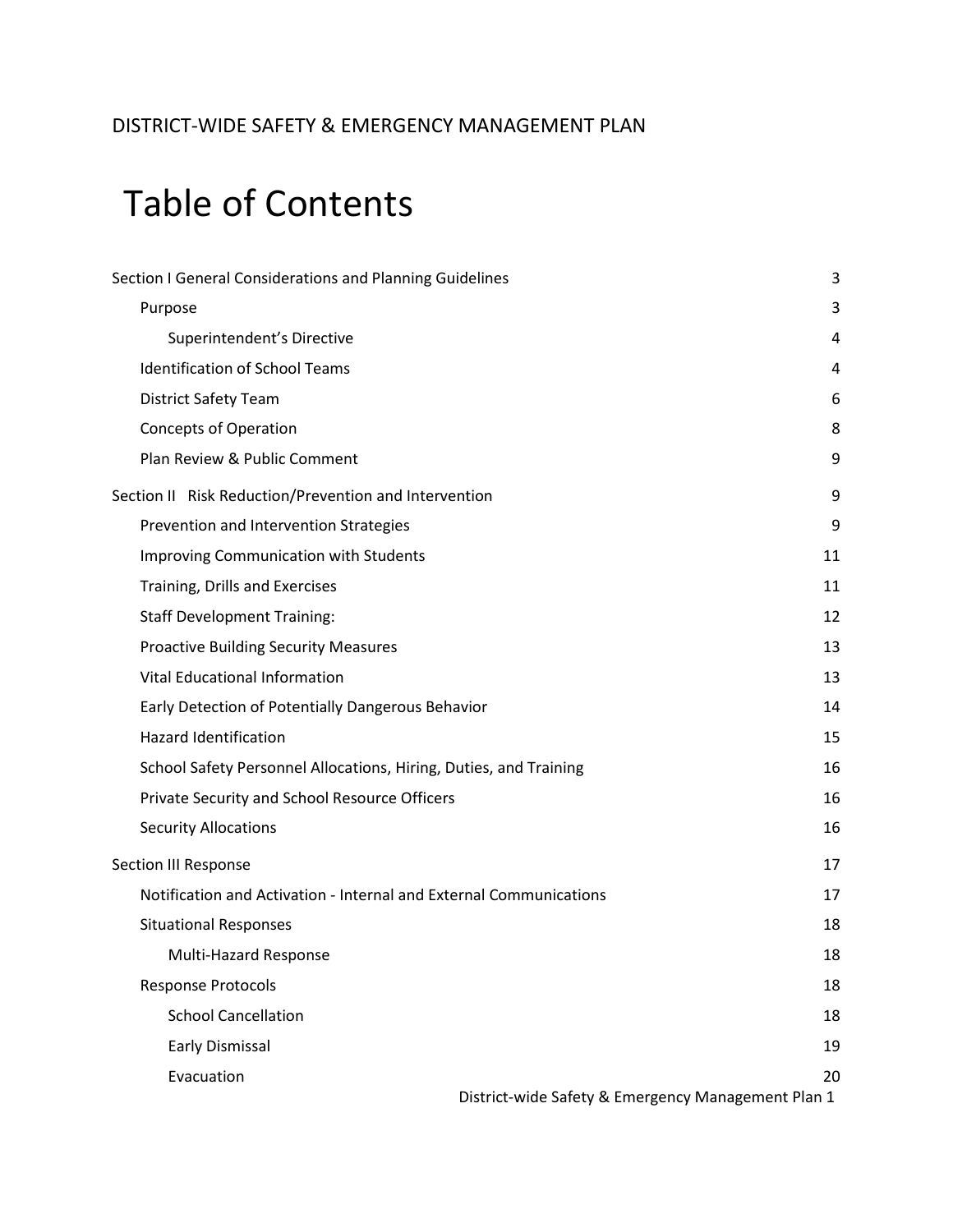DISTRICT-WIDE SAFETY & EMERGENCY MANAGEMENT PLAN

# Table of Contents

Section I General Considerations and Planning Guidelines 3

- Purpose 3
  - Superintendent's Directive 4
- Identification of School Teams 4
- District Safety Team 6
- Concepts of Operation 8
- Plan Review & Public Comment 9

Section II Risk Reduction/Prevention and Intervention 9

- Prevention and Intervention Strategies 9
- Improving Communication with Students 11
- Training, Drills and Exercises 11
- Staff Development Training: 12
- Proactive Building Security Measures 13
- Vital Educational Information 13
- Early Detection of Potentially Dangerous Behavior 14
- Hazard Identification 15
- School Safety Personnel Allocations, Hiring, Duties, and Training 16
- Private Security and School Resource Officers 16
- Security Allocations 16

Section III Response 17

- Notification and Activation - Internal and External Communications 17
- Situational Responses 18
  - Multi-Hazard Response 18
- Response Protocols 18
  - School Cancellation 18
  - Early Dismissal 19
  - Evacuation 20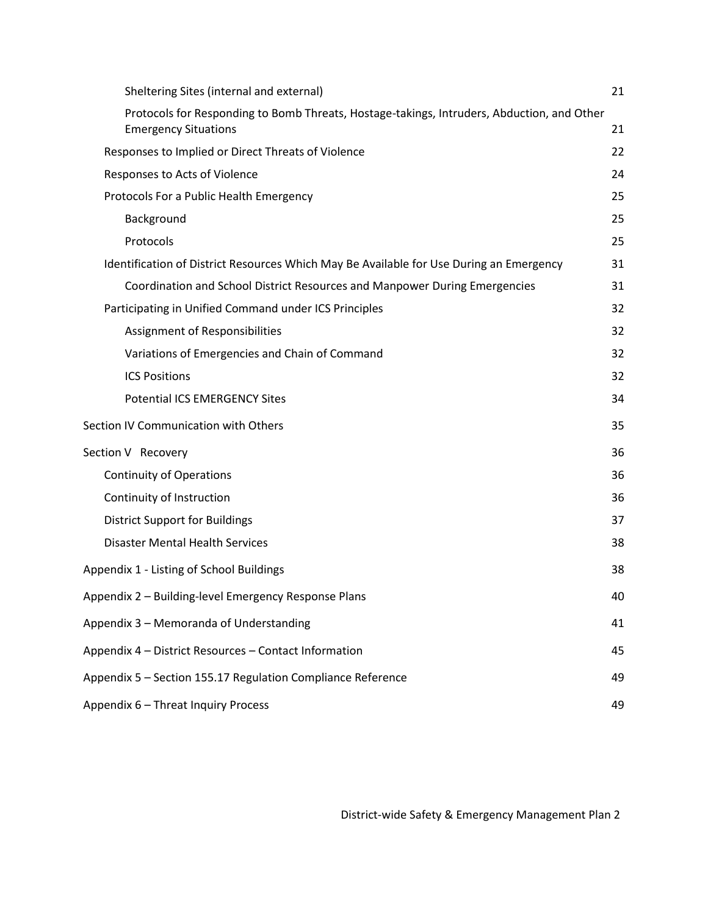Sheltering Sites (internal and external) 21

Protocols for Responding to Bomb Threats, Hostage-takings, Intruders, Abduction, and Other Emergency Situations 21

Responses to Implied or Direct Threats of Violence 22

Responses to Acts of Violence 24

Protocols For a Public Health Emergency 25

Background 25

Protocols 25

Identification of District Resources Which May Be Available for Use During an Emergency 31

Coordination and School District Resources and Manpower During Emergencies 31

Participating in Unified Command under ICS Principles 32

Assignment of Responsibilities 32

Variations of Emergencies and Chain of Command 32

ICS Positions 32

Potential ICS EMERGENCY Sites 34

Section IV Communication with Others 35

Section V Recovery 36

Continuity of Operations 36

Continuity of Instruction 36

District Support for Buildings 37

Disaster Mental Health Services 38

Appendix 1 - Listing of School Buildings 38

Appendix 2 – Building-level Emergency Response Plans 40

Appendix 3 – Memoranda of Understanding 41

Appendix 4 – District Resources – Contact Information 45

Appendix 5 – Section 155.17 Regulation Compliance Reference 49

Appendix 6 – Threat Inquiry Process 49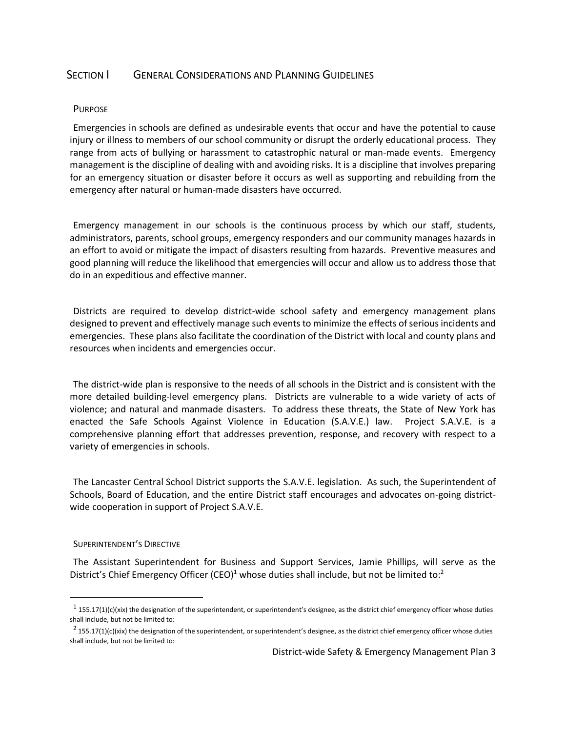## Section I General Considerations and Planning Guidelines

### Purpose

Emergencies in schools are defined as undesirable events that occur and have the potential to cause injury or illness to members of our school community or disrupt the orderly educational process. They range from acts of bullying or harassment to catastrophic natural or man-made events. Emergency management is the discipline of dealing with and avoiding risks. It is a discipline that involves preparing for an emergency situation or disaster before it occurs as well as supporting and rebuilding from the emergency after natural or human-made disasters have occurred.

Emergency management in our schools is the continuous process by which our staff, students, administrators, parents, school groups, emergency responders and our community manages hazards in an effort to avoid or mitigate the impact of disasters resulting from hazards. Preventive measures and good planning will reduce the likelihood that emergencies will occur and allow us to address those that do in an expeditious and effective manner.

Districts are required to develop district-wide school safety and emergency management plans designed to prevent and effectively manage such events to minimize the effects of serious incidents and emergencies. These plans also facilitate the coordination of the District with local and county plans and resources when incidents and emergencies occur.

The district-wide plan is responsive to the needs of all schools in the District and is consistent with the more detailed building-level emergency plans. Districts are vulnerable to a wide variety of acts of violence; and natural and manmade disasters. To address these threats, the State of New York has enacted the Safe Schools Against Violence in Education (S.A.V.E.) law. Project S.A.V.E. is a comprehensive planning effort that addresses prevention, response, and recovery with respect to a variety of emergencies in schools.

The Lancaster Central School District supports the S.A.V.E. legislation. As such, the Superintendent of Schools, Board of Education, and the entire District staff encourages and advocates on-going district-wide cooperation in support of Project S.A.V.E.

### Superintendent's Directive

The Assistant Superintendent for Business and Support Services, Jamie Phillips, will serve as the District's Chief Emergency Officer (CEO)[1] whose duties shall include, but not be limited to:[2]

---

[1] 155.17(1)(c)(xix) the designation of the superintendent, or superintendent's designee, as the district chief emergency officer whose duties shall include, but not be limited to:

[2] 155.17(1)(c)(xix) the designation of the superintendent, or superintendent's designee, as the district chief emergency officer whose duties shall include, but not be limited to: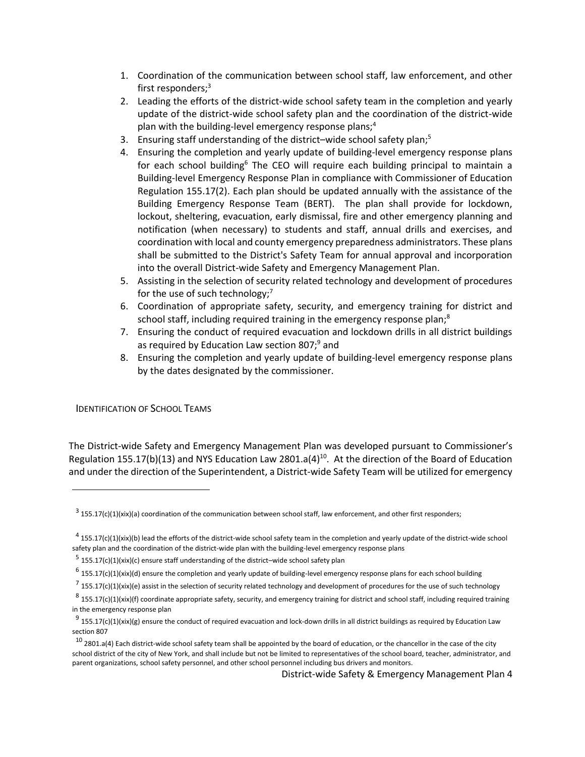1. Coordination of the communication between school staff, law enforcement, and other first responders;[3]
2. Leading the efforts of the district-wide school safety team in the completion and yearly update of the district-wide school safety plan and the coordination of the district-wide plan with the building-level emergency response plans;[4]
3. Ensuring staff understanding of the district–wide school safety plan;[5]
4. Ensuring the completion and yearly update of building-level emergency response plans for each school building[6] The CEO will require each building principal to maintain a Building-level Emergency Response Plan in compliance with Commissioner of Education Regulation 155.17(2). Each plan should be updated annually with the assistance of the Building Emergency Response Team (BERT). The plan shall provide for lockdown, lockout, sheltering, evacuation, early dismissal, fire and other emergency planning and notification (when necessary) to students and staff, annual drills and exercises, and coordination with local and county emergency preparedness administrators. These plans shall be submitted to the District's Safety Team for annual approval and incorporation into the overall District-wide Safety and Emergency Management Plan.
5. Assisting in the selection of security related technology and development of procedures for the use of such technology;[7]
6. Coordination of appropriate safety, security, and emergency training for district and school staff, including required training in the emergency response plan;[8]
7. Ensuring the conduct of required evacuation and lockdown drills in all district buildings as required by Education Law section 807;[9] and
8. Ensuring the completion and yearly update of building-level emergency response plans by the dates designated by the commissioner.

## Identification of School Teams

The District-wide Safety and Emergency Management Plan was developed pursuant to Commissioner's Regulation 155.17(b)(13) and NYS Education Law 2801.a(4)[10]. At the direction of the Board of Education and under the direction of the Superintendent, a District-wide Safety Team will be utilized for emergency

---

[3] 155.17(c)(1)(xix)(a) coordination of the communication between school staff, law enforcement, and other first responders;

[4] 155.17(c)(1)(xix)(b) lead the efforts of the district-wide school safety team in the completion and yearly update of the district-wide school safety plan and the coordination of the district-wide plan with the building-level emergency response plans

[5] 155.17(c)(1)(xix)(c) ensure staff understanding of the district–wide school safety plan

[6] 155.17(c)(1)(xix)(d) ensure the completion and yearly update of building-level emergency response plans for each school building

[7] 155.17(c)(1)(xix)(e) assist in the selection of security related technology and development of procedures for the use of such technology

[8] 155.17(c)(1)(xix)(f) coordinate appropriate safety, security, and emergency training for district and school staff, including required training in the emergency response plan

[9] 155.17(c)(1)(xix)(g) ensure the conduct of required evacuation and lock-down drills in all district buildings as required by Education Law section 807

[10] 2801.a(4) Each district-wide school safety team shall be appointed by the board of education, or the chancellor in the case of the city school district of the city of New York, and shall include but not be limited to representatives of the school board, teacher, administrator, and parent organizations, school safety personnel, and other school personnel including bus drivers and monitors.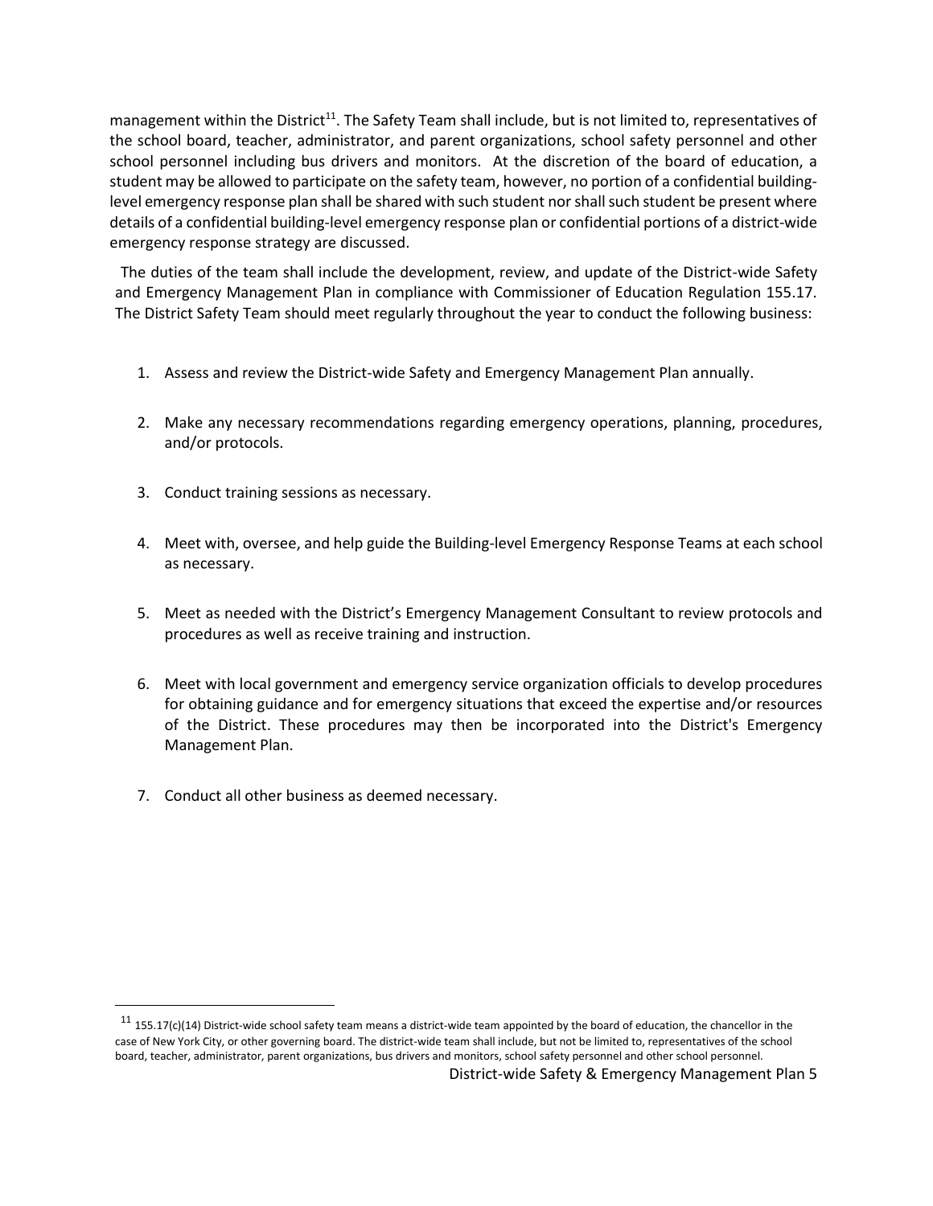management within the District[11]. The Safety Team shall include, but is not limited to, representatives of the school board, teacher, administrator, and parent organizations, school safety personnel and other school personnel including bus drivers and monitors. At the discretion of the board of education, a student may be allowed to participate on the safety team, however, no portion of a confidential building-level emergency response plan shall be shared with such student nor shall such student be present where details of a confidential building-level emergency response plan or confidential portions of a district-wide emergency response strategy are discussed.

The duties of the team shall include the development, review, and update of the District-wide Safety and Emergency Management Plan in compliance with Commissioner of Education Regulation 155.17. The District Safety Team should meet regularly throughout the year to conduct the following business:

1. Assess and review the District-wide Safety and Emergency Management Plan annually.

2. Make any necessary recommendations regarding emergency operations, planning, procedures, and/or protocols.

3. Conduct training sessions as necessary.

4. Meet with, oversee, and help guide the Building-level Emergency Response Teams at each school as necessary.

5. Meet as needed with the District's Emergency Management Consultant to review protocols and procedures as well as receive training and instruction.

6. Meet with local government and emergency service organization officials to develop procedures for obtaining guidance and for emergency situations that exceed the expertise and/or resources of the District. These procedures may then be incorporated into the District's Emergency Management Plan.

7. Conduct all other business as deemed necessary.

---

[11] 155.17(c)(14) District-wide school safety team means a district-wide team appointed by the board of education, the chancellor in the case of New York City, or other governing board. The district-wide team shall include, but not be limited to, representatives of the school board, teacher, administrator, parent organizations, bus drivers and monitors, school safety personnel and other school personnel.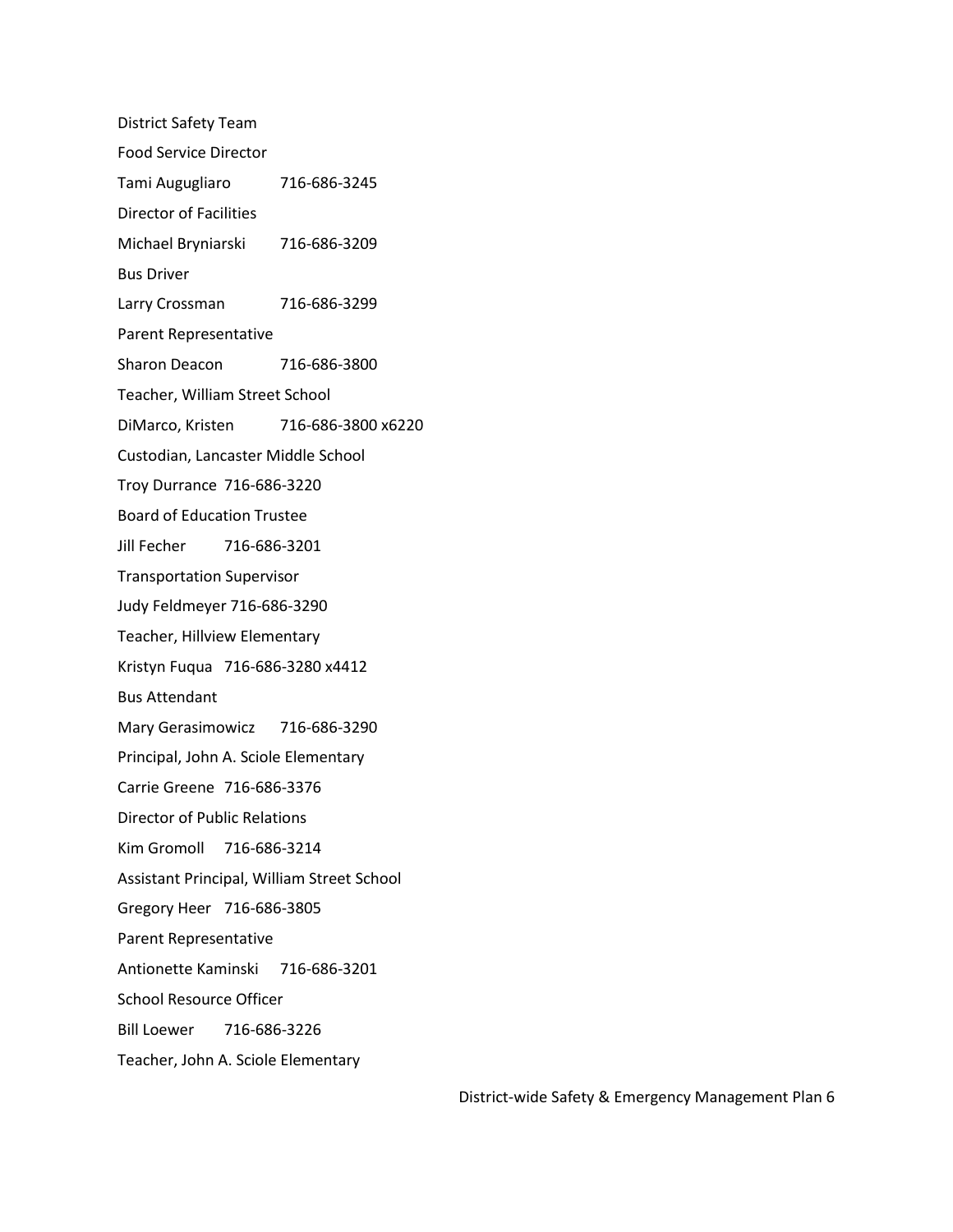District Safety Team

Food Service Director

Tami Augugliaro 716-686-3245

Director of Facilities

Michael Bryniarski 716-686-3209

Bus Driver

Larry Crossman 716-686-3299

Parent Representative

Sharon Deacon 716-686-3800

Teacher, William Street School

DiMarco, Kristen 716-686-3800 x6220

Custodian, Lancaster Middle School

Troy Durrance 716-686-3220

Board of Education Trustee

Jill Fecher 716-686-3201

Transportation Supervisor

Judy Feldmeyer 716-686-3290

Teacher, Hillview Elementary

Kristyn Fuqua 716-686-3280 x4412

Bus Attendant

Mary Gerasimowicz 716-686-3290

Principal, John A. Sciole Elementary

Carrie Greene 716-686-3376

Director of Public Relations

Kim Gromoll 716-686-3214

Assistant Principal, William Street School

Gregory Heer 716-686-3805

Parent Representative

Antionette Kaminski 716-686-3201

School Resource Officer

Bill Loewer 716-686-3226

Teacher, John A. Sciole Elementary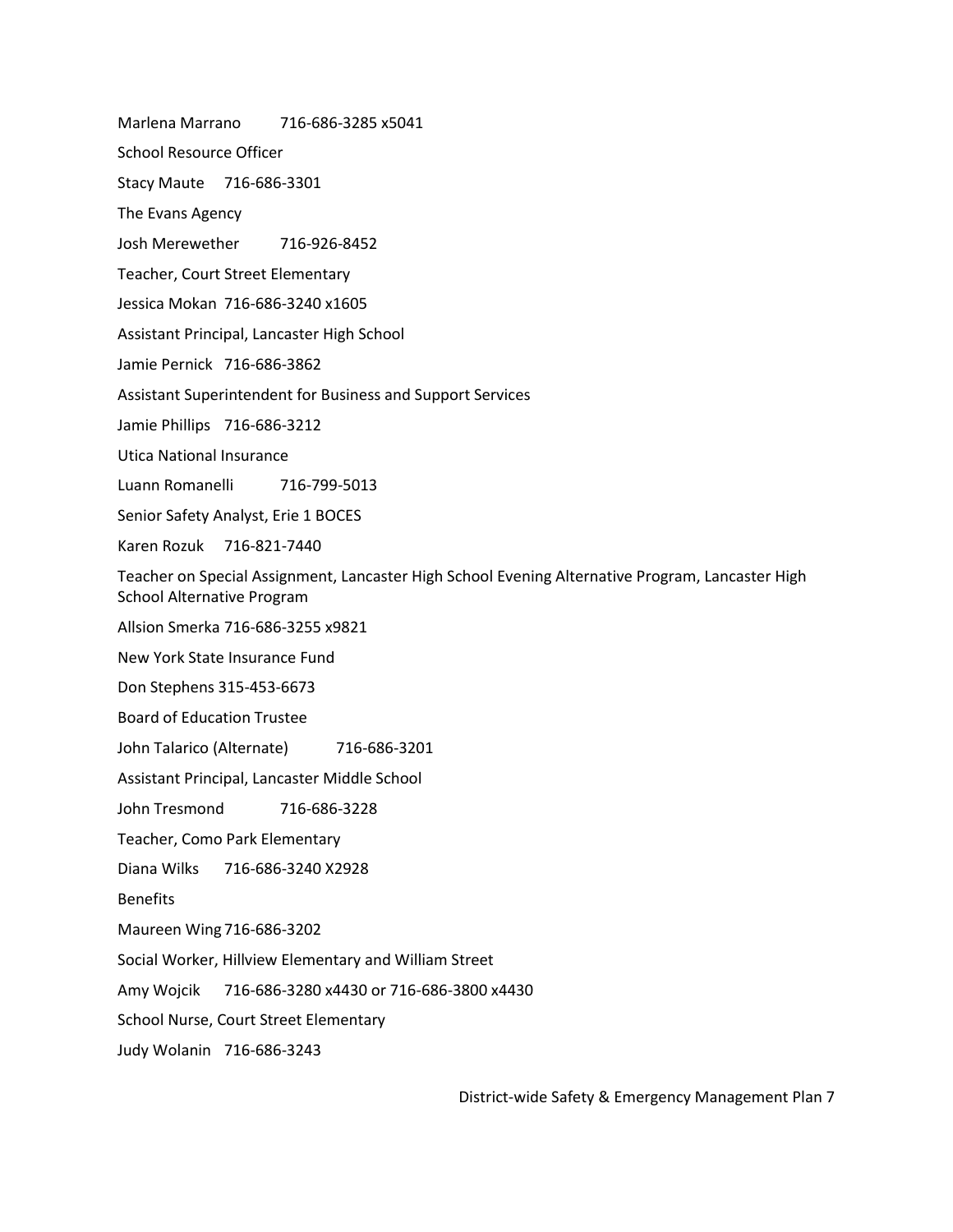Marlena Marrano 716-686-3285 x5041

School Resource Officer

Stacy Maute 716-686-3301

The Evans Agency

Josh Merewether 716-926-8452

Teacher, Court Street Elementary

Jessica Mokan 716-686-3240 x1605

Assistant Principal, Lancaster High School

Jamie Pernick 716-686-3862

Assistant Superintendent for Business and Support Services

Jamie Phillips 716-686-3212

Utica National Insurance

Luann Romanelli 716-799-5013

Senior Safety Analyst, Erie 1 BOCES

Karen Rozuk 716-821-7440

Teacher on Special Assignment, Lancaster High School Evening Alternative Program, Lancaster High School Alternative Program

Allsion Smerka 716-686-3255 x9821

New York State Insurance Fund

Don Stephens 315-453-6673

Board of Education Trustee

John Talarico (Alternate) 716-686-3201

Assistant Principal, Lancaster Middle School

John Tresmond 716-686-3228

Teacher, Como Park Elementary

Diana Wilks 716-686-3240 X2928

Benefits

Maureen Wing 716-686-3202

Social Worker, Hillview Elementary and William Street

Amy Wojcik 716-686-3280 x4430 or 716-686-3800 x4430

School Nurse, Court Street Elementary

Judy Wolanin 716-686-3243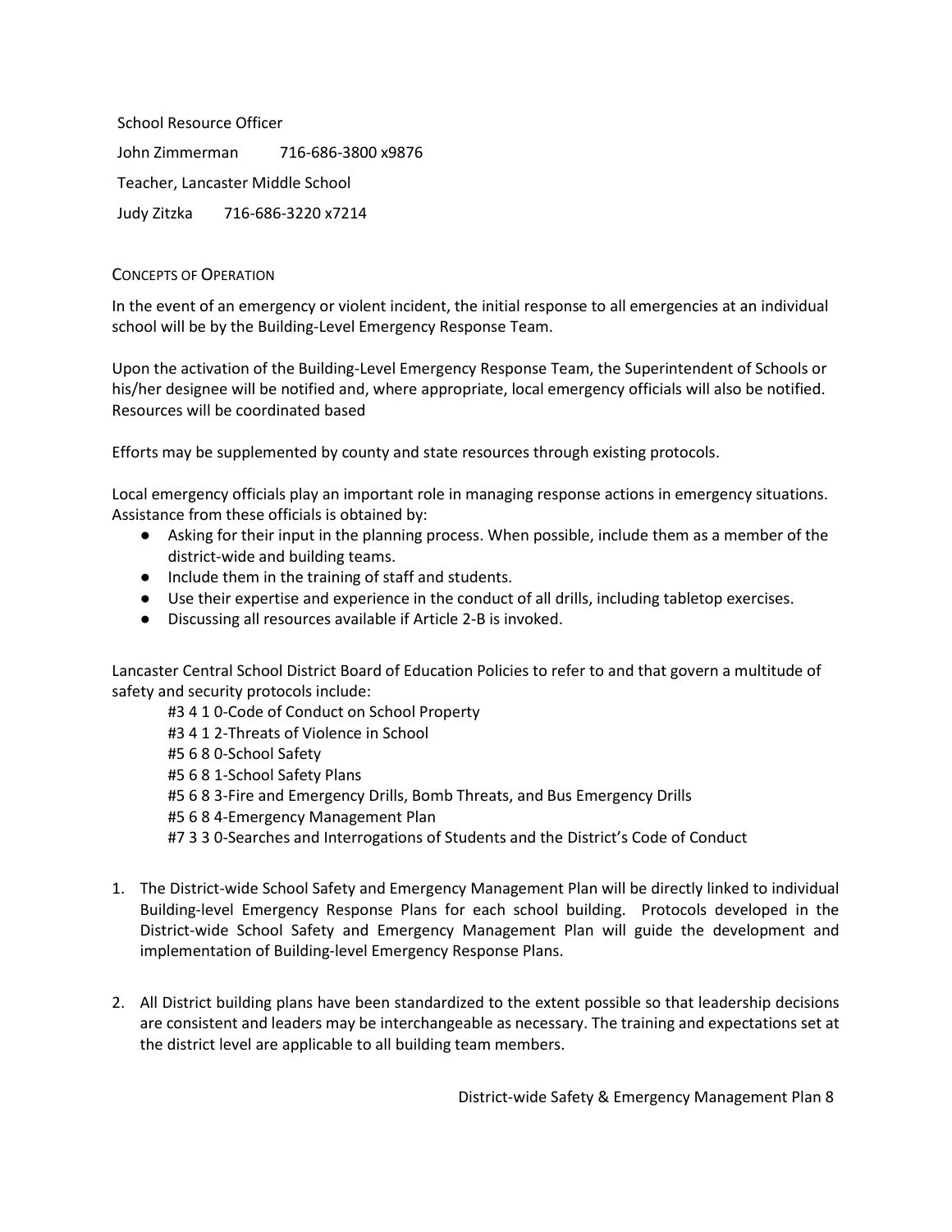School Resource Officer

John Zimmerman 716-686-3800 x9876

Teacher, Lancaster Middle School

Judy Zitzka 716-686-3220 x7214

## Concepts of Operation

In the event of an emergency or violent incident, the initial response to all emergencies at an individual school will be by the Building-Level Emergency Response Team.

Upon the activation of the Building-Level Emergency Response Team, the Superintendent of Schools or his/her designee will be notified and, where appropriate, local emergency officials will also be notified. Resources will be coordinated based

Efforts may be supplemented by county and state resources through existing protocols.

Local emergency officials play an important role in managing response actions in emergency situations. Assistance from these officials is obtained by:

- Asking for their input in the planning process. When possible, include them as a member of the district-wide and building teams.
- Include them in the training of staff and students.
- Use their expertise and experience in the conduct of all drills, including tabletop exercises.
- Discussing all resources available if Article 2-B is invoked.

Lancaster Central School District Board of Education Policies to refer to and that govern a multitude of safety and security protocols include:

#3 4 1 0-Code of Conduct on School Property
#3 4 1 2-Threats of Violence in School
#5 6 8 0-School Safety
#5 6 8 1-School Safety Plans
#5 6 8 3-Fire and Emergency Drills, Bomb Threats, and Bus Emergency Drills
#5 6 8 4-Emergency Management Plan
#7 3 3 0-Searches and Interrogations of Students and the District's Code of Conduct

1. The District-wide School Safety and Emergency Management Plan will be directly linked to individual Building-level Emergency Response Plans for each school building. Protocols developed in the District-wide School Safety and Emergency Management Plan will guide the development and implementation of Building-level Emergency Response Plans.

2. All District building plans have been standardized to the extent possible so that leadership decisions are consistent and leaders may be interchangeable as necessary. The training and expectations set at the district level are applicable to all building team members.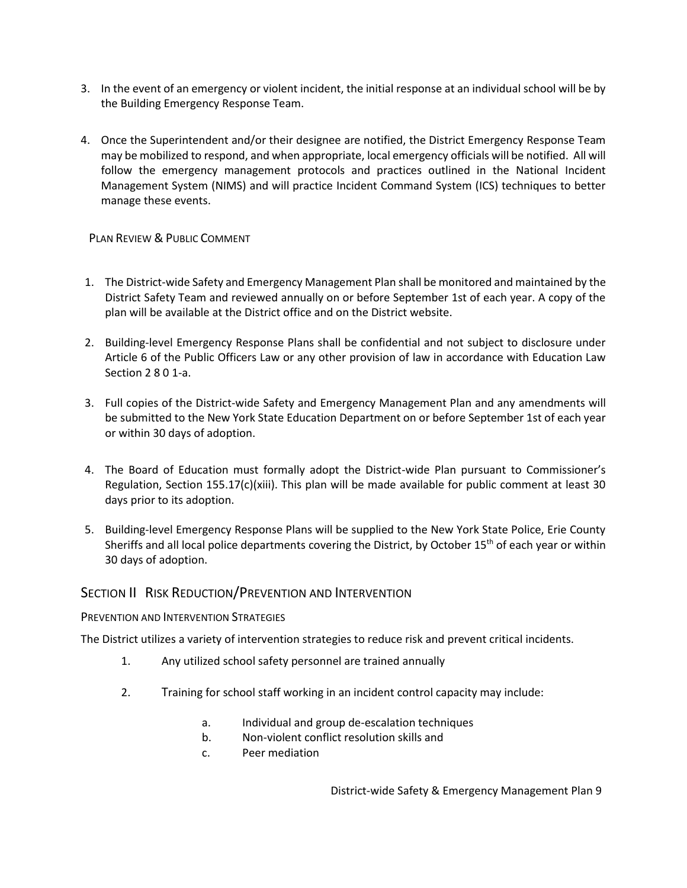3. In the event of an emergency or violent incident, the initial response at an individual school will be by the Building Emergency Response Team.

4. Once the Superintendent and/or their designee are notified, the District Emergency Response Team may be mobilized to respond, and when appropriate, local emergency officials will be notified. All will follow the emergency management protocols and practices outlined in the National Incident Management System (NIMS) and will practice Incident Command System (ICS) techniques to better manage these events.

### Plan Review & Public Comment

1. The District-wide Safety and Emergency Management Plan shall be monitored and maintained by the District Safety Team and reviewed annually on or before September 1st of each year. A copy of the plan will be available at the District office and on the District website.

2. Building-level Emergency Response Plans shall be confidential and not subject to disclosure under Article 6 of the Public Officers Law or any other provision of law in accordance with Education Law Section 2 8 0 1-a.

3. Full copies of the District-wide Safety and Emergency Management Plan and any amendments will be submitted to the New York State Education Department on or before September 1st of each year or within 30 days of adoption.

4. The Board of Education must formally adopt the District-wide Plan pursuant to Commissioner's Regulation, Section 155.17(c)(xiii). This plan will be made available for public comment at least 30 days prior to its adoption.

5. Building-level Emergency Response Plans will be supplied to the New York State Police, Erie County Sheriffs and all local police departments covering the District, by October 15th of each year or within 30 days of adoption.

## Section II Risk Reduction/Prevention and Intervention

### Prevention and Intervention Strategies

The District utilizes a variety of intervention strategies to reduce risk and prevent critical incidents.

1. Any utilized school safety personnel are trained annually

2. Training for school staff working in an incident control capacity may include:

    a. Individual and group de-escalation techniques
    b. Non-violent conflict resolution skills and
    c. Peer mediation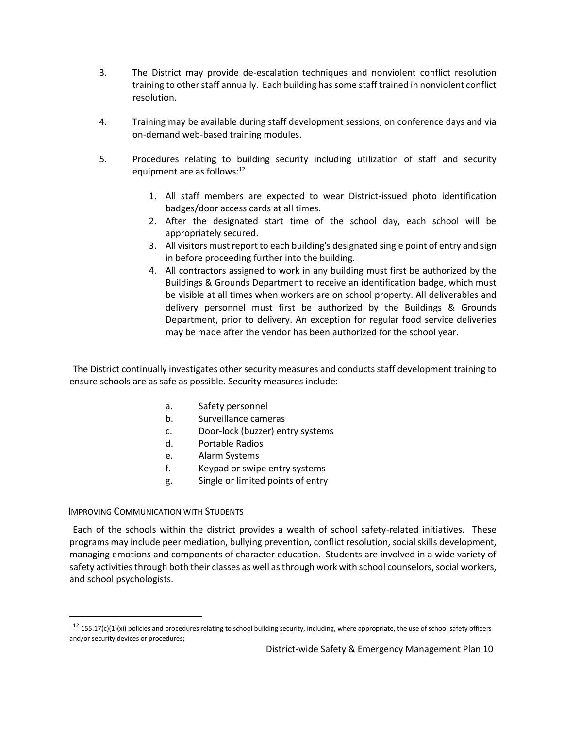3. The District may provide de-escalation techniques and nonviolent conflict resolution training to other staff annually. Each building has some staff trained in nonviolent conflict resolution.

4. Training may be available during staff development sessions, on conference days and via on-demand web-based training modules.

5. Procedures relating to building security including utilization of staff and security equipment are as follows:[12]

    1. All staff members are expected to wear District-issued photo identification badges/door access cards at all times.
    2. After the designated start time of the school day, each school will be appropriately secured.
    3. All visitors must report to each building's designated single point of entry and sign in before proceeding further into the building.
    4. All contractors assigned to work in any building must first be authorized by the Buildings & Grounds Department to receive an identification badge, which must be visible at all times when workers are on school property. All deliverables and delivery personnel must first be authorized by the Buildings & Grounds Department, prior to delivery. An exception for regular food service deliveries may be made after the vendor has been authorized for the school year.

The District continually investigates other security measures and conducts staff development training to ensure schools are as safe as possible. Security measures include:

a. Safety personnel
b. Surveillance cameras
c. Door-lock (buzzer) entry systems
d. Portable Radios
e. Alarm Systems
f. Keypad or swipe entry systems
g. Single or limited points of entry

## Improving Communication with Students

Each of the schools within the district provides a wealth of school safety-related initiatives. These programs may include peer mediation, bullying prevention, conflict resolution, social skills development, managing emotions and components of character education. Students are involved in a wide variety of safety activities through both their classes as well as through work with school counselors, social workers, and school psychologists.

---

[12] 155.17(c)(1)(xi) policies and procedures relating to school building security, including, where appropriate, the use of school safety officers and/or security devices or procedures;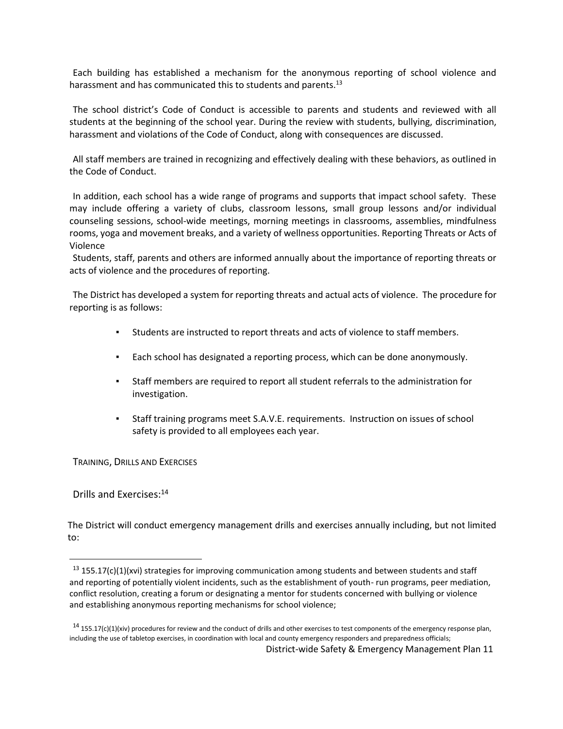Each building has established a mechanism for the anonymous reporting of school violence and harassment and has communicated this to students and parents.[13]

The school district's Code of Conduct is accessible to parents and students and reviewed with all students at the beginning of the school year. During the review with students, bullying, discrimination, harassment and violations of the Code of Conduct, along with consequences are discussed.

All staff members are trained in recognizing and effectively dealing with these behaviors, as outlined in the Code of Conduct.

In addition, each school has a wide range of programs and supports that impact school safety. These may include offering a variety of clubs, classroom lessons, small group lessons and/or individual counseling sessions, school-wide meetings, morning meetings in classrooms, assemblies, mindfulness rooms, yoga and movement breaks, and a variety of wellness opportunities. Reporting Threats or Acts of Violence

Students, staff, parents and others are informed annually about the importance of reporting threats or acts of violence and the procedures of reporting.

The District has developed a system for reporting threats and actual acts of violence. The procedure for reporting is as follows:

- Students are instructed to report threats and acts of violence to staff members.
- Each school has designated a reporting process, which can be done anonymously.
- Staff members are required to report all student referrals to the administration for investigation.
- Staff training programs meet S.A.V.E. requirements. Instruction on issues of school safety is provided to all employees each year.

## Training, Drills and Exercises

### Drills and Exercises:[14]

The District will conduct emergency management drills and exercises annually including, but not limited to:

---

[13] 155.17(c)(1)(xvi) strategies for improving communication among students and between students and staff and reporting of potentially violent incidents, such as the establishment of youth- run programs, peer mediation, conflict resolution, creating a forum or designating a mentor for students concerned with bullying or violence and establishing anonymous reporting mechanisms for school violence;

[14] 155.17(c)(1)(xiv) procedures for review and the conduct of drills and other exercises to test components of the emergency response plan, including the use of tabletop exercises, in coordination with local and county emergency responders and preparedness officials;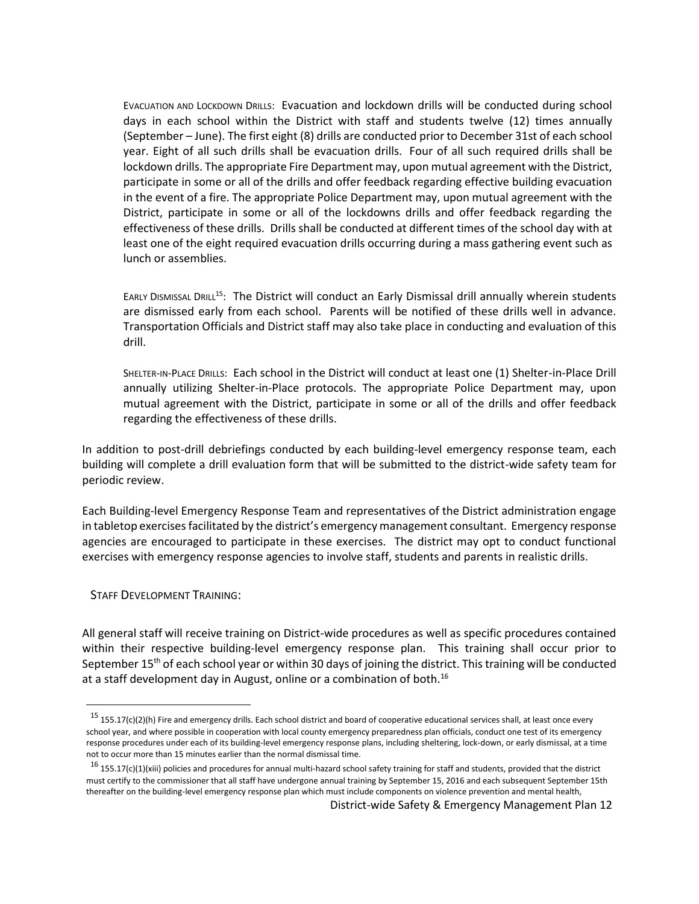EVACUATION AND LOCKDOWN DRILLS: Evacuation and lockdown drills will be conducted during school days in each school within the District with staff and students twelve (12) times annually (September – June). The first eight (8) drills are conducted prior to December 31st of each school year. Eight of all such drills shall be evacuation drills. Four of all such required drills shall be lockdown drills. The appropriate Fire Department may, upon mutual agreement with the District, participate in some or all of the drills and offer feedback regarding effective building evacuation in the event of a fire. The appropriate Police Department may, upon mutual agreement with the District, participate in some or all of the lockdowns drills and offer feedback regarding the effectiveness of these drills. Drills shall be conducted at different times of the school day with at least one of the eight required evacuation drills occurring during a mass gathering event such as lunch or assemblies.

EARLY DISMISSAL DRILL[15]: The District will conduct an Early Dismissal drill annually wherein students are dismissed early from each school. Parents will be notified of these drills well in advance. Transportation Officials and District staff may also take place in conducting and evaluation of this drill.

SHELTER-IN-PLACE DRILLS: Each school in the District will conduct at least one (1) Shelter-in-Place Drill annually utilizing Shelter-in-Place protocols. The appropriate Police Department may, upon mutual agreement with the District, participate in some or all of the drills and offer feedback regarding the effectiveness of these drills.

In addition to post-drill debriefings conducted by each building-level emergency response team, each building will complete a drill evaluation form that will be submitted to the district-wide safety team for periodic review.

Each Building-level Emergency Response Team and representatives of the District administration engage in tabletop exercises facilitated by the district's emergency management consultant. Emergency response agencies are encouraged to participate in these exercises. The district may opt to conduct functional exercises with emergency response agencies to involve staff, students and parents in realistic drills.

STAFF DEVELOPMENT TRAINING:

All general staff will receive training on District-wide procedures as well as specific procedures contained within their respective building-level emergency response plan. This training shall occur prior to September 15th of each school year or within 30 days of joining the district. This training will be conducted at a staff development day in August, online or a combination of both.[16]

---

[15] 155.17(c)(2)(h) Fire and emergency drills. Each school district and board of cooperative educational services shall, at least once every school year, and where possible in cooperation with local county emergency preparedness plan officials, conduct one test of its emergency response procedures under each of its building-level emergency response plans, including sheltering, lock-down, or early dismissal, at a time not to occur more than 15 minutes earlier than the normal dismissal time.

[16] 155.17(c)(1)(xiii) policies and procedures for annual multi-hazard school safety training for staff and students, provided that the district must certify to the commissioner that all staff have undergone annual training by September 15, 2016 and each subsequent September 15th thereafter on the building-level emergency response plan which must include components on violence prevention and mental health,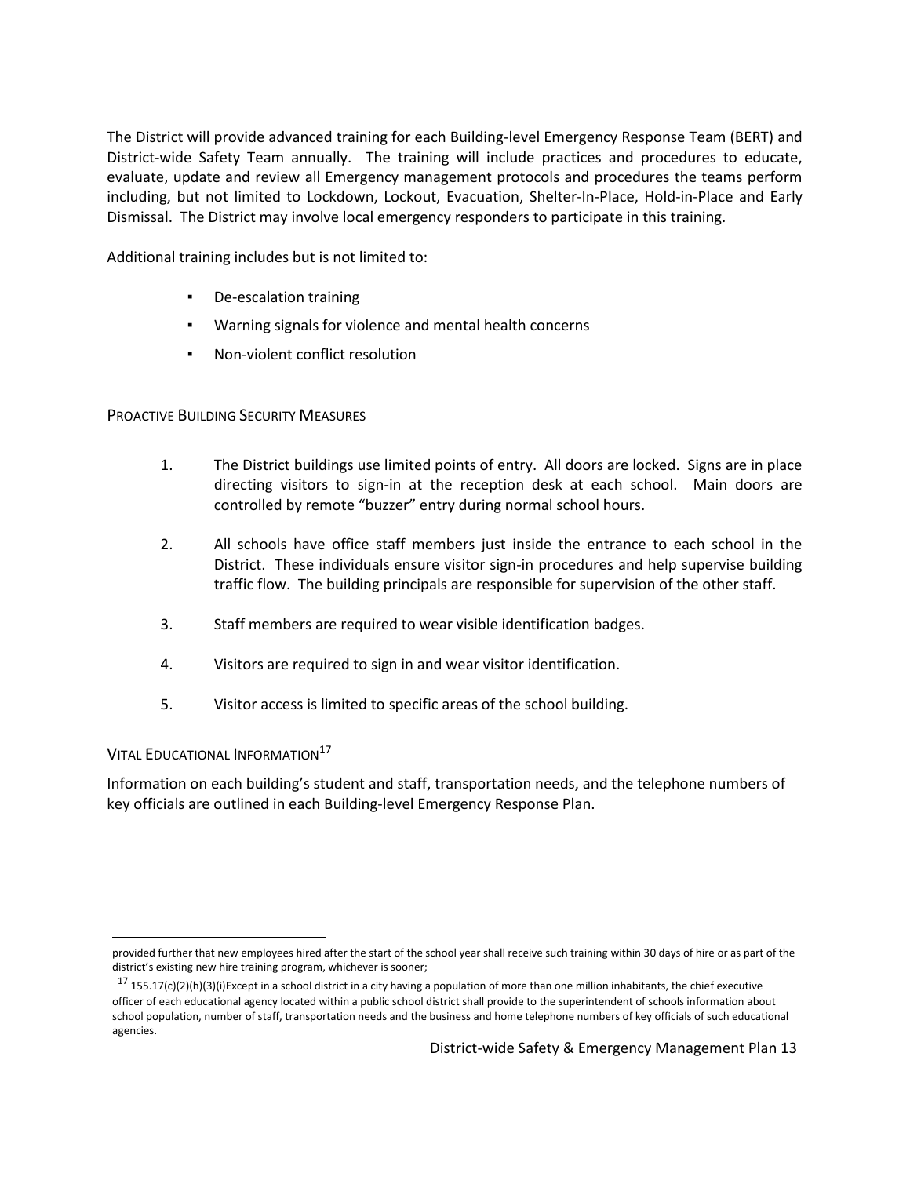The District will provide advanced training for each Building-level Emergency Response Team (BERT) and District-wide Safety Team annually. The training will include practices and procedures to educate, evaluate, update and review all Emergency management protocols and procedures the teams perform including, but not limited to Lockdown, Lockout, Evacuation, Shelter-In-Place, Hold-in-Place and Early Dismissal. The District may involve local emergency responders to participate in this training.

Additional training includes but is not limited to:

- De-escalation training
- Warning signals for violence and mental health concerns
- Non-violent conflict resolution

### Proactive Building Security Measures

1. The District buildings use limited points of entry. All doors are locked. Signs are in place directing visitors to sign-in at the reception desk at each school. Main doors are controlled by remote "buzzer" entry during normal school hours.
2. All schools have office staff members just inside the entrance to each school in the District. These individuals ensure visitor sign-in procedures and help supervise building traffic flow. The building principals are responsible for supervision of the other staff.
3. Staff members are required to wear visible identification badges.
4. Visitors are required to sign in and wear visitor identification.
5. Visitor access is limited to specific areas of the school building.

### Vital Educational Information[17]

Information on each building's student and staff, transportation needs, and the telephone numbers of key officials are outlined in each Building-level Emergency Response Plan.

---

provided further that new employees hired after the start of the school year shall receive such training within 30 days of hire or as part of the district's existing new hire training program, whichever is sooner;

[17] 155.17(c)(2)(h)(3)(i)Except in a school district in a city having a population of more than one million inhabitants, the chief executive officer of each educational agency located within a public school district shall provide to the superintendent of schools information about school population, number of staff, transportation needs and the business and home telephone numbers of key officials of such educational agencies.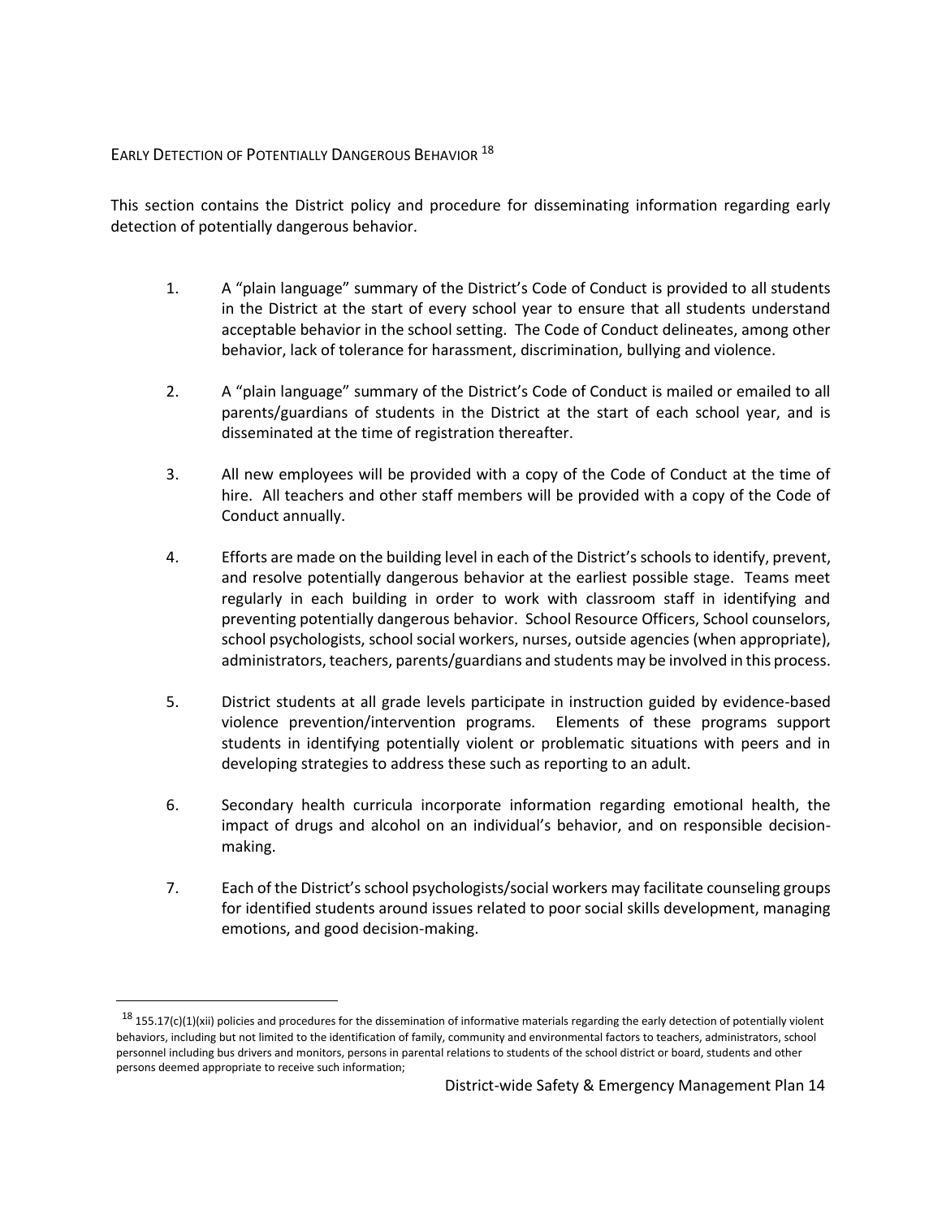## Early Detection of Potentially Dangerous Behavior [18]

This section contains the District policy and procedure for disseminating information regarding early detection of potentially dangerous behavior.

1. A "plain language" summary of the District's Code of Conduct is provided to all students in the District at the start of every school year to ensure that all students understand acceptable behavior in the school setting. The Code of Conduct delineates, among other behavior, lack of tolerance for harassment, discrimination, bullying and violence.

2. A "plain language" summary of the District's Code of Conduct is mailed or emailed to all parents/guardians of students in the District at the start of each school year, and is disseminated at the time of registration thereafter.

3. All new employees will be provided with a copy of the Code of Conduct at the time of hire. All teachers and other staff members will be provided with a copy of the Code of Conduct annually.

4. Efforts are made on the building level in each of the District's schools to identify, prevent, and resolve potentially dangerous behavior at the earliest possible stage. Teams meet regularly in each building in order to work with classroom staff in identifying and preventing potentially dangerous behavior. School Resource Officers, School counselors, school psychologists, school social workers, nurses, outside agencies (when appropriate), administrators, teachers, parents/guardians and students may be involved in this process.

5. District students at all grade levels participate in instruction guided by evidence-based violence prevention/intervention programs. Elements of these programs support students in identifying potentially violent or problematic situations with peers and in developing strategies to address these such as reporting to an adult.

6. Secondary health curricula incorporate information regarding emotional health, the impact of drugs and alcohol on an individual's behavior, and on responsible decision-making.

7. Each of the District's school psychologists/social workers may facilitate counseling groups for identified students around issues related to poor social skills development, managing emotions, and good decision-making.

---

[18] 155.17(c)(1)(xii) policies and procedures for the dissemination of informative materials regarding the early detection of potentially violent behaviors, including but not limited to the identification of family, community and environmental factors to teachers, administrators, school personnel including bus drivers and monitors, persons in parental relations to students of the school district or board, students and other persons deemed appropriate to receive such information;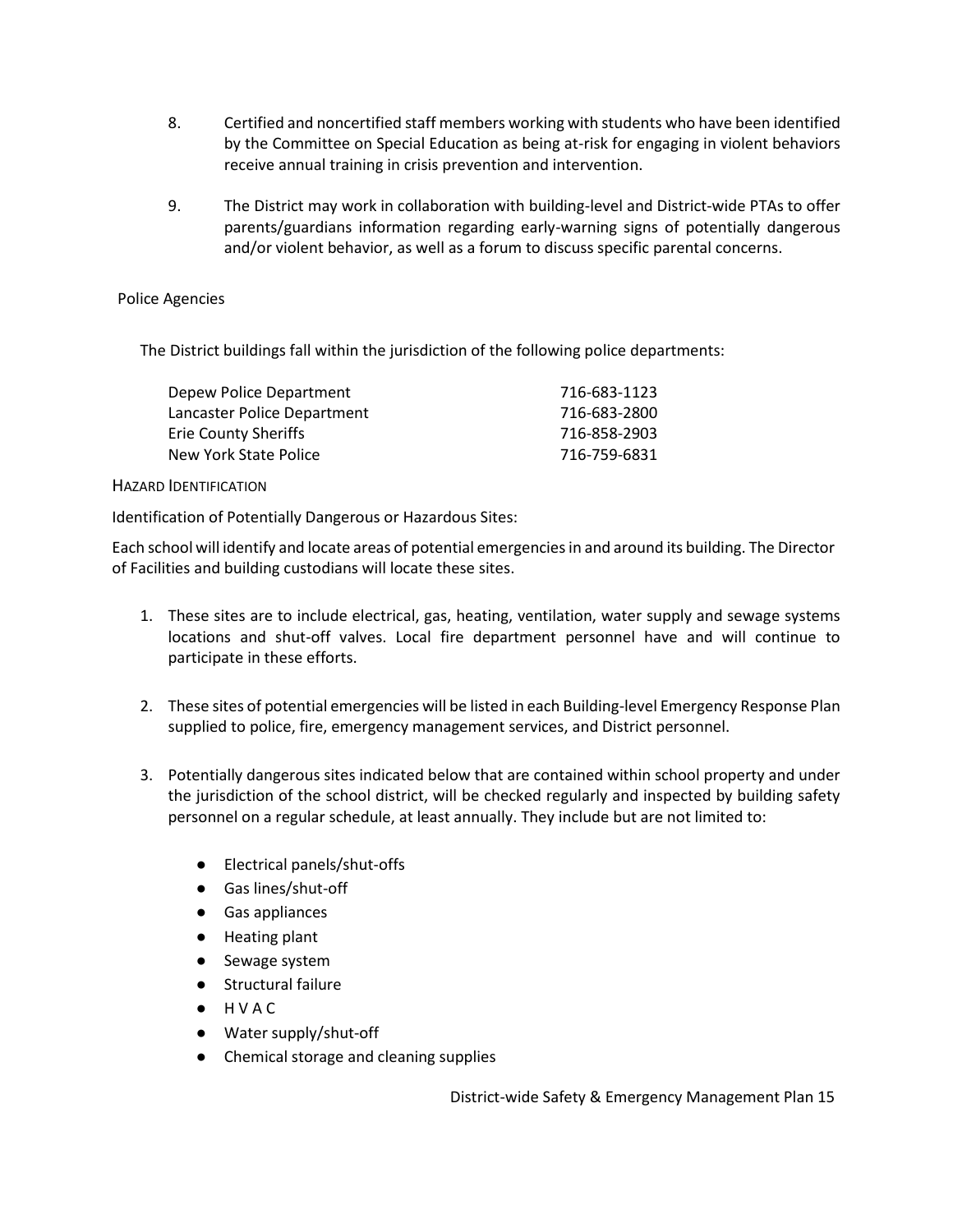8. Certified and noncertified staff members working with students who have been identified by the Committee on Special Education as being at-risk for engaging in violent behaviors receive annual training in crisis prevention and intervention.

9. The District may work in collaboration with building-level and District-wide PTAs to offer parents/guardians information regarding early-warning signs of potentially dangerous and/or violent behavior, as well as a forum to discuss specific parental concerns.

Police Agencies

The District buildings fall within the jurisdiction of the following police departments:

| | |
|---|---|
| Depew Police Department | 716-683-1123 |
| Lancaster Police Department | 716-683-2800 |
| Erie County Sheriffs | 716-858-2903 |
| New York State Police | 716-759-6831 |

## HAZARD IDENTIFICATION

Identification of Potentially Dangerous or Hazardous Sites:

Each school will identify and locate areas of potential emergencies in and around its building. The Director of Facilities and building custodians will locate these sites.

1. These sites are to include electrical, gas, heating, ventilation, water supply and sewage systems locations and shut-off valves. Local fire department personnel have and will continue to participate in these efforts.

2. These sites of potential emergencies will be listed in each Building-level Emergency Response Plan supplied to police, fire, emergency management services, and District personnel.

3. Potentially dangerous sites indicated below that are contained within school property and under the jurisdiction of the school district, will be checked regularly and inspected by building safety personnel on a regular schedule, at least annually. They include but are not limited to:

   - Electrical panels/shut-offs
   - Gas lines/shut-off
   - Gas appliances
   - Heating plant
   - Sewage system
   - Structural failure
   - H V A C
   - Water supply/shut-off
   - Chemical storage and cleaning supplies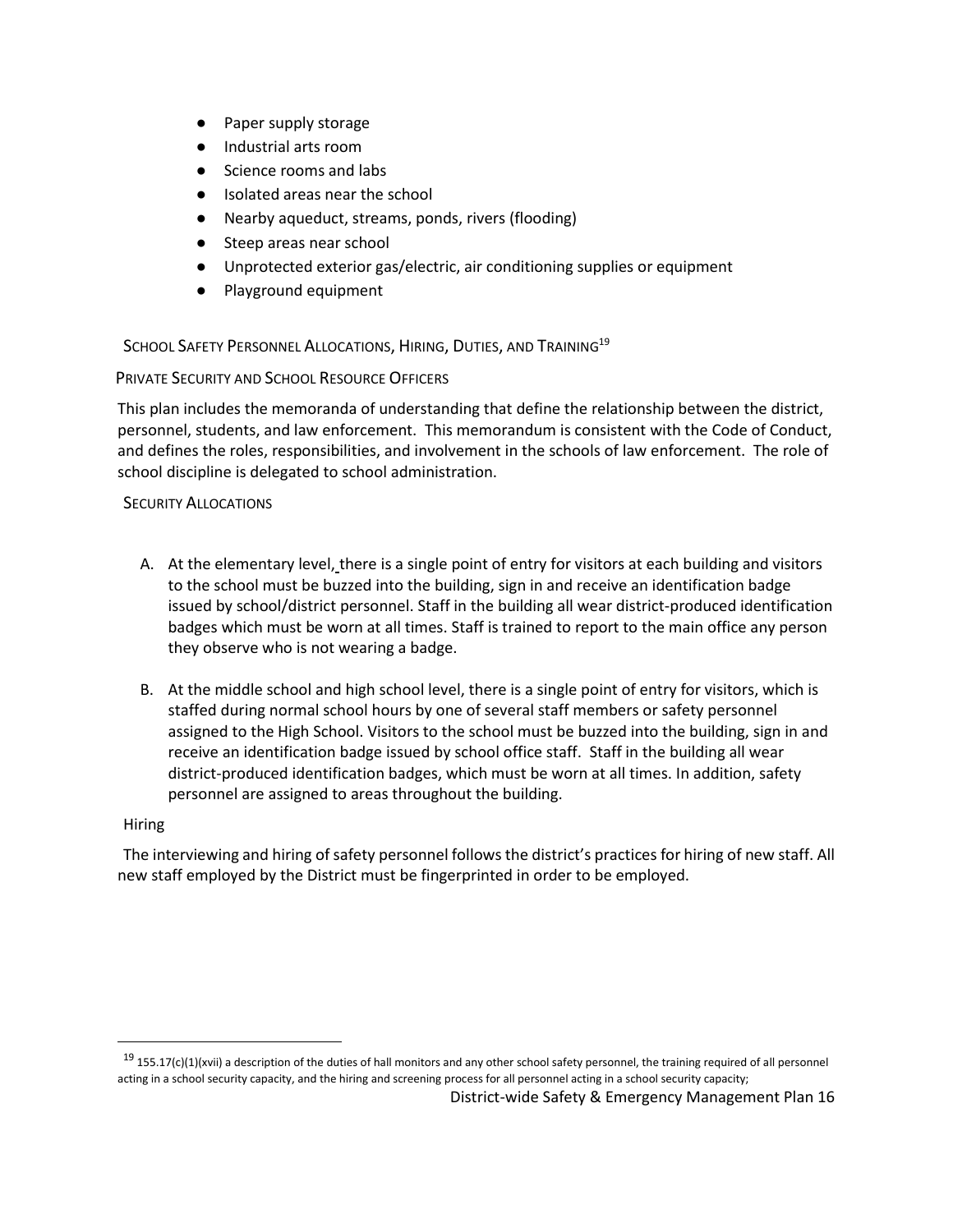- Paper supply storage
- Industrial arts room
- Science rooms and labs
- Isolated areas near the school
- Nearby aqueduct, streams, ponds, rivers (flooding)
- Steep areas near school
- Unprotected exterior gas/electric, air conditioning supplies or equipment
- Playground equipment

## School Safety Personnel Allocations, Hiring, Duties, and Training[19]

### Private Security and School Resource Officers

This plan includes the memoranda of understanding that define the relationship between the district, personnel, students, and law enforcement. This memorandum is consistent with the Code of Conduct, and defines the roles, responsibilities, and involvement in the schools of law enforcement. The role of school discipline is delegated to school administration.

### Security Allocations

A. At the elementary level, there is a single point of entry for visitors at each building and visitors to the school must be buzzed into the building, sign in and receive an identification badge issued by school/district personnel. Staff in the building all wear district-produced identification badges which must be worn at all times. Staff is trained to report to the main office any person they observe who is not wearing a badge.

B. At the middle school and high school level, there is a single point of entry for visitors, which is staffed during normal school hours by one of several staff members or safety personnel assigned to the High School. Visitors to the school must be buzzed into the building, sign in and receive an identification badge issued by school office staff. Staff in the building all wear district-produced identification badges, which must be worn at all times. In addition, safety personnel are assigned to areas throughout the building.

### Hiring

The interviewing and hiring of safety personnel follows the district's practices for hiring of new staff. All new staff employed by the District must be fingerprinted in order to be employed.

---

[19] 155.17(c)(1)(xvii) a description of the duties of hall monitors and any other school safety personnel, the training required of all personnel acting in a school security capacity, and the hiring and screening process for all personnel acting in a school security capacity;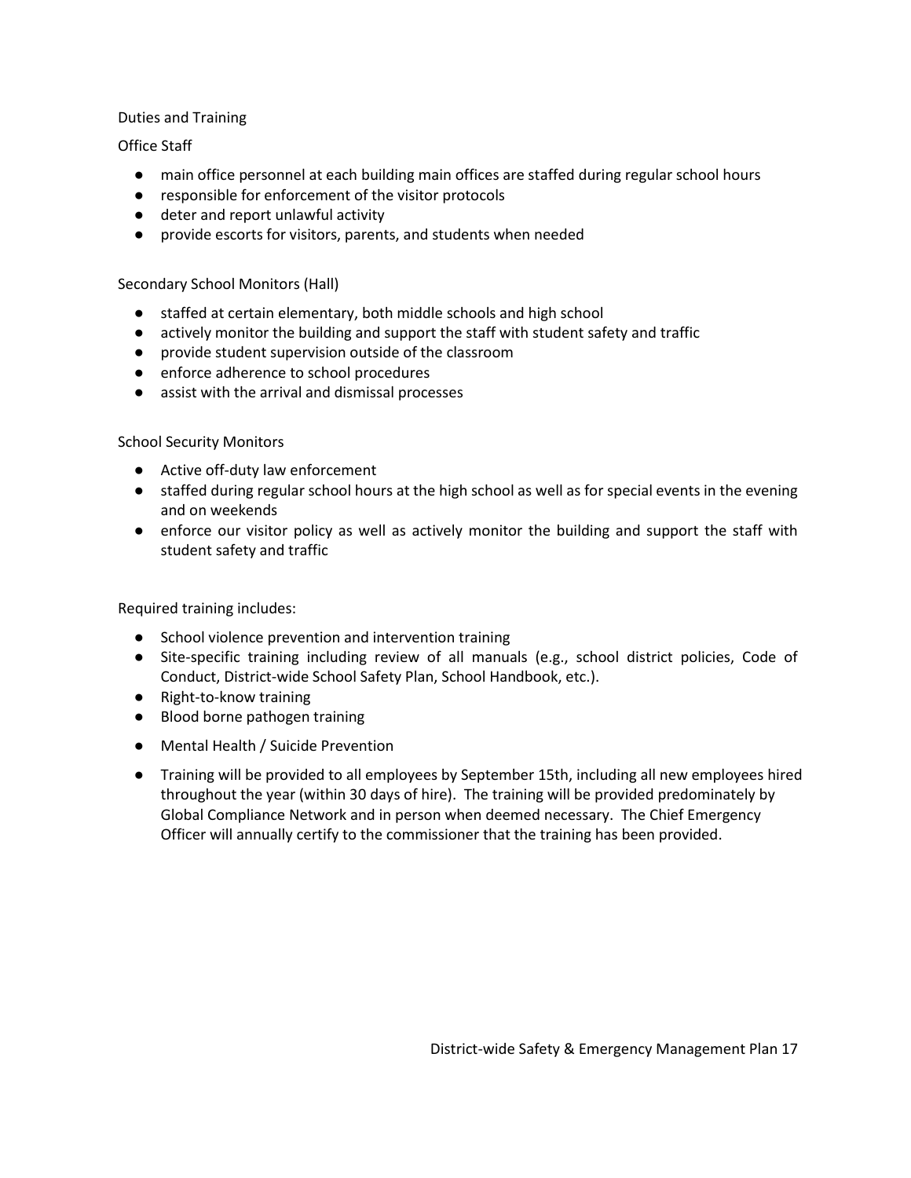Duties and Training

Office Staff

- main office personnel at each building main offices are staffed during regular school hours
- responsible for enforcement of the visitor protocols
- deter and report unlawful activity
- provide escorts for visitors, parents, and students when needed

Secondary School Monitors (Hall)

- staffed at certain elementary, both middle schools and high school
- actively monitor the building and support the staff with student safety and traffic
- provide student supervision outside of the classroom
- enforce adherence to school procedures
- assist with the arrival and dismissal processes

School Security Monitors

- Active off-duty law enforcement
- staffed during regular school hours at the high school as well as for special events in the evening and on weekends
- enforce our visitor policy as well as actively monitor the building and support the staff with student safety and traffic

Required training includes:

- School violence prevention and intervention training
- Site-specific training including review of all manuals (e.g., school district policies, Code of Conduct, District-wide School Safety Plan, School Handbook, etc.).
- Right-to-know training
- Blood borne pathogen training
- Mental Health / Suicide Prevention
- Training will be provided to all employees by September 15th, including all new employees hired throughout the year (within 30 days of hire). The training will be provided predominately by Global Compliance Network and in person when deemed necessary. The Chief Emergency Officer will annually certify to the commissioner that the training has been provided.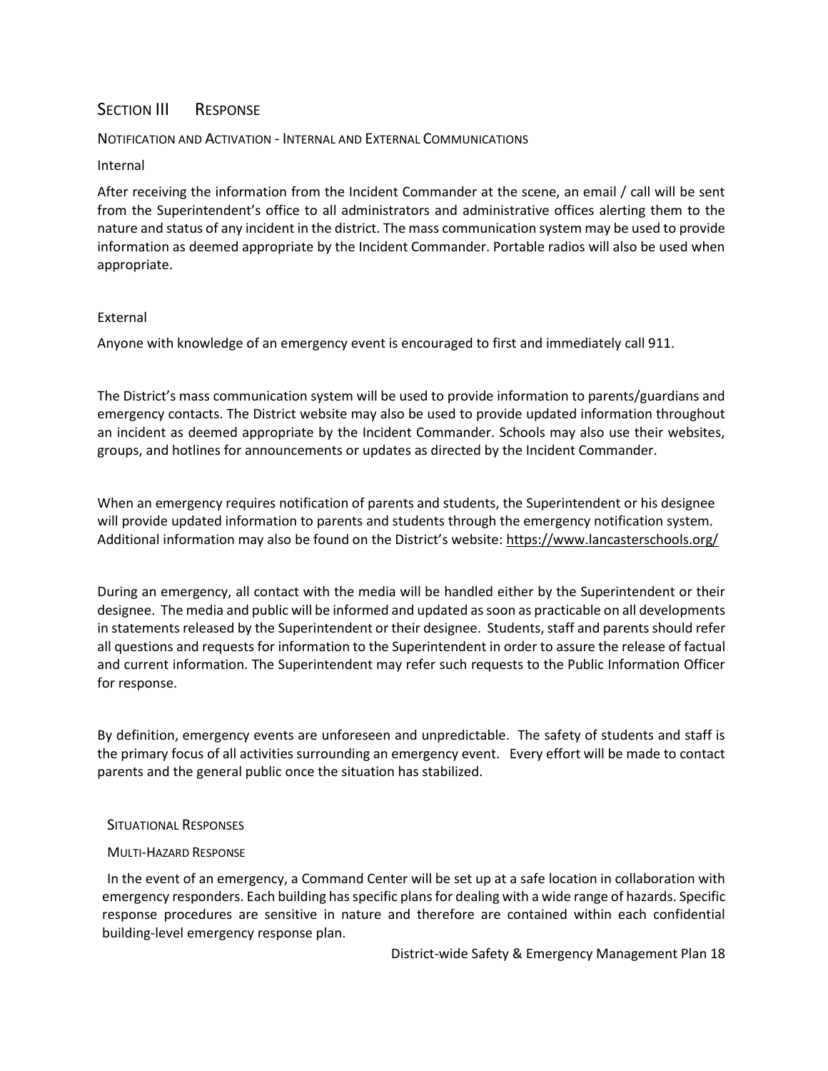## SECTION III RESPONSE

### NOTIFICATION AND ACTIVATION - INTERNAL AND EXTERNAL COMMUNICATIONS

Internal

After receiving the information from the Incident Commander at the scene, an email / call will be sent from the Superintendent's office to all administrators and administrative offices alerting them to the nature and status of any incident in the district. The mass communication system may be used to provide information as deemed appropriate by the Incident Commander. Portable radios will also be used when appropriate.

External

Anyone with knowledge of an emergency event is encouraged to first and immediately call 911.

The District's mass communication system will be used to provide information to parents/guardians and emergency contacts. The District website may also be used to provide updated information throughout an incident as deemed appropriate by the Incident Commander. Schools may also use their websites, groups, and hotlines for announcements or updates as directed by the Incident Commander.

When an emergency requires notification of parents and students, the Superintendent or his designee will provide updated information to parents and students through the emergency notification system. Additional information may also be found on the District's website: https://www.lancasterschools.org/

During an emergency, all contact with the media will be handled either by the Superintendent or their designee. The media and public will be informed and updated as soon as practicable on all developments in statements released by the Superintendent or their designee. Students, staff and parents should refer all questions and requests for information to the Superintendent in order to assure the release of factual and current information. The Superintendent may refer such requests to the Public Information Officer for response.

By definition, emergency events are unforeseen and unpredictable. The safety of students and staff is the primary focus of all activities surrounding an emergency event. Every effort will be made to contact parents and the general public once the situation has stabilized.

### SITUATIONAL RESPONSES

#### MULTI-HAZARD RESPONSE

In the event of an emergency, a Command Center will be set up at a safe location in collaboration with emergency responders. Each building has specific plans for dealing with a wide range of hazards. Specific response procedures are sensitive in nature and therefore are contained within each confidential building-level emergency response plan.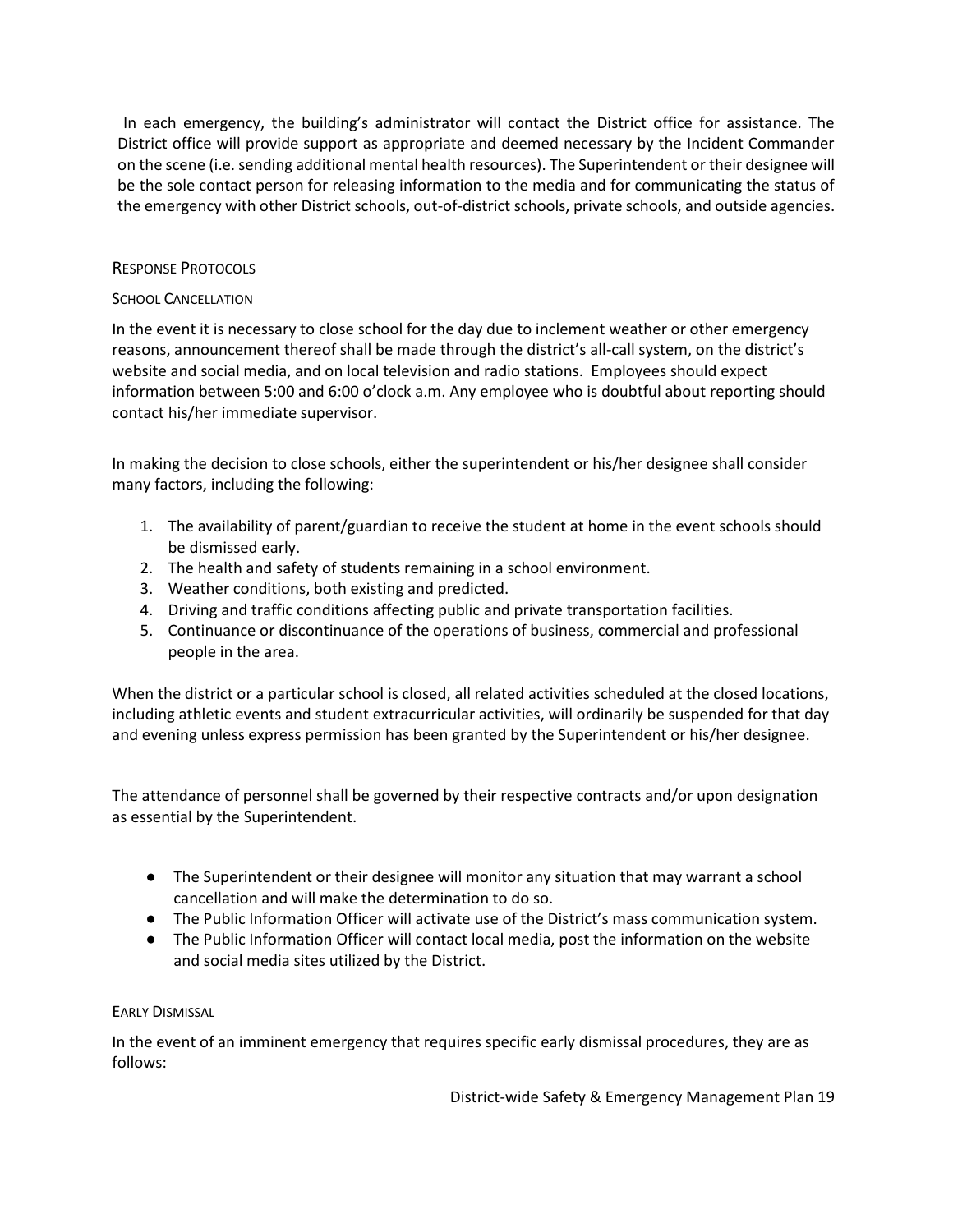In each emergency, the building's administrator will contact the District office for assistance. The District office will provide support as appropriate and deemed necessary by the Incident Commander on the scene (i.e. sending additional mental health resources). The Superintendent or their designee will be the sole contact person for releasing information to the media and for communicating the status of the emergency with other District schools, out-of-district schools, private schools, and outside agencies.

## Response Protocols

### School Cancellation

In the event it is necessary to close school for the day due to inclement weather or other emergency reasons, announcement thereof shall be made through the district's all-call system, on the district's website and social media, and on local television and radio stations. Employees should expect information between 5:00 and 6:00 o'clock a.m. Any employee who is doubtful about reporting should contact his/her immediate supervisor.

In making the decision to close schools, either the superintendent or his/her designee shall consider many factors, including the following:

1. The availability of parent/guardian to receive the student at home in the event schools should be dismissed early.
2. The health and safety of students remaining in a school environment.
3. Weather conditions, both existing and predicted.
4. Driving and traffic conditions affecting public and private transportation facilities.
5. Continuance or discontinuance of the operations of business, commercial and professional people in the area.

When the district or a particular school is closed, all related activities scheduled at the closed locations, including athletic events and student extracurricular activities, will ordinarily be suspended for that day and evening unless express permission has been granted by the Superintendent or his/her designee.

The attendance of personnel shall be governed by their respective contracts and/or upon designation as essential by the Superintendent.

- The Superintendent or their designee will monitor any situation that may warrant a school cancellation and will make the determination to do so.
- The Public Information Officer will activate use of the District's mass communication system.
- The Public Information Officer will contact local media, post the information on the website and social media sites utilized by the District.

### Early Dismissal

In the event of an imminent emergency that requires specific early dismissal procedures, they are as follows: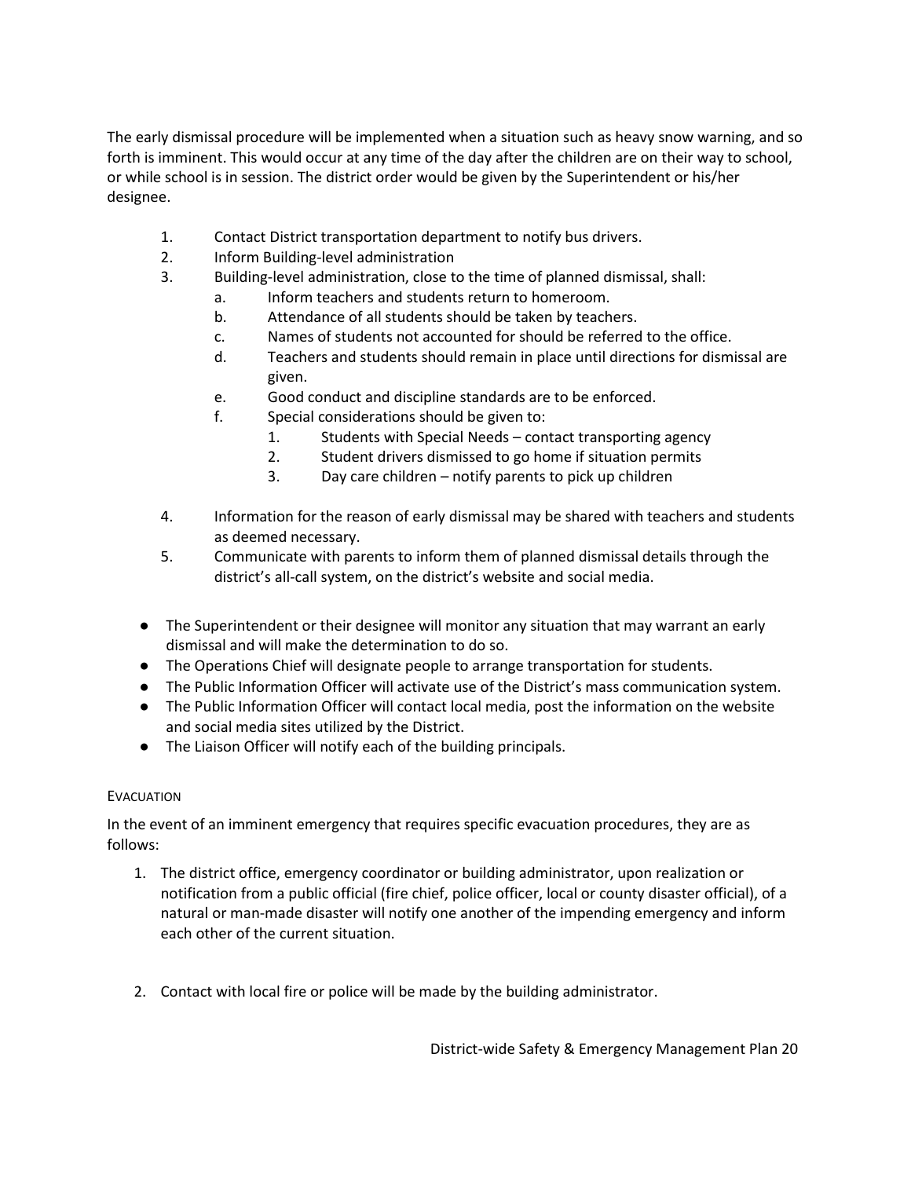The early dismissal procedure will be implemented when a situation such as heavy snow warning, and so forth is imminent. This would occur at any time of the day after the children are on their way to school, or while school is in session. The district order would be given by the Superintendent or his/her designee.

1. Contact District transportation department to notify bus drivers.
2. Inform Building-level administration
3. Building-level administration, close to the time of planned dismissal, shall:
   a. Inform teachers and students return to homeroom.
   b. Attendance of all students should be taken by teachers.
   c. Names of students not accounted for should be referred to the office.
   d. Teachers and students should remain in place until directions for dismissal are given.
   e. Good conduct and discipline standards are to be enforced.
   f. Special considerations should be given to:
      1. Students with Special Needs – contact transporting agency
      2. Student drivers dismissed to go home if situation permits
      3. Day care children – notify parents to pick up children
4. Information for the reason of early dismissal may be shared with teachers and students as deemed necessary.
5. Communicate with parents to inform them of planned dismissal details through the district's all-call system, on the district's website and social media.

- The Superintendent or their designee will monitor any situation that may warrant an early dismissal and will make the determination to do so.
- The Operations Chief will designate people to arrange transportation for students.
- The Public Information Officer will activate use of the District's mass communication system.
- The Public Information Officer will contact local media, post the information on the website and social media sites utilized by the District.
- The Liaison Officer will notify each of the building principals.

### Evacuation

In the event of an imminent emergency that requires specific evacuation procedures, they are as follows:

1. The district office, emergency coordinator or building administrator, upon realization or notification from a public official (fire chief, police officer, local or county disaster official), of a natural or man-made disaster will notify one another of the impending emergency and inform each other of the current situation.

2. Contact with local fire or police will be made by the building administrator.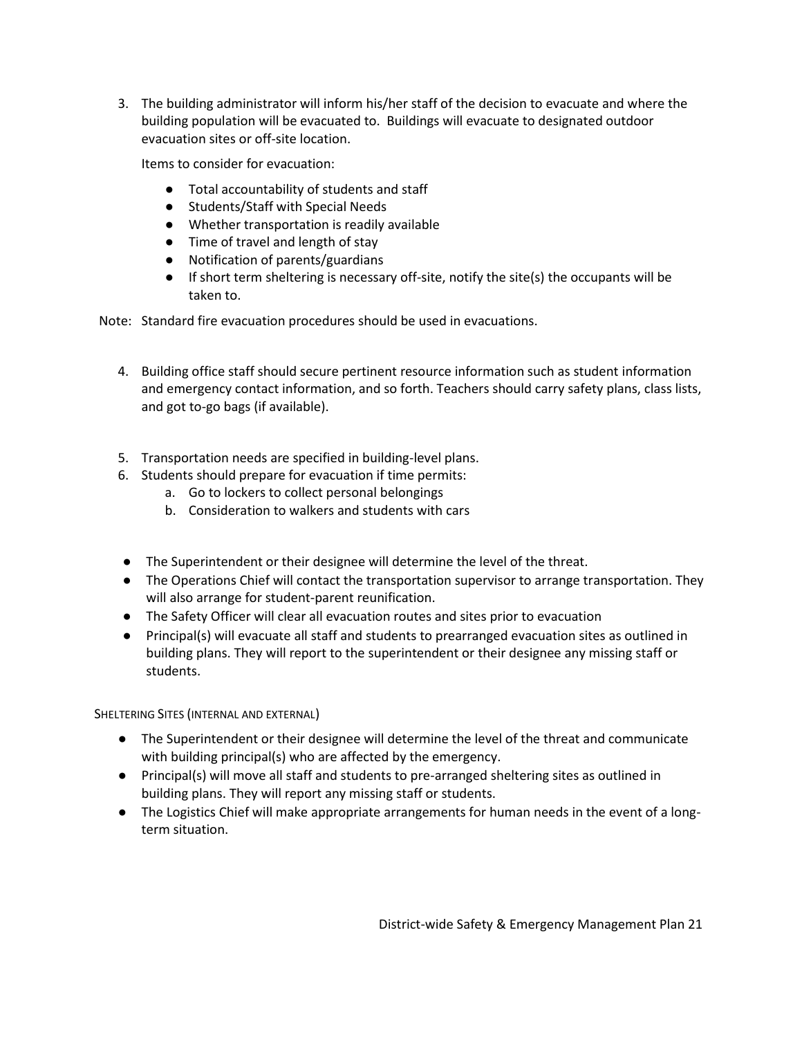3. The building administrator will inform his/her staff of the decision to evacuate and where the building population will be evacuated to. Buildings will evacuate to designated outdoor evacuation sites or off-site location.

   Items to consider for evacuation:

   - Total accountability of students and staff
   - Students/Staff with Special Needs
   - Whether transportation is readily available
   - Time of travel and length of stay
   - Notification of parents/guardians
   - If short term sheltering is necessary off-site, notify the site(s) the occupants will be taken to.

Note: Standard fire evacuation procedures should be used in evacuations.

4. Building office staff should secure pertinent resource information such as student information and emergency contact information, and so forth. Teachers should carry safety plans, class lists, and got to-go bags (if available).

5. Transportation needs are specified in building-level plans.
6. Students should prepare for evacuation if time permits:
   a. Go to lockers to collect personal belongings
   b. Consideration to walkers and students with cars

- The Superintendent or their designee will determine the level of the threat.
- The Operations Chief will contact the transportation supervisor to arrange transportation. They will also arrange for student-parent reunification.
- The Safety Officer will clear all evacuation routes and sites prior to evacuation
- Principal(s) will evacuate all staff and students to prearranged evacuation sites as outlined in building plans. They will report to the superintendent or their designee any missing staff or students.

### Sheltering Sites (internal and external)

- The Superintendent or their designee will determine the level of the threat and communicate with building principal(s) who are affected by the emergency.
- Principal(s) will move all staff and students to pre-arranged sheltering sites as outlined in building plans. They will report any missing staff or students.
- The Logistics Chief will make appropriate arrangements for human needs in the event of a long-term situation.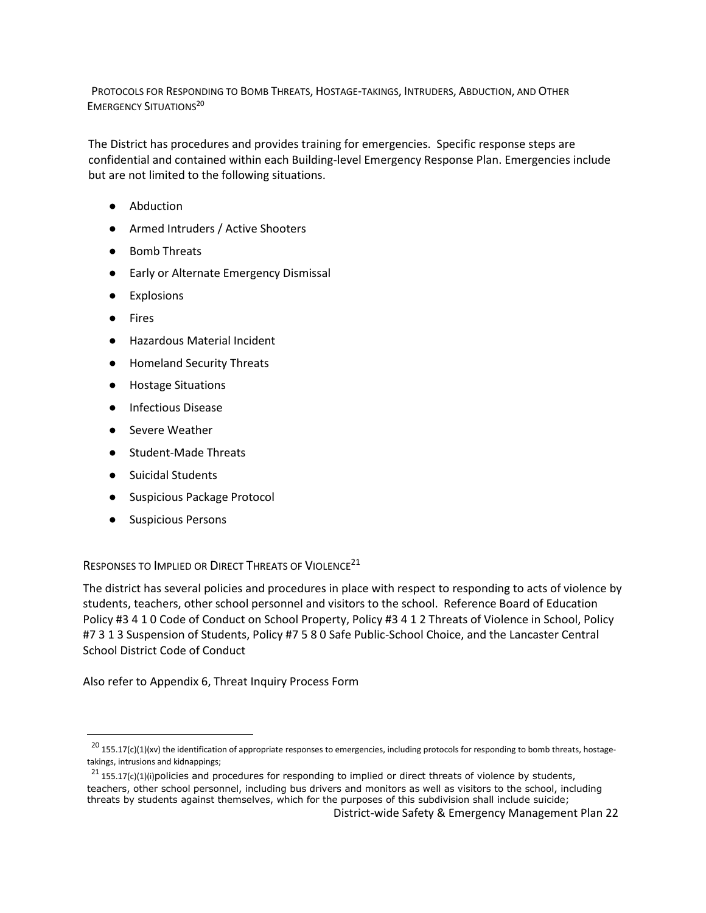## Protocols for Responding to Bomb Threats, Hostage-takings, Intruders, Abduction, and Other Emergency Situations[20]

The District has procedures and provides training for emergencies. Specific response steps are confidential and contained within each Building-level Emergency Response Plan. Emergencies include but are not limited to the following situations.

- Abduction
- Armed Intruders / Active Shooters
- Bomb Threats
- Early or Alternate Emergency Dismissal
- Explosions
- Fires
- Hazardous Material Incident
- Homeland Security Threats
- Hostage Situations
- Infectious Disease
- Severe Weather
- Student-Made Threats
- Suicidal Students
- Suspicious Package Protocol
- Suspicious Persons

## Responses to Implied or Direct Threats of Violence[21]

The district has several policies and procedures in place with respect to responding to acts of violence by students, teachers, other school personnel and visitors to the school. Reference Board of Education Policy #3 4 1 0 Code of Conduct on School Property, Policy #3 4 1 2 Threats of Violence in School, Policy #7 3 1 3 Suspension of Students, Policy #7 5 8 0 Safe Public-School Choice, and the Lancaster Central School District Code of Conduct

Also refer to Appendix 6, Threat Inquiry Process Form

[20] 155.17(c)(1)(xv) the identification of appropriate responses to emergencies, including protocols for responding to bomb threats, hostage-takings, intrusions and kidnappings;

[21] 155.17(c)(1)(i)policies and procedures for responding to implied or direct threats of violence by students, teachers, other school personnel, including bus drivers and monitors as well as visitors to the school, including threats by students against themselves, which for the purposes of this subdivision shall include suicide;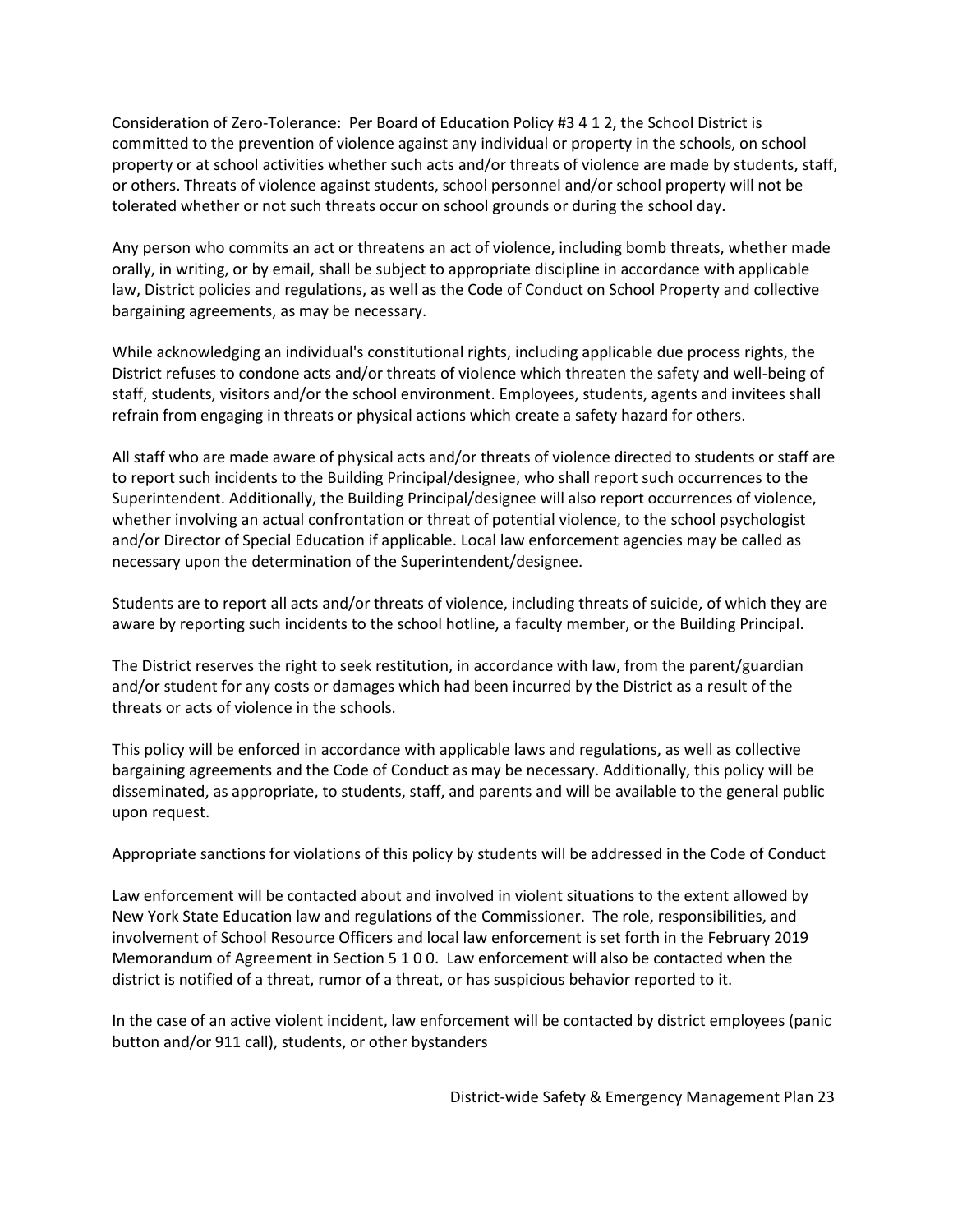Consideration of Zero-Tolerance: Per Board of Education Policy #3 4 1 2, the School District is committed to the prevention of violence against any individual or property in the schools, on school property or at school activities whether such acts and/or threats of violence are made by students, staff, or others. Threats of violence against students, school personnel and/or school property will not be tolerated whether or not such threats occur on school grounds or during the school day.

Any person who commits an act or threatens an act of violence, including bomb threats, whether made orally, in writing, or by email, shall be subject to appropriate discipline in accordance with applicable law, District policies and regulations, as well as the Code of Conduct on School Property and collective bargaining agreements, as may be necessary.

While acknowledging an individual's constitutional rights, including applicable due process rights, the District refuses to condone acts and/or threats of violence which threaten the safety and well-being of staff, students, visitors and/or the school environment. Employees, students, agents and invitees shall refrain from engaging in threats or physical actions which create a safety hazard for others.

All staff who are made aware of physical acts and/or threats of violence directed to students or staff are to report such incidents to the Building Principal/designee, who shall report such occurrences to the Superintendent. Additionally, the Building Principal/designee will also report occurrences of violence, whether involving an actual confrontation or threat of potential violence, to the school psychologist and/or Director of Special Education if applicable. Local law enforcement agencies may be called as necessary upon the determination of the Superintendent/designee.

Students are to report all acts and/or threats of violence, including threats of suicide, of which they are aware by reporting such incidents to the school hotline, a faculty member, or the Building Principal.

The District reserves the right to seek restitution, in accordance with law, from the parent/guardian and/or student for any costs or damages which had been incurred by the District as a result of the threats or acts of violence in the schools.

This policy will be enforced in accordance with applicable laws and regulations, as well as collective bargaining agreements and the Code of Conduct as may be necessary. Additionally, this policy will be disseminated, as appropriate, to students, staff, and parents and will be available to the general public upon request.

Appropriate sanctions for violations of this policy by students will be addressed in the Code of Conduct

Law enforcement will be contacted about and involved in violent situations to the extent allowed by New York State Education law and regulations of the Commissioner. The role, responsibilities, and involvement of School Resource Officers and local law enforcement is set forth in the February 2019 Memorandum of Agreement in Section 5 1 0 0. Law enforcement will also be contacted when the district is notified of a threat, rumor of a threat, or has suspicious behavior reported to it.

In the case of an active violent incident, law enforcement will be contacted by district employees (panic button and/or 911 call), students, or other bystanders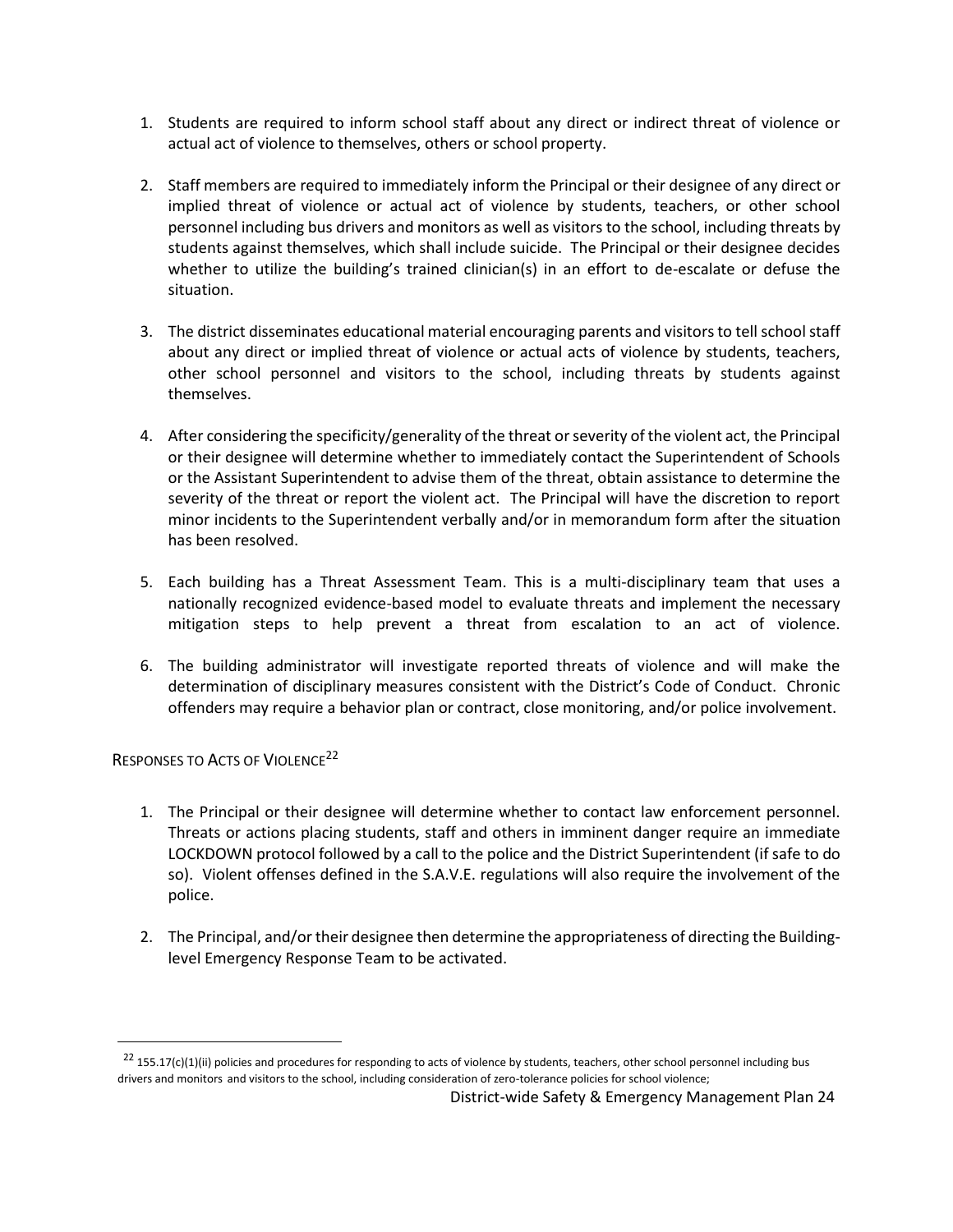1. Students are required to inform school staff about any direct or indirect threat of violence or actual act of violence to themselves, others or school property.

2. Staff members are required to immediately inform the Principal or their designee of any direct or implied threat of violence or actual act of violence by students, teachers, or other school personnel including bus drivers and monitors as well as visitors to the school, including threats by students against themselves, which shall include suicide. The Principal or their designee decides whether to utilize the building's trained clinician(s) in an effort to de-escalate or defuse the situation.

3. The district disseminates educational material encouraging parents and visitors to tell school staff about any direct or implied threat of violence or actual acts of violence by students, teachers, other school personnel and visitors to the school, including threats by students against themselves.

4. After considering the specificity/generality of the threat or severity of the violent act, the Principal or their designee will determine whether to immediately contact the Superintendent of Schools or the Assistant Superintendent to advise them of the threat, obtain assistance to determine the severity of the threat or report the violent act. The Principal will have the discretion to report minor incidents to the Superintendent verbally and/or in memorandum form after the situation has been resolved.

5. Each building has a Threat Assessment Team. This is a multi-disciplinary team that uses a nationally recognized evidence-based model to evaluate threats and implement the necessary mitigation steps to help prevent a threat from escalation to an act of violence.

6. The building administrator will investigate reported threats of violence and will make the determination of disciplinary measures consistent with the District's Code of Conduct. Chronic offenders may require a behavior plan or contract, close monitoring, and/or police involvement.

### Responses to Acts of Violence[22]

1. The Principal or their designee will determine whether to contact law enforcement personnel. Threats or actions placing students, staff and others in imminent danger require an immediate LOCKDOWN protocol followed by a call to the police and the District Superintendent (if safe to do so). Violent offenses defined in the S.A.V.E. regulations will also require the involvement of the police.

2. The Principal, and/or their designee then determine the appropriateness of directing the Building-level Emergency Response Team to be activated.

[22] 155.17(c)(1)(ii) policies and procedures for responding to acts of violence by students, teachers, other school personnel including bus drivers and monitors and visitors to the school, including consideration of zero-tolerance policies for school violence;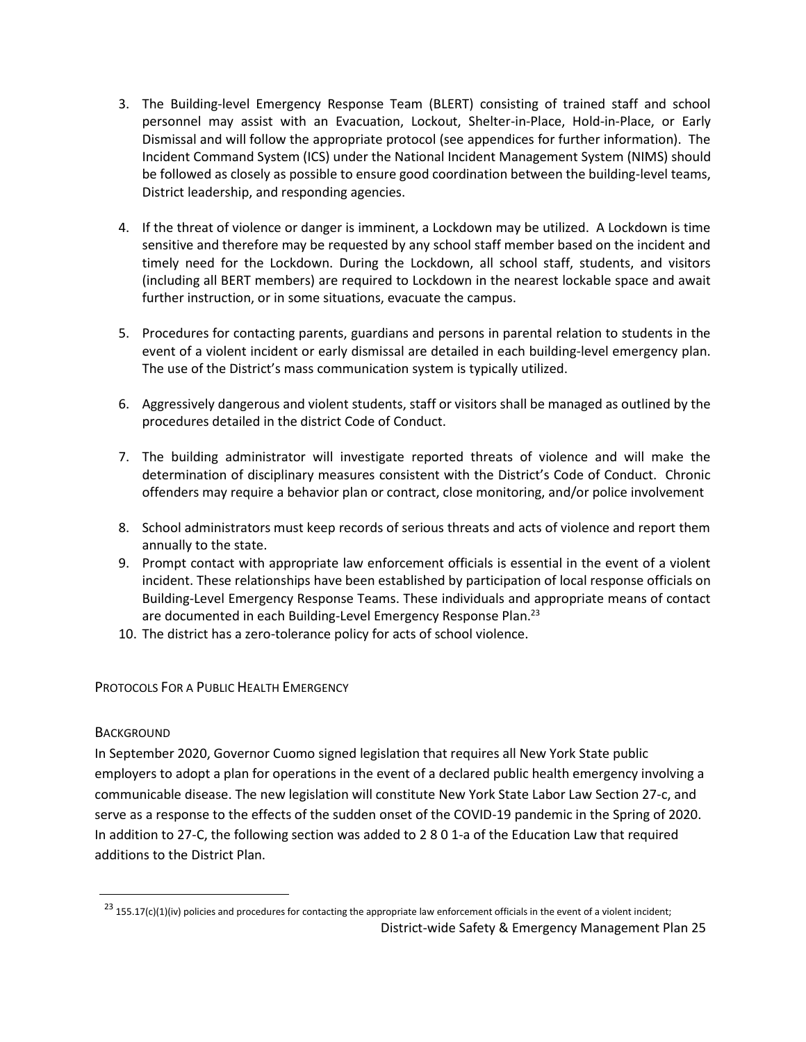3. The Building-level Emergency Response Team (BLERT) consisting of trained staff and school personnel may assist with an Evacuation, Lockout, Shelter-in-Place, Hold-in-Place, or Early Dismissal and will follow the appropriate protocol (see appendices for further information). The Incident Command System (ICS) under the National Incident Management System (NIMS) should be followed as closely as possible to ensure good coordination between the building-level teams, District leadership, and responding agencies.

4. If the threat of violence or danger is imminent, a Lockdown may be utilized. A Lockdown is time sensitive and therefore may be requested by any school staff member based on the incident and timely need for the Lockdown. During the Lockdown, all school staff, students, and visitors (including all BERT members) are required to Lockdown in the nearest lockable space and await further instruction, or in some situations, evacuate the campus.

5. Procedures for contacting parents, guardians and persons in parental relation to students in the event of a violent incident or early dismissal are detailed in each building-level emergency plan. The use of the District's mass communication system is typically utilized.

6. Aggressively dangerous and violent students, staff or visitors shall be managed as outlined by the procedures detailed in the district Code of Conduct.

7. The building administrator will investigate reported threats of violence and will make the determination of disciplinary measures consistent with the District's Code of Conduct. Chronic offenders may require a behavior plan or contract, close monitoring, and/or police involvement

8. School administrators must keep records of serious threats and acts of violence and report them annually to the state.
9. Prompt contact with appropriate law enforcement officials is essential in the event of a violent incident. These relationships have been established by participation of local response officials on Building-Level Emergency Response Teams. These individuals and appropriate means of contact are documented in each Building-Level Emergency Response Plan.[23]
10. The district has a zero-tolerance policy for acts of school violence.

## Protocols For a Public Health Emergency

### Background

In September 2020, Governor Cuomo signed legislation that requires all New York State public employers to adopt a plan for operations in the event of a declared public health emergency involving a communicable disease. The new legislation will constitute New York State Labor Law Section 27-c, and serve as a response to the effects of the sudden onset of the COVID-19 pandemic in the Spring of 2020. In addition to 27-C, the following section was added to 2 8 0 1-a of the Education Law that required additions to the District Plan.

[23] 155.17(c)(1)(iv) policies and procedures for contacting the appropriate law enforcement officials in the event of a violent incident;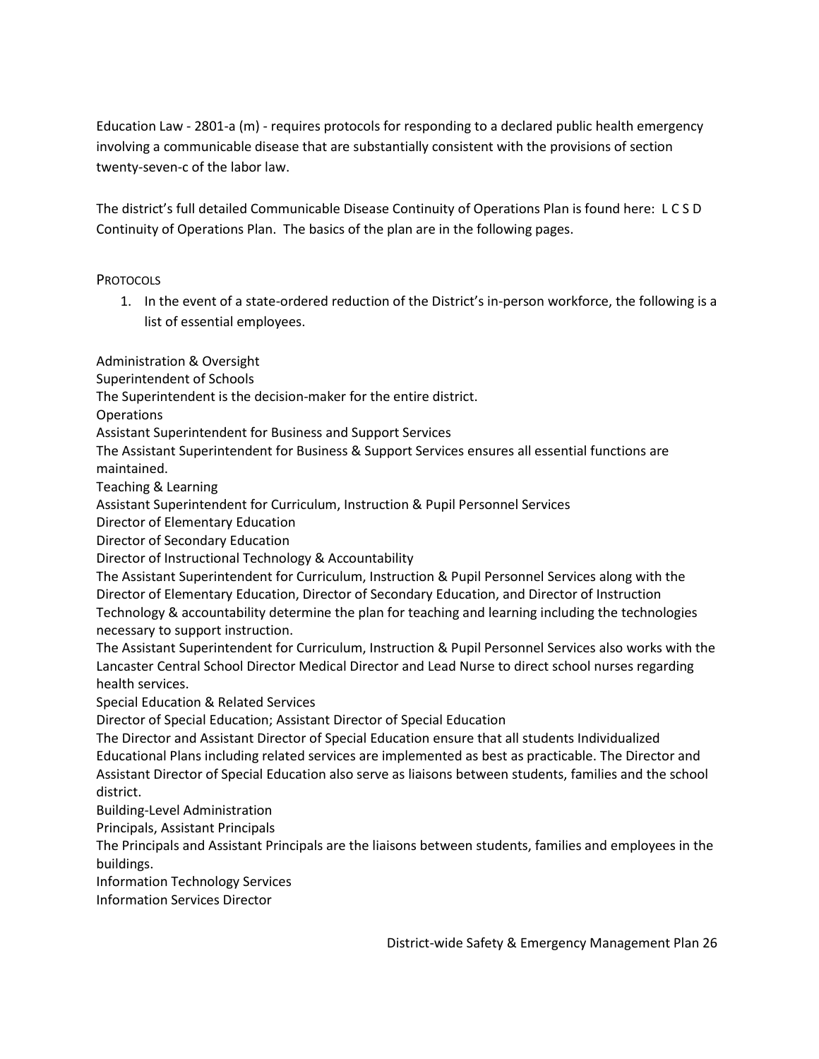Education Law - 2801-a (m) - requires protocols for responding to a declared public health emergency involving a communicable disease that are substantially consistent with the provisions of section twenty-seven-c of the labor law.

The district's full detailed Communicable Disease Continuity of Operations Plan is found here: L C S D Continuity of Operations Plan. The basics of the plan are in the following pages.

PROTOCOLS

1. In the event of a state-ordered reduction of the District's in-person workforce, the following is a list of essential employees.

Administration & Oversight
Superintendent of Schools
The Superintendent is the decision-maker for the entire district.
Operations
Assistant Superintendent for Business and Support Services
The Assistant Superintendent for Business & Support Services ensures all essential functions are maintained.
Teaching & Learning
Assistant Superintendent for Curriculum, Instruction & Pupil Personnel Services
Director of Elementary Education
Director of Secondary Education
Director of Instructional Technology & Accountability
The Assistant Superintendent for Curriculum, Instruction & Pupil Personnel Services along with the Director of Elementary Education, Director of Secondary Education, and Director of Instruction Technology & accountability determine the plan for teaching and learning including the technologies necessary to support instruction.
The Assistant Superintendent for Curriculum, Instruction & Pupil Personnel Services also works with the Lancaster Central School Director Medical Director and Lead Nurse to direct school nurses regarding health services.
Special Education & Related Services
Director of Special Education; Assistant Director of Special Education
The Director and Assistant Director of Special Education ensure that all students Individualized Educational Plans including related services are implemented as best as practicable. The Director and Assistant Director of Special Education also serve as liaisons between students, families and the school district.
Building-Level Administration
Principals, Assistant Principals
The Principals and Assistant Principals are the liaisons between students, families and employees in the buildings.
Information Technology Services
Information Services Director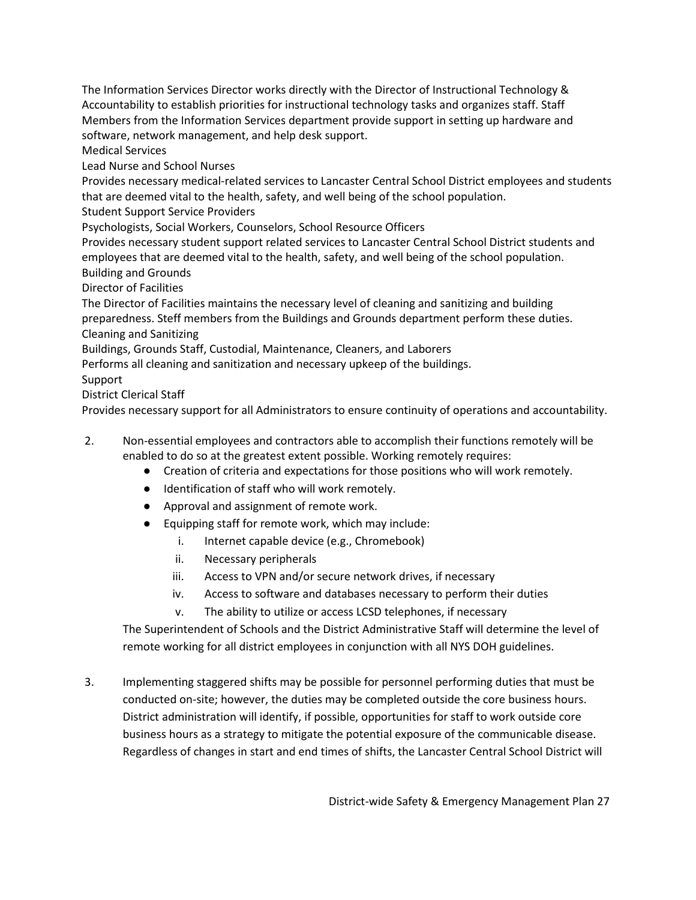The Information Services Director works directly with the Director of Instructional Technology & Accountability to establish priorities for instructional technology tasks and organizes staff. Staff Members from the Information Services department provide support in setting up hardware and software, network management, and help desk support.

Medical Services

Lead Nurse and School Nurses

Provides necessary medical-related services to Lancaster Central School District employees and students that are deemed vital to the health, safety, and well being of the school population.

Student Support Service Providers

Psychologists, Social Workers, Counselors, School Resource Officers

Provides necessary student support related services to Lancaster Central School District students and employees that are deemed vital to the health, safety, and well being of the school population.

Building and Grounds

Director of Facilities

The Director of Facilities maintains the necessary level of cleaning and sanitizing and building preparedness. Steff members from the Buildings and Grounds department perform these duties.

Cleaning and Sanitizing

Buildings, Grounds Staff, Custodial, Maintenance, Cleaners, and Laborers

Performs all cleaning and sanitization and necessary upkeep of the buildings.

Support

District Clerical Staff

Provides necessary support for all Administrators to ensure continuity of operations and accountability.

2. Non-essential employees and contractors able to accomplish their functions remotely will be enabled to do so at the greatest extent possible. Working remotely requires:
   - Creation of criteria and expectations for those positions who will work remotely.
   - Identification of staff who will work remotely.
   - Approval and assignment of remote work.
   - Equipping staff for remote work, which may include:
     1. Internet capable device (e.g., Chromebook)
     2. Necessary peripherals
     3. Access to VPN and/or secure network drives, if necessary
     4. Access to software and databases necessary to perform their duties
     5. The ability to utilize or access LCSD telephones, if necessary

   The Superintendent of Schools and the District Administrative Staff will determine the level of remote working for all district employees in conjunction with all NYS DOH guidelines.

3. Implementing staggered shifts may be possible for personnel performing duties that must be conducted on-site; however, the duties may be completed outside the core business hours. District administration will identify, if possible, opportunities for staff to work outside core business hours as a strategy to mitigate the potential exposure of the communicable disease. Regardless of changes in start and end times of shifts, the Lancaster Central School District will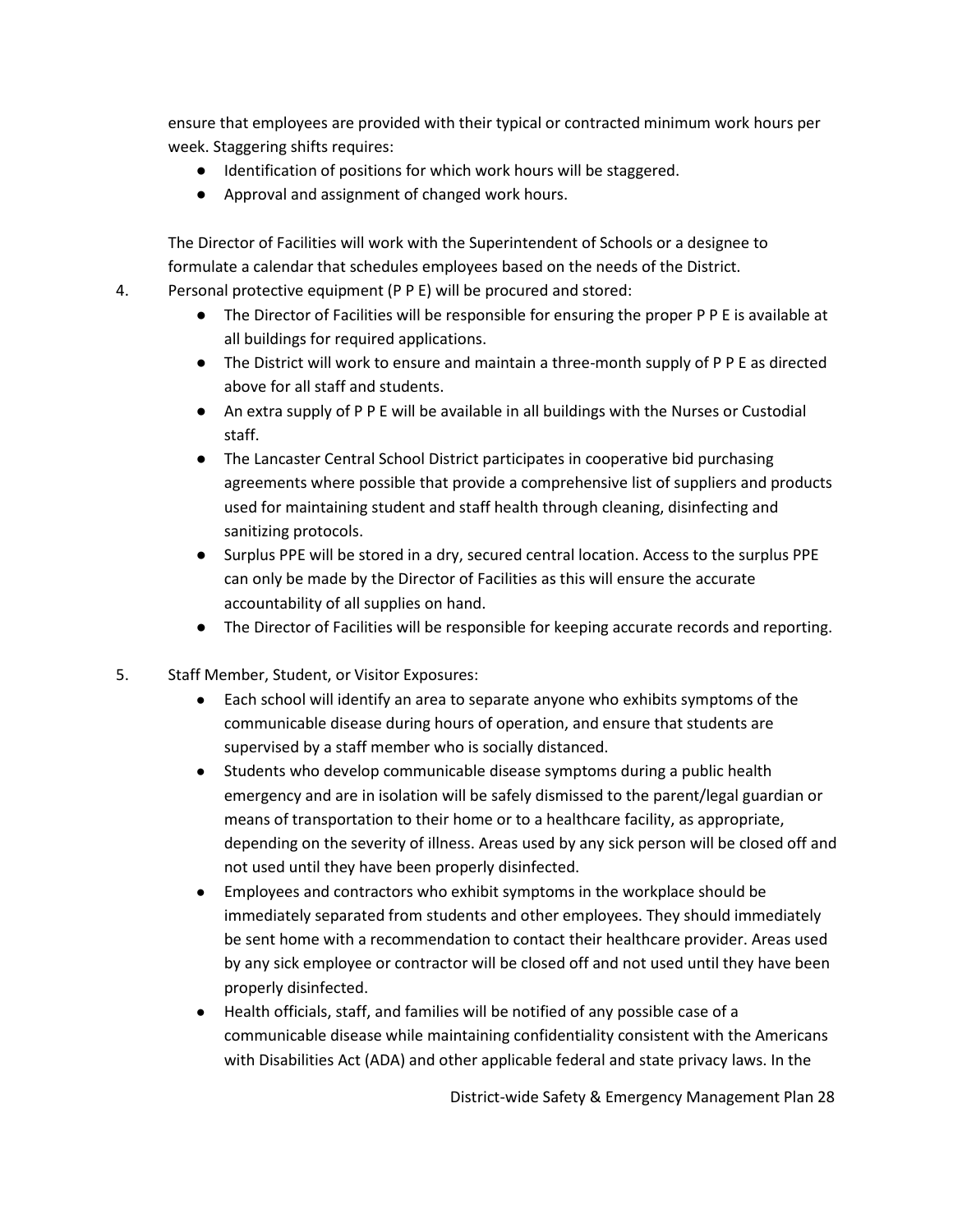ensure that employees are provided with their typical or contracted minimum work hours per week. Staggering shifts requires:

- Identification of positions for which work hours will be staggered.
- Approval and assignment of changed work hours.

The Director of Facilities will work with the Superintendent of Schools or a designee to formulate a calendar that schedules employees based on the needs of the District.

4. Personal protective equipment (P P E) will be procured and stored:
   - The Director of Facilities will be responsible for ensuring the proper P P E is available at all buildings for required applications.
   - The District will work to ensure and maintain a three-month supply of P P E as directed above for all staff and students.
   - An extra supply of P P E will be available in all buildings with the Nurses or Custodial staff.
   - The Lancaster Central School District participates in cooperative bid purchasing agreements where possible that provide a comprehensive list of suppliers and products used for maintaining student and staff health through cleaning, disinfecting and sanitizing protocols.
   - Surplus PPE will be stored in a dry, secured central location. Access to the surplus PPE can only be made by the Director of Facilities as this will ensure the accurate accountability of all supplies on hand.
   - The Director of Facilities will be responsible for keeping accurate records and reporting.

5. Staff Member, Student, or Visitor Exposures:
   - Each school will identify an area to separate anyone who exhibits symptoms of the communicable disease during hours of operation, and ensure that students are supervised by a staff member who is socially distanced.
   - Students who develop communicable disease symptoms during a public health emergency and are in isolation will be safely dismissed to the parent/legal guardian or means of transportation to their home or to a healthcare facility, as appropriate, depending on the severity of illness. Areas used by any sick person will be closed off and not used until they have been properly disinfected.
   - Employees and contractors who exhibit symptoms in the workplace should be immediately separated from students and other employees. They should immediately be sent home with a recommendation to contact their healthcare provider. Areas used by any sick employee or contractor will be closed off and not used until they have been properly disinfected.
   - Health officials, staff, and families will be notified of any possible case of a communicable disease while maintaining confidentiality consistent with the Americans with Disabilities Act (ADA) and other applicable federal and state privacy laws. In the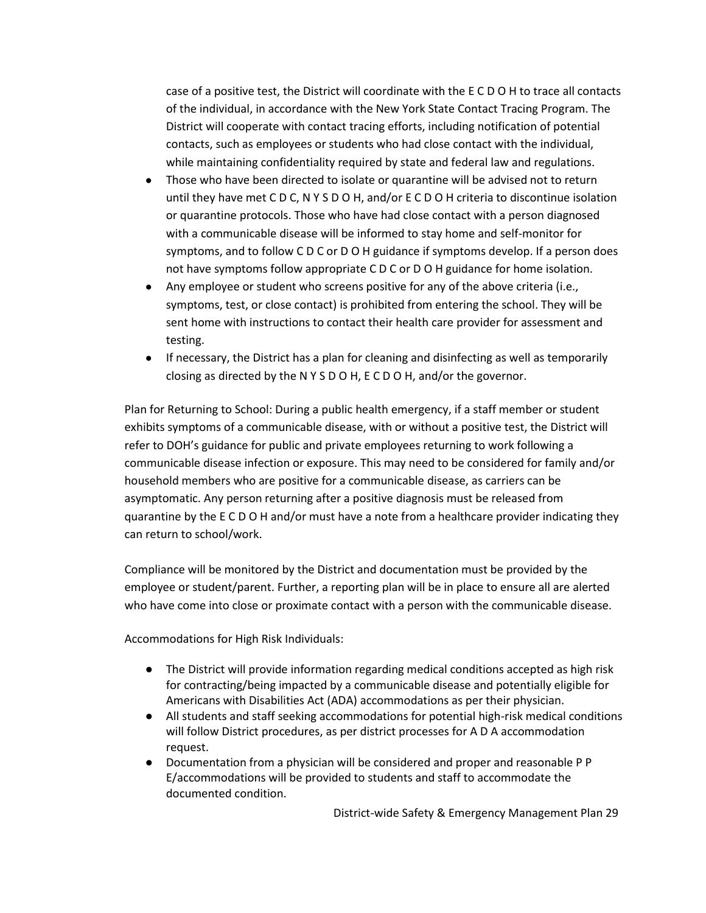case of a positive test, the District will coordinate with the E C D O H to trace all contacts of the individual, in accordance with the New York State Contact Tracing Program. The District will cooperate with contact tracing efforts, including notification of potential contacts, such as employees or students who had close contact with the individual, while maintaining confidentiality required by state and federal law and regulations.

- Those who have been directed to isolate or quarantine will be advised not to return until they have met C D C, N Y S D O H, and/or E C D O H criteria to discontinue isolation or quarantine protocols. Those who have had close contact with a person diagnosed with a communicable disease will be informed to stay home and self-monitor for symptoms, and to follow C D C or D O H guidance if symptoms develop. If a person does not have symptoms follow appropriate C D C or D O H guidance for home isolation.
- Any employee or student who screens positive for any of the above criteria (i.e., symptoms, test, or close contact) is prohibited from entering the school. They will be sent home with instructions to contact their health care provider for assessment and testing.
- If necessary, the District has a plan for cleaning and disinfecting as well as temporarily closing as directed by the N Y S D O H, E C D O H, and/or the governor.

Plan for Returning to School: During a public health emergency, if a staff member or student exhibits symptoms of a communicable disease, with or without a positive test, the District will refer to DOH's guidance for public and private employees returning to work following a communicable disease infection or exposure. This may need to be considered for family and/or household members who are positive for a communicable disease, as carriers can be asymptomatic. Any person returning after a positive diagnosis must be released from quarantine by the E C D O H and/or must have a note from a healthcare provider indicating they can return to school/work.

Compliance will be monitored by the District and documentation must be provided by the employee or student/parent. Further, a reporting plan will be in place to ensure all are alerted who have come into close or proximate contact with a person with the communicable disease.

Accommodations for High Risk Individuals:

- The District will provide information regarding medical conditions accepted as high risk for contracting/being impacted by a communicable disease and potentially eligible for Americans with Disabilities Act (ADA) accommodations as per their physician.
- All students and staff seeking accommodations for potential high-risk medical conditions will follow District procedures, as per district processes for A D A accommodation request.
- Documentation from a physician will be considered and proper and reasonable P P E/accommodations will be provided to students and staff to accommodate the documented condition.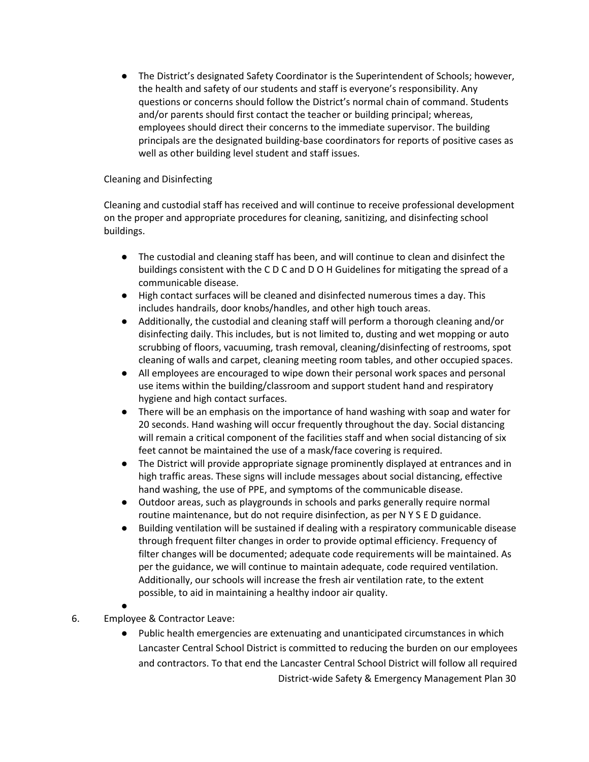- The District's designated Safety Coordinator is the Superintendent of Schools; however, the health and safety of our students and staff is everyone's responsibility. Any questions or concerns should follow the District's normal chain of command. Students and/or parents should first contact the teacher or building principal; whereas, employees should direct their concerns to the immediate supervisor. The building principals are the designated building-base coordinators for reports of positive cases as well as other building level student and staff issues.

Cleaning and Disinfecting

Cleaning and custodial staff has received and will continue to receive professional development on the proper and appropriate procedures for cleaning, sanitizing, and disinfecting school buildings.

- The custodial and cleaning staff has been, and will continue to clean and disinfect the buildings consistent with the C D C and D O H Guidelines for mitigating the spread of a communicable disease.
- High contact surfaces will be cleaned and disinfected numerous times a day. This includes handrails, door knobs/handles, and other high touch areas.
- Additionally, the custodial and cleaning staff will perform a thorough cleaning and/or disinfecting daily. This includes, but is not limited to, dusting and wet mopping or auto scrubbing of floors, vacuuming, trash removal, cleaning/disinfecting of restrooms, spot cleaning of walls and carpet, cleaning meeting room tables, and other occupied spaces.
- All employees are encouraged to wipe down their personal work spaces and personal use items within the building/classroom and support student hand and respiratory hygiene and high contact surfaces.
- There will be an emphasis on the importance of hand washing with soap and water for 20 seconds. Hand washing will occur frequently throughout the day. Social distancing will remain a critical component of the facilities staff and when social distancing of six feet cannot be maintained the use of a mask/face covering is required.
- The District will provide appropriate signage prominently displayed at entrances and in high traffic areas. These signs will include messages about social distancing, effective hand washing, the use of PPE, and symptoms of the communicable disease.
- Outdoor areas, such as playgrounds in schools and parks generally require normal routine maintenance, but do not require disinfection, as per N Y S E D guidance.
- Building ventilation will be sustained if dealing with a respiratory communicable disease through frequent filter changes in order to provide optimal efficiency. Frequency of filter changes will be documented; adequate code requirements will be maintained. As per the guidance, we will continue to maintain adequate, code required ventilation. Additionally, our schools will increase the fresh air ventilation rate, to the extent possible, to aid in maintaining a healthy indoor air quality.

6. Employee & Contractor Leave:
   - Public health emergencies are extenuating and unanticipated circumstances in which Lancaster Central School District is committed to reducing the burden on our employees and contractors. To that end the Lancaster Central School District will follow all required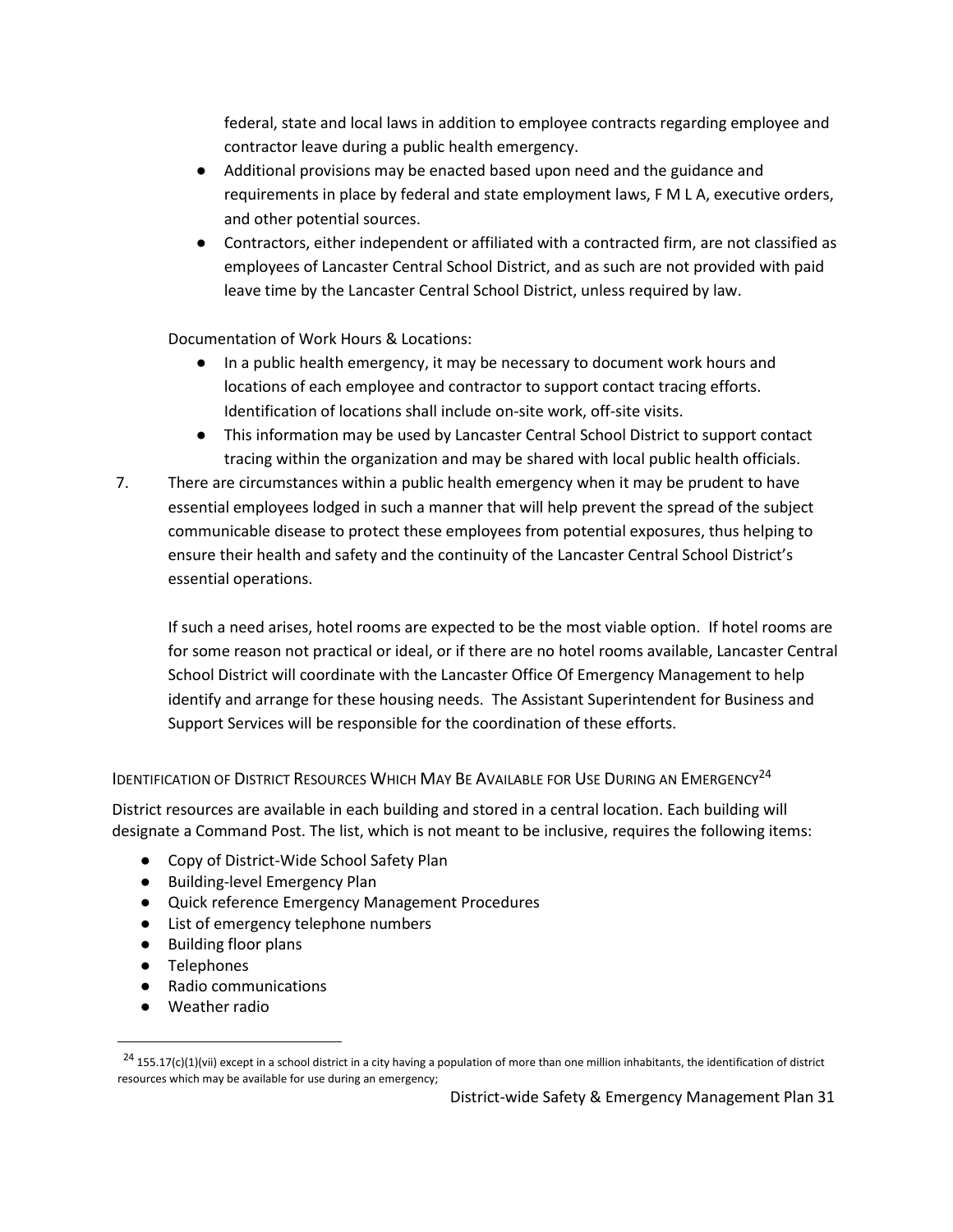federal, state and local laws in addition to employee contracts regarding employee and contractor leave during a public health emergency.

- Additional provisions may be enacted based upon need and the guidance and requirements in place by federal and state employment laws, F M L A, executive orders, and other potential sources.
- Contractors, either independent or affiliated with a contracted firm, are not classified as employees of Lancaster Central School District, and as such are not provided with paid leave time by the Lancaster Central School District, unless required by law.

Documentation of Work Hours & Locations:

- In a public health emergency, it may be necessary to document work hours and locations of each employee and contractor to support contact tracing efforts. Identification of locations shall include on-site work, off-site visits.
- This information may be used by Lancaster Central School District to support contact tracing within the organization and may be shared with local public health officials.

7. There are circumstances within a public health emergency when it may be prudent to have essential employees lodged in such a manner that will help prevent the spread of the subject communicable disease to protect these employees from potential exposures, thus helping to ensure their health and safety and the continuity of the Lancaster Central School District's essential operations.

   If such a need arises, hotel rooms are expected to be the most viable option. If hotel rooms are for some reason not practical or ideal, or if there are no hotel rooms available, Lancaster Central School District will coordinate with the Lancaster Office Of Emergency Management to help identify and arrange for these housing needs. The Assistant Superintendent for Business and Support Services will be responsible for the coordination of these efforts.

### Identification of District Resources Which May Be Available for Use During an Emergency[24]

District resources are available in each building and stored in a central location. Each building will designate a Command Post. The list, which is not meant to be inclusive, requires the following items:

- Copy of District-Wide School Safety Plan
- Building-level Emergency Plan
- Quick reference Emergency Management Procedures
- List of emergency telephone numbers
- Building floor plans
- Telephones
- Radio communications
- Weather radio

[24] 155.17(c)(1)(vii) except in a school district in a city having a population of more than one million inhabitants, the identification of district resources which may be available for use during an emergency;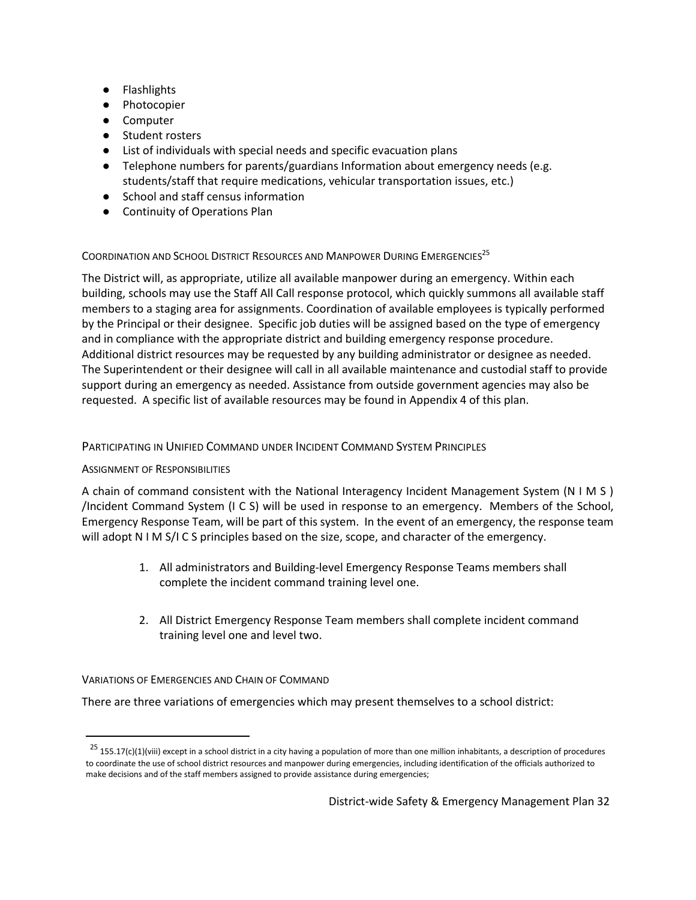- Flashlights
- Photocopier
- Computer
- Student rosters
- List of individuals with special needs and specific evacuation plans
- Telephone numbers for parents/guardians Information about emergency needs (e.g. students/staff that require medications, vehicular transportation issues, etc.)
- School and staff census information
- Continuity of Operations Plan

### Coordination and School District Resources and Manpower During Emergencies[25]

The District will, as appropriate, utilize all available manpower during an emergency. Within each building, schools may use the Staff All Call response protocol, which quickly summons all available staff members to a staging area for assignments. Coordination of available employees is typically performed by the Principal or their designee. Specific job duties will be assigned based on the type of emergency and in compliance with the appropriate district and building emergency response procedure. Additional district resources may be requested by any building administrator or designee as needed. The Superintendent or their designee will call in all available maintenance and custodial staff to provide support during an emergency as needed. Assistance from outside government agencies may also be requested. A specific list of available resources may be found in Appendix 4 of this plan.

### Participating in Unified Command under Incident Command System Principles

#### Assignment of Responsibilities

A chain of command consistent with the National Interagency Incident Management System (N I M S ) /Incident Command System (I C S) will be used in response to an emergency. Members of the School, Emergency Response Team, will be part of this system. In the event of an emergency, the response team will adopt N I M S/I C S principles based on the size, scope, and character of the emergency.

1. All administrators and Building-level Emergency Response Teams members shall complete the incident command training level one.

2. All District Emergency Response Team members shall complete incident command training level one and level two.

### Variations of Emergencies and Chain of Command

There are three variations of emergencies which may present themselves to a school district:

---

[25] 155.17(c)(1)(viii) except in a school district in a city having a population of more than one million inhabitants, a description of procedures to coordinate the use of school district resources and manpower during emergencies, including identification of the officials authorized to make decisions and of the staff members assigned to provide assistance during emergencies;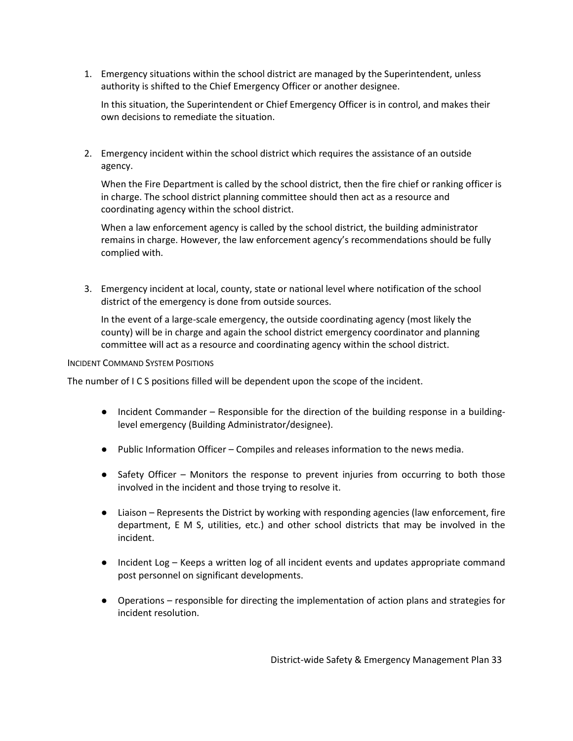1. Emergency situations within the school district are managed by the Superintendent, unless authority is shifted to the Chief Emergency Officer or another designee.

   In this situation, the Superintendent or Chief Emergency Officer is in control, and makes their own decisions to remediate the situation.

2. Emergency incident within the school district which requires the assistance of an outside agency.

   When the Fire Department is called by the school district, then the fire chief or ranking officer is in charge. The school district planning committee should then act as a resource and coordinating agency within the school district.

   When a law enforcement agency is called by the school district, the building administrator remains in charge. However, the law enforcement agency's recommendations should be fully complied with.

3. Emergency incident at local, county, state or national level where notification of the school district of the emergency is done from outside sources.

   In the event of a large-scale emergency, the outside coordinating agency (most likely the county) will be in charge and again the school district emergency coordinator and planning committee will act as a resource and coordinating agency within the school district.

#### INCIDENT COMMAND SYSTEM POSITIONS

The number of I C S positions filled will be dependent upon the scope of the incident.

- Incident Commander – Responsible for the direction of the building response in a building-level emergency (Building Administrator/designee).
- Public Information Officer – Compiles and releases information to the news media.
- Safety Officer – Monitors the response to prevent injuries from occurring to both those involved in the incident and those trying to resolve it.
- Liaison – Represents the District by working with responding agencies (law enforcement, fire department, E M S, utilities, etc.) and other school districts that may be involved in the incident.
- Incident Log – Keeps a written log of all incident events and updates appropriate command post personnel on significant developments.
- Operations – responsible for directing the implementation of action plans and strategies for incident resolution.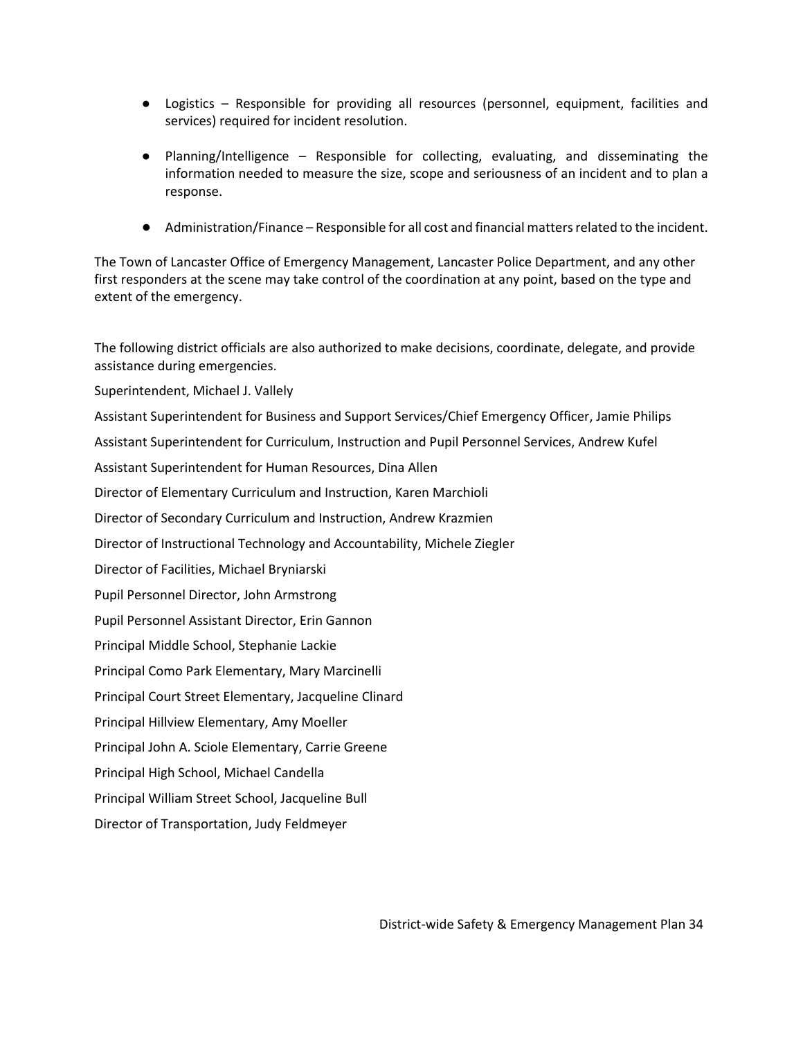- Logistics – Responsible for providing all resources (personnel, equipment, facilities and services) required for incident resolution.
- Planning/Intelligence – Responsible for collecting, evaluating, and disseminating the information needed to measure the size, scope and seriousness of an incident and to plan a response.
- Administration/Finance – Responsible for all cost and financial matters related to the incident.

The Town of Lancaster Office of Emergency Management, Lancaster Police Department, and any other first responders at the scene may take control of the coordination at any point, based on the type and extent of the emergency.

The following district officials are also authorized to make decisions, coordinate, delegate, and provide assistance during emergencies.

Superintendent, Michael J. Vallely

Assistant Superintendent for Business and Support Services/Chief Emergency Officer, Jamie Philips

Assistant Superintendent for Curriculum, Instruction and Pupil Personnel Services, Andrew Kufel

Assistant Superintendent for Human Resources, Dina Allen

Director of Elementary Curriculum and Instruction, Karen Marchioli

Director of Secondary Curriculum and Instruction, Andrew Krazmien

Director of Instructional Technology and Accountability, Michele Ziegler

Director of Facilities, Michael Bryniarski

Pupil Personnel Director, John Armstrong

Pupil Personnel Assistant Director, Erin Gannon

Principal Middle School, Stephanie Lackie

Principal Como Park Elementary, Mary Marcinelli

Principal Court Street Elementary, Jacqueline Clinard

Principal Hillview Elementary, Amy Moeller

Principal John A. Sciole Elementary, Carrie Greene

Principal High School, Michael Candella

Principal William Street School, Jacqueline Bull

Director of Transportation, Judy Feldmeyer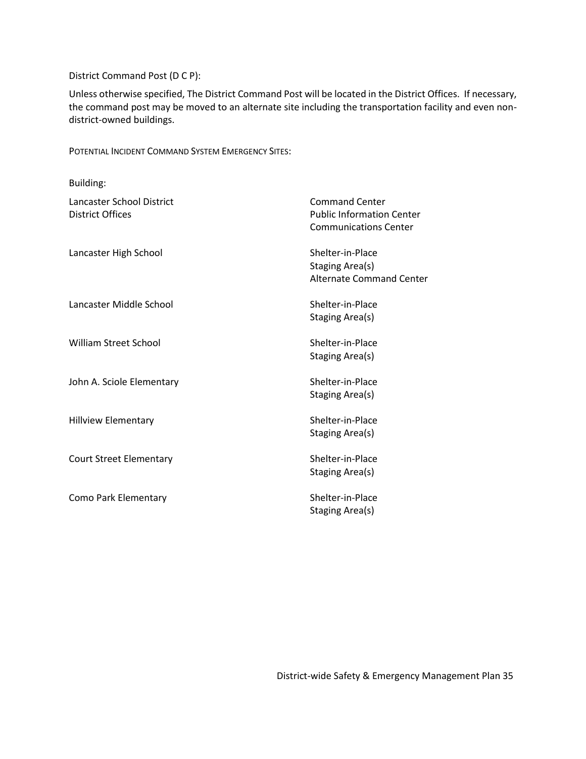District Command Post (D C P):

Unless otherwise specified, The District Command Post will be located in the District Offices. If necessary, the command post may be moved to an alternate site including the transportation facility and even non-district-owned buildings.

POTENTIAL INCIDENT COMMAND SYSTEM EMERGENCY SITES:

| Building: | |
|---|---|
| Lancaster School District<br>District Offices | Command Center<br>Public Information Center<br>Communications Center |
| Lancaster High School | Shelter-in-Place<br>Staging Area(s)<br>Alternate Command Center |
| Lancaster Middle School | Shelter-in-Place<br>Staging Area(s) |
| William Street School | Shelter-in-Place<br>Staging Area(s) |
| John A. Sciole Elementary | Shelter-in-Place<br>Staging Area(s) |
| Hillview Elementary | Shelter-in-Place<br>Staging Area(s) |
| Court Street Elementary | Shelter-in-Place<br>Staging Area(s) |
| Como Park Elementary | Shelter-in-Place<br>Staging Area(s) |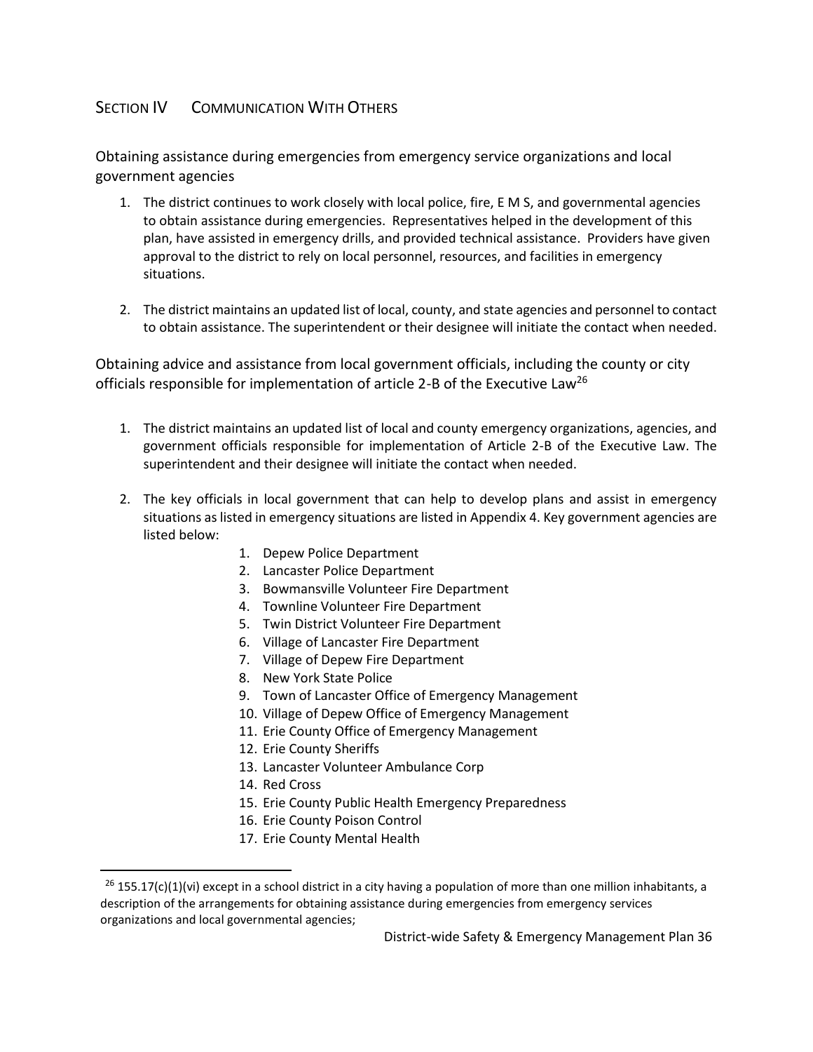## SECTION IV COMMUNICATION WITH OTHERS

### Obtaining assistance during emergencies from emergency service organizations and local government agencies

1. The district continues to work closely with local police, fire, E M S, and governmental agencies to obtain assistance during emergencies. Representatives helped in the development of this plan, have assisted in emergency drills, and provided technical assistance. Providers have given approval to the district to rely on local personnel, resources, and facilities in emergency situations.

2. The district maintains an updated list of local, county, and state agencies and personnel to contact to obtain assistance. The superintendent or their designee will initiate the contact when needed.

### Obtaining advice and assistance from local government officials, including the county or city officials responsible for implementation of article 2-B of the Executive Law[26]

1. The district maintains an updated list of local and county emergency organizations, agencies, and government officials responsible for implementation of Article 2-B of the Executive Law. The superintendent and their designee will initiate the contact when needed.

2. The key officials in local government that can help to develop plans and assist in emergency situations as listed in emergency situations are listed in Appendix 4. Key government agencies are listed below:
    1. Depew Police Department
    2. Lancaster Police Department
    3. Bowmansville Volunteer Fire Department
    4. Townline Volunteer Fire Department
    5. Twin District Volunteer Fire Department
    6. Village of Lancaster Fire Department
    7. Village of Depew Fire Department
    8. New York State Police
    9. Town of Lancaster Office of Emergency Management
    10. Village of Depew Office of Emergency Management
    11. Erie County Office of Emergency Management
    12. Erie County Sheriffs
    13. Lancaster Volunteer Ambulance Corp
    14. Red Cross
    15. Erie County Public Health Emergency Preparedness
    16. Erie County Poison Control
    17. Erie County Mental Health

---

[26] 155.17(c)(1)(vi) except in a school district in a city having a population of more than one million inhabitants, a description of the arrangements for obtaining assistance during emergencies from emergency services organizations and local governmental agencies;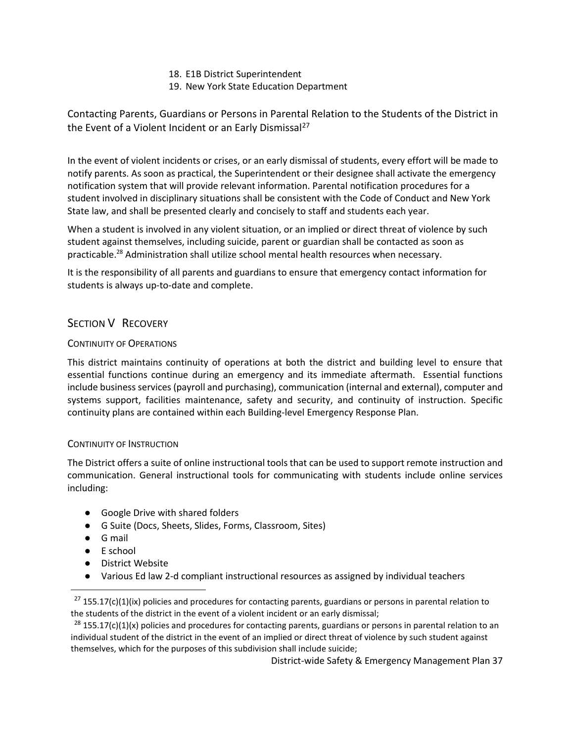18. E1B District Superintendent
19. New York State Education Department

### Contacting Parents, Guardians or Persons in Parental Relation to the Students of the District in the Event of a Violent Incident or an Early Dismissal[27]

In the event of violent incidents or crises, or an early dismissal of students, every effort will be made to notify parents. As soon as practical, the Superintendent or their designee shall activate the emergency notification system that will provide relevant information. Parental notification procedures for a student involved in disciplinary situations shall be consistent with the Code of Conduct and New York State law, and shall be presented clearly and concisely to staff and students each year.

When a student is involved in any violent situation, or an implied or direct threat of violence by such student against themselves, including suicide, parent or guardian shall be contacted as soon as practicable.[28] Administration shall utilize school mental health resources when necessary.

It is the responsibility of all parents and guardians to ensure that emergency contact information for students is always up-to-date and complete.

## Section V Recovery

### Continuity of Operations

This district maintains continuity of operations at both the district and building level to ensure that essential functions continue during an emergency and its immediate aftermath. Essential functions include business services (payroll and purchasing), communication (internal and external), computer and systems support, facilities maintenance, safety and security, and continuity of instruction. Specific continuity plans are contained within each Building-level Emergency Response Plan.

### Continuity of Instruction

The District offers a suite of online instructional tools that can be used to support remote instruction and communication. General instructional tools for communicating with students include online services including:

- Google Drive with shared folders
- G Suite (Docs, Sheets, Slides, Forms, Classroom, Sites)
- G mail
- E school
- District Website
- Various Ed law 2-d compliant instructional resources as assigned by individual teachers

---

[27] 155.17(c)(1)(ix) policies and procedures for contacting parents, guardians or persons in parental relation to the students of the district in the event of a violent incident or an early dismissal;

[28] 155.17(c)(1)(x) policies and procedures for contacting parents, guardians or persons in parental relation to an individual student of the district in the event of an implied or direct threat of violence by such student against themselves, which for the purposes of this subdivision shall include suicide;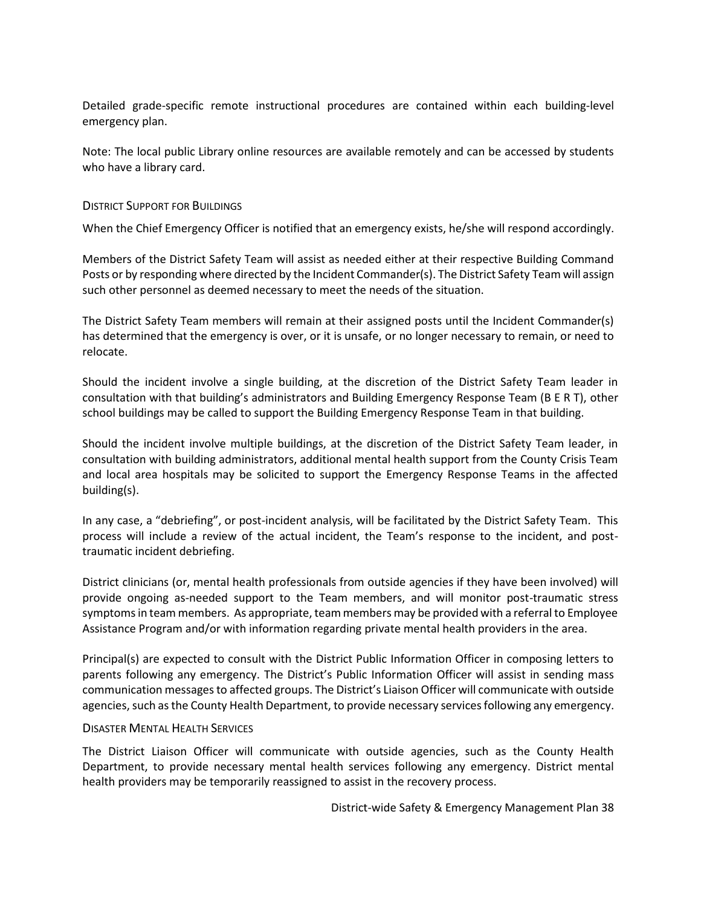Detailed grade-specific remote instructional procedures are contained within each building-level emergency plan.

Note: The local public Library online resources are available remotely and can be accessed by students who have a library card.

### District Support for Buildings

When the Chief Emergency Officer is notified that an emergency exists, he/she will respond accordingly.

Members of the District Safety Team will assist as needed either at their respective Building Command Posts or by responding where directed by the Incident Commander(s). The District Safety Team will assign such other personnel as deemed necessary to meet the needs of the situation.

The District Safety Team members will remain at their assigned posts until the Incident Commander(s) has determined that the emergency is over, or it is unsafe, or no longer necessary to remain, or need to relocate.

Should the incident involve a single building, at the discretion of the District Safety Team leader in consultation with that building's administrators and Building Emergency Response Team (B E R T), other school buildings may be called to support the Building Emergency Response Team in that building.

Should the incident involve multiple buildings, at the discretion of the District Safety Team leader, in consultation with building administrators, additional mental health support from the County Crisis Team and local area hospitals may be solicited to support the Emergency Response Teams in the affected building(s).

In any case, a "debriefing", or post-incident analysis, will be facilitated by the District Safety Team. This process will include a review of the actual incident, the Team's response to the incident, and post-traumatic incident debriefing.

District clinicians (or, mental health professionals from outside agencies if they have been involved) will provide ongoing as-needed support to the Team members, and will monitor post-traumatic stress symptoms in team members. As appropriate, team members may be provided with a referral to Employee Assistance Program and/or with information regarding private mental health providers in the area.

Principal(s) are expected to consult with the District Public Information Officer in composing letters to parents following any emergency. The District's Public Information Officer will assist in sending mass communication messages to affected groups. The District's Liaison Officer will communicate with outside agencies, such as the County Health Department, to provide necessary services following any emergency.

### Disaster Mental Health Services

The District Liaison Officer will communicate with outside agencies, such as the County Health Department, to provide necessary mental health services following any emergency. District mental health providers may be temporarily reassigned to assist in the recovery process.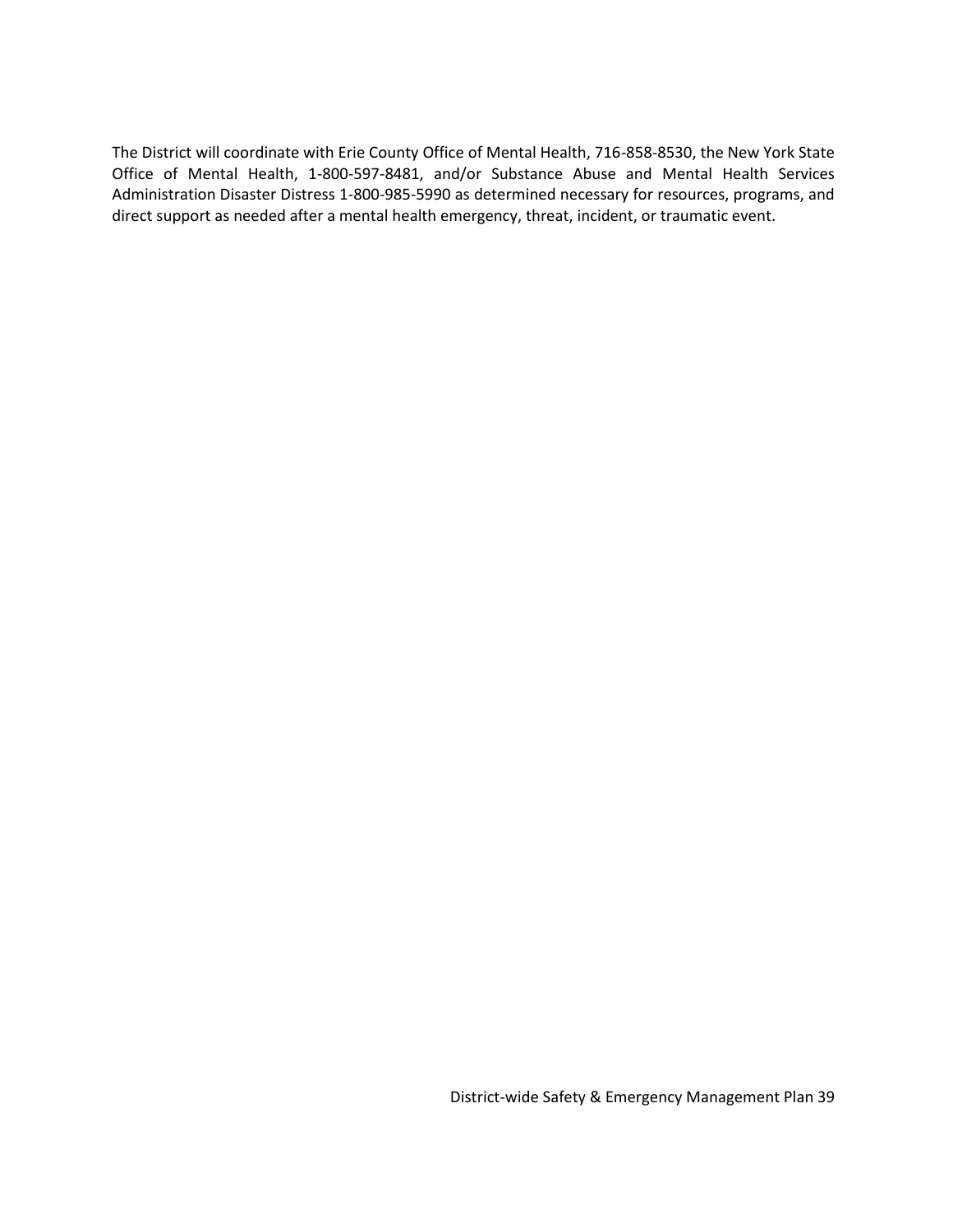The District will coordinate with Erie County Office of Mental Health, 716-858-8530, the New York State Office of Mental Health, 1-800-597-8481, and/or Substance Abuse and Mental Health Services Administration Disaster Distress 1-800-985-5990 as determined necessary for resources, programs, and direct support as needed after a mental health emergency, threat, incident, or traumatic event.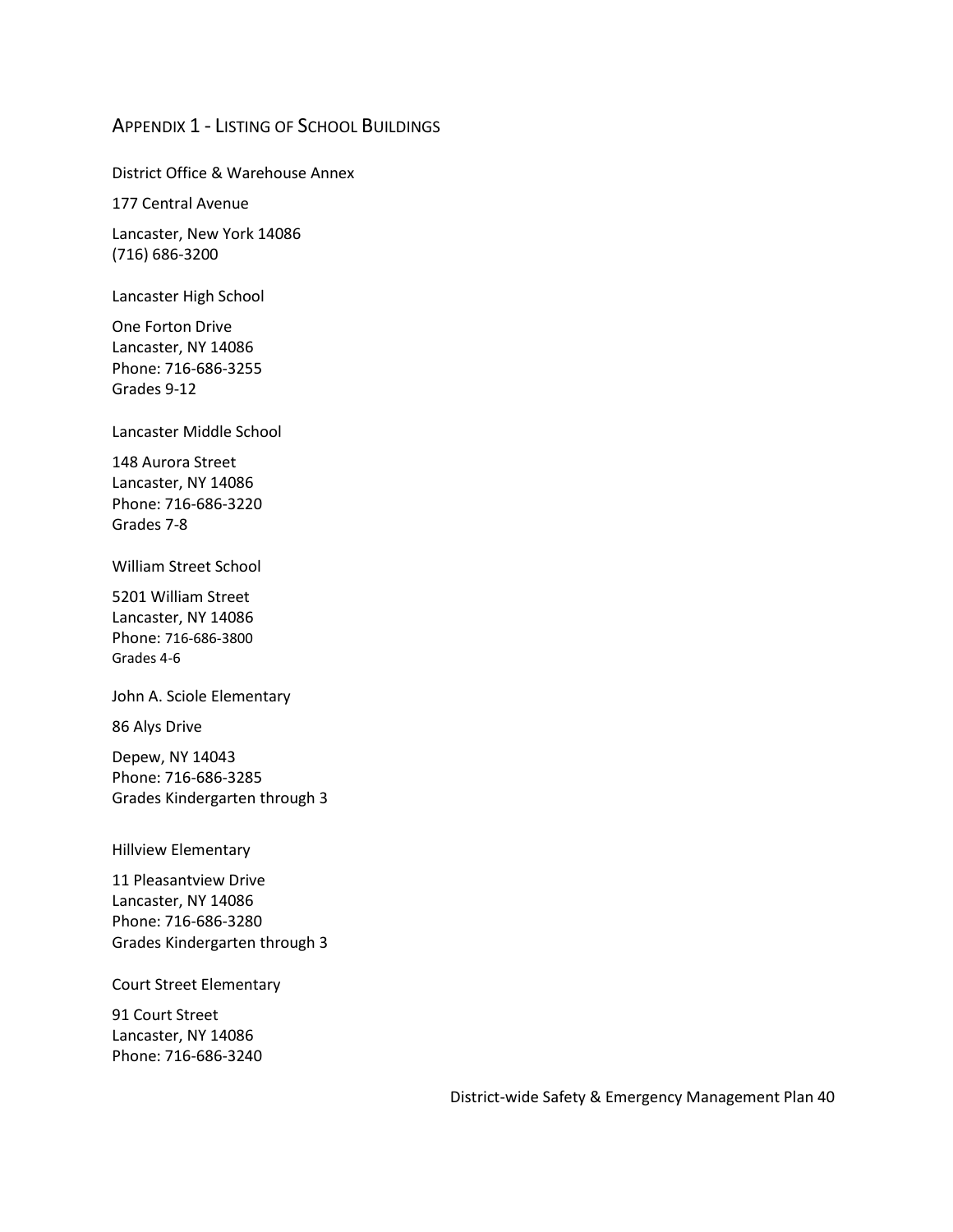## Appendix 1 - Listing of School Buildings

District Office & Warehouse Annex

177 Central Avenue

Lancaster, New York 14086
(716) 686-3200

Lancaster High School

One Forton Drive
Lancaster, NY 14086
Phone: 716-686-3255
Grades 9-12

Lancaster Middle School

148 Aurora Street
Lancaster, NY 14086
Phone: 716-686-3220
Grades 7-8

William Street School

5201 William Street
Lancaster, NY 14086
Phone: 716-686-3800
Grades 4-6

John A. Sciole Elementary

86 Alys Drive

Depew, NY 14043
Phone: 716-686-3285
Grades Kindergarten through 3

Hillview Elementary

11 Pleasantview Drive
Lancaster, NY 14086
Phone: 716-686-3280
Grades Kindergarten through 3

Court Street Elementary

91 Court Street
Lancaster, NY 14086
Phone: 716-686-3240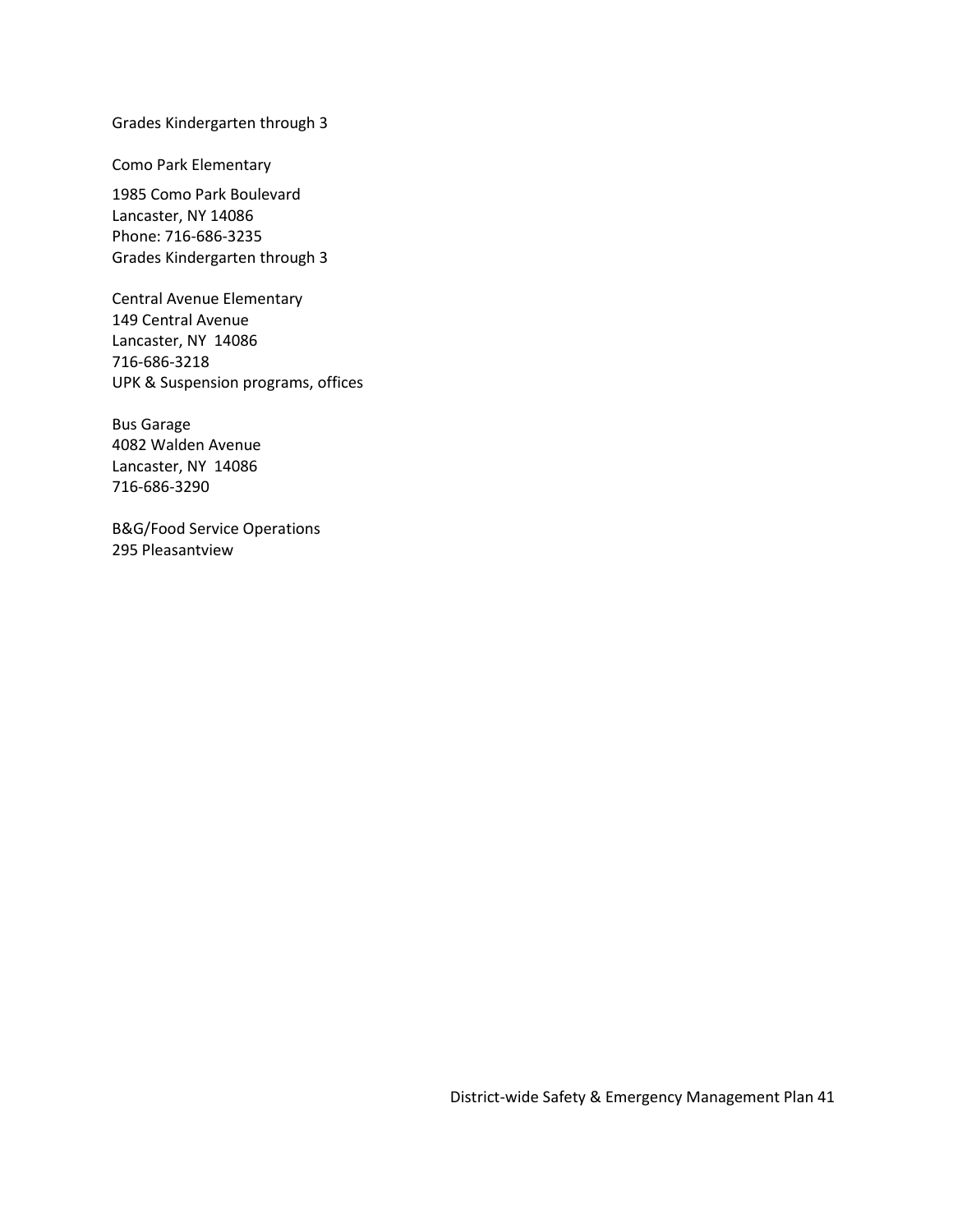Grades Kindergarten through 3

Como Park Elementary

1985 Como Park Boulevard
Lancaster, NY 14086
Phone: 716-686-3235
Grades Kindergarten through 3

Central Avenue Elementary
149 Central Avenue
Lancaster, NY 14086
716-686-3218
UPK & Suspension programs, offices

Bus Garage
4082 Walden Avenue
Lancaster, NY 14086
716-686-3290

B&G/Food Service Operations
295 Pleasantview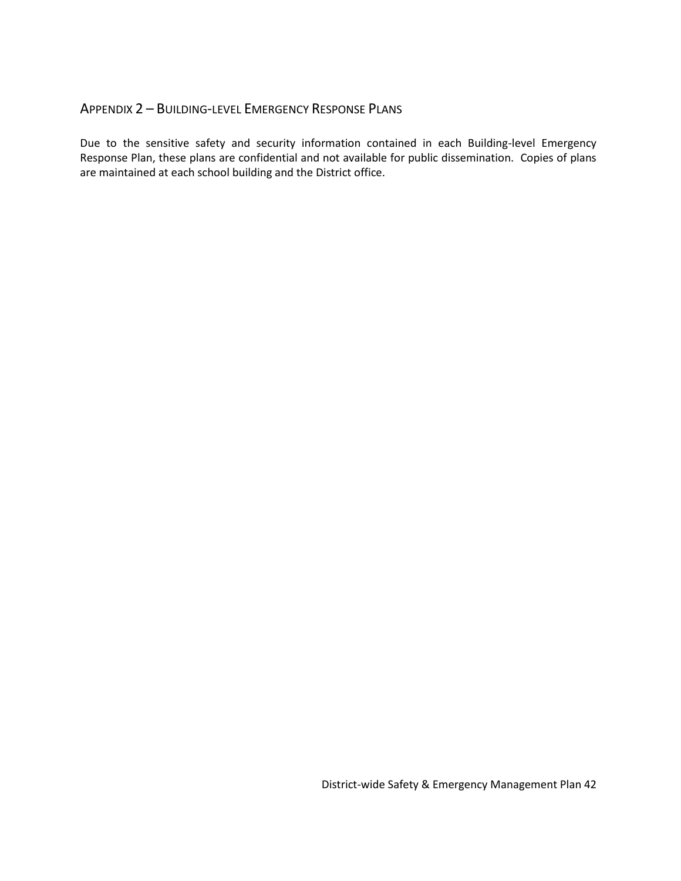## Appendix 2 – Building-level Emergency Response Plans

Due to the sensitive safety and security information contained in each Building-level Emergency Response Plan, these plans are confidential and not available for public dissemination. Copies of plans are maintained at each school building and the District office.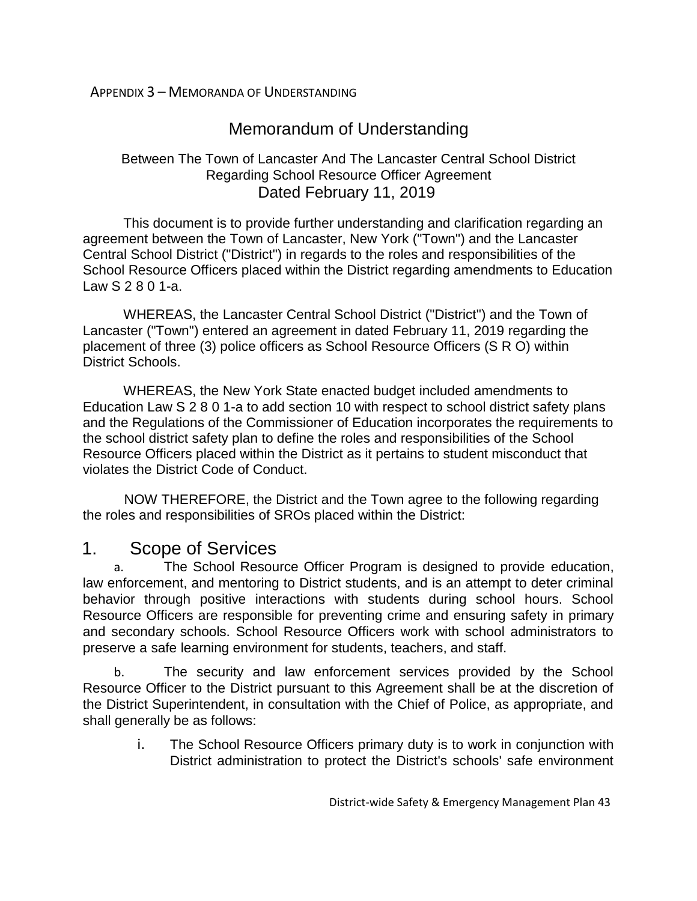APPENDIX 3 – MEMORANDA OF UNDERSTANDING

# Memorandum of Understanding

### Between The Town of Lancaster And The Lancaster Central School District Regarding School Resource Officer Agreement Dated February 11, 2019

This document is to provide further understanding and clarification regarding an agreement between the Town of Lancaster, New York ("Town") and the Lancaster Central School District ("District") in regards to the roles and responsibilities of the School Resource Officers placed within the District regarding amendments to Education Law S 2 8 0 1-a.

WHEREAS, the Lancaster Central School District ("District") and the Town of Lancaster ("Town") entered an agreement in dated February 11, 2019 regarding the placement of three (3) police officers as School Resource Officers (S R O) within District Schools.

WHEREAS, the New York State enacted budget included amendments to Education Law S 2 8 0 1-a to add section 10 with respect to school district safety plans and the Regulations of the Commissioner of Education incorporates the requirements to the school district safety plan to define the roles and responsibilities of the School Resource Officers placed within the District as it pertains to student misconduct that violates the District Code of Conduct.

NOW THEREFORE, the District and the Town agree to the following regarding the roles and responsibilities of SROs placed within the District:

## 1. Scope of Services

a. The School Resource Officer Program is designed to provide education, law enforcement, and mentoring to District students, and is an attempt to deter criminal behavior through positive interactions with students during school hours. School Resource Officers are responsible for preventing crime and ensuring safety in primary and secondary schools. School Resource Officers work with school administrators to preserve a safe learning environment for students, teachers, and staff.

b. The security and law enforcement services provided by the School Resource Officer to the District pursuant to this Agreement shall be at the discretion of the District Superintendent, in consultation with the Chief of Police, as appropriate, and shall generally be as follows:

i. The School Resource Officers primary duty is to work in conjunction with District administration to protect the District's schools' safe environment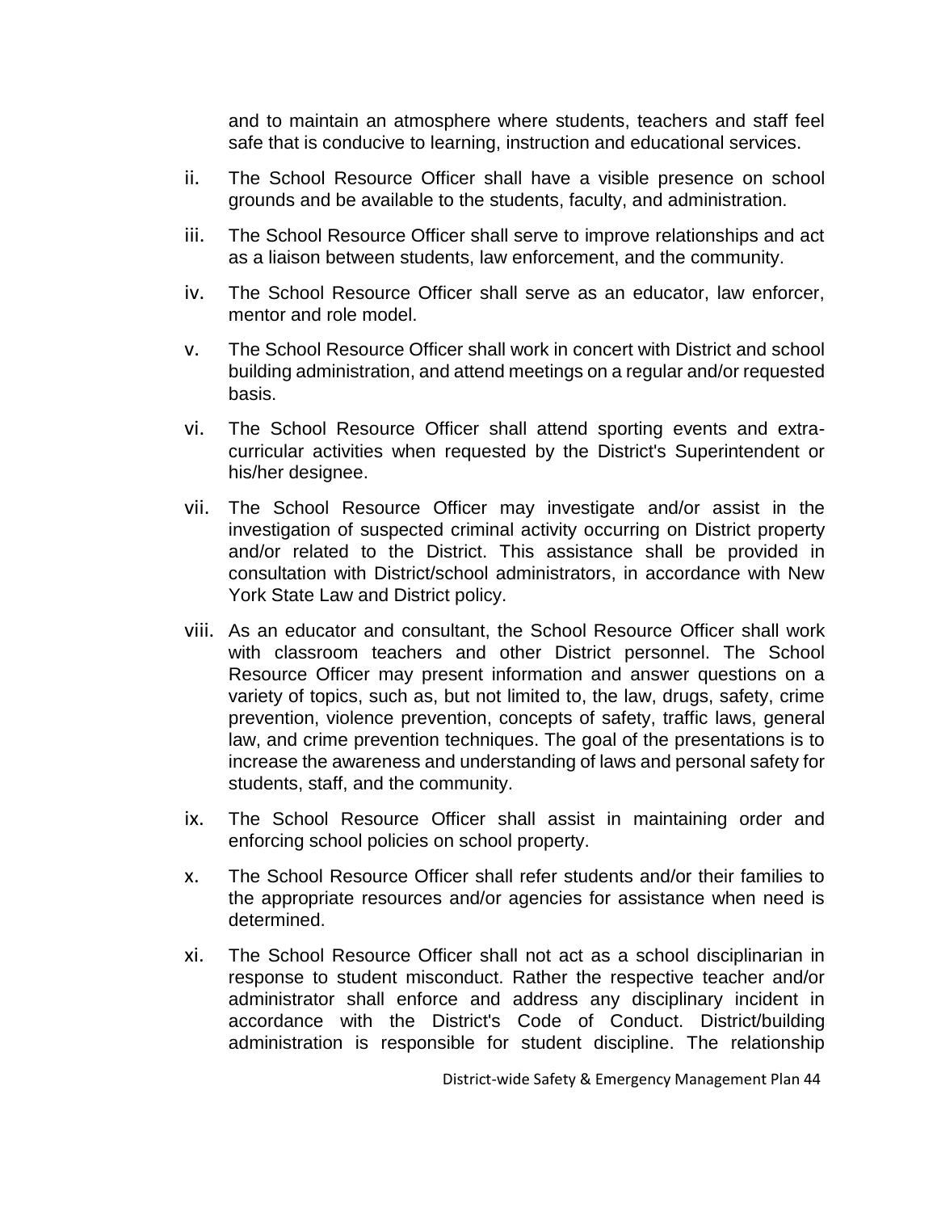and to maintain an atmosphere where students, teachers and staff feel safe that is conducive to learning, instruction and educational services.

ii. The School Resource Officer shall have a visible presence on school grounds and be available to the students, faculty, and administration.

iii. The School Resource Officer shall serve to improve relationships and act as a liaison between students, law enforcement, and the community.

iv. The School Resource Officer shall serve as an educator, law enforcer, mentor and role model.

v. The School Resource Officer shall work in concert with District and school building administration, and attend meetings on a regular and/or requested basis.

vi. The School Resource Officer shall attend sporting events and extra-curricular activities when requested by the District's Superintendent or his/her designee.

vii. The School Resource Officer may investigate and/or assist in the investigation of suspected criminal activity occurring on District property and/or related to the District. This assistance shall be provided in consultation with District/school administrators, in accordance with New York State Law and District policy.

viii. As an educator and consultant, the School Resource Officer shall work with classroom teachers and other District personnel. The School Resource Officer may present information and answer questions on a variety of topics, such as, but not limited to, the law, drugs, safety, crime prevention, violence prevention, concepts of safety, traffic laws, general law, and crime prevention techniques. The goal of the presentations is to increase the awareness and understanding of laws and personal safety for students, staff, and the community.

ix. The School Resource Officer shall assist in maintaining order and enforcing school policies on school property.

x. The School Resource Officer shall refer students and/or their families to the appropriate resources and/or agencies for assistance when need is determined.

xi. The School Resource Officer shall not act as a school disciplinarian in response to student misconduct. Rather the respective teacher and/or administrator shall enforce and address any disciplinary incident in accordance with the District's Code of Conduct. District/building administration is responsible for student discipline. The relationship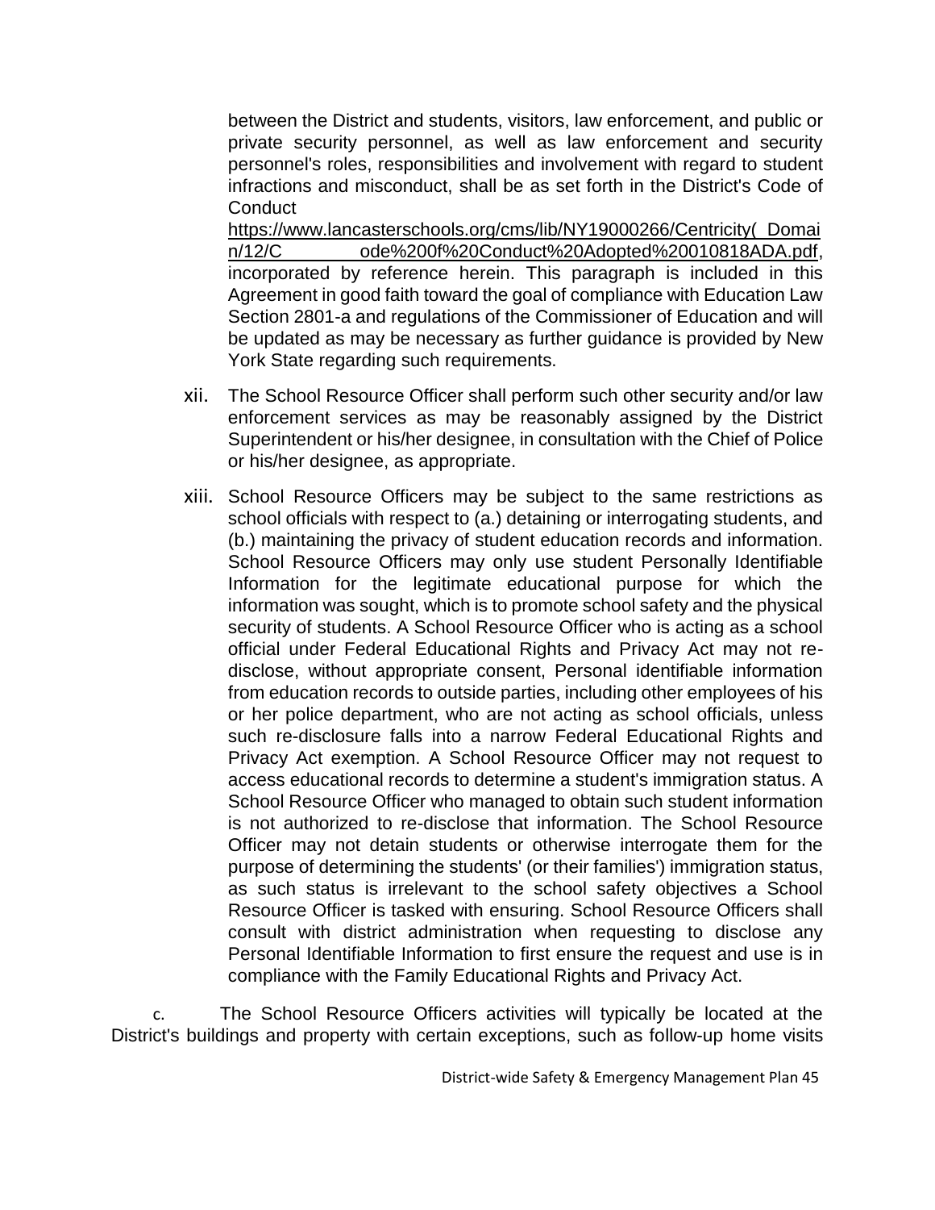between the District and students, visitors, law enforcement, and public or private security personnel, as well as law enforcement and security personnel's roles, responsibilities and involvement with regard to student infractions and misconduct, shall be as set forth in the District's Code of Conduct https://www.lancasterschools.org/cms/lib/NY19000266/Centricity(_Domain/12/C ode%200f%20Conduct%20Adopted%20010818ADA.pdf, incorporated by reference herein. This paragraph is included in this Agreement in good faith toward the goal of compliance with Education Law Section 2801-a and regulations of the Commissioner of Education and will be updated as may be necessary as further guidance is provided by New York State regarding such requirements.

xii. The School Resource Officer shall perform such other security and/or law enforcement services as may be reasonably assigned by the District Superintendent or his/her designee, in consultation with the Chief of Police or his/her designee, as appropriate.

xiii. School Resource Officers may be subject to the same restrictions as school officials with respect to (a.) detaining or interrogating students, and (b.) maintaining the privacy of student education records and information. School Resource Officers may only use student Personally Identifiable Information for the legitimate educational purpose for which the information was sought, which is to promote school safety and the physical security of students. A School Resource Officer who is acting as a school official under Federal Educational Rights and Privacy Act may not re-disclose, without appropriate consent, Personal identifiable information from education records to outside parties, including other employees of his or her police department, who are not acting as school officials, unless such re-disclosure falls into a narrow Federal Educational Rights and Privacy Act exemption. A School Resource Officer may not request to access educational records to determine a student's immigration status. A School Resource Officer who managed to obtain such student information is not authorized to re-disclose that information. The School Resource Officer may not detain students or otherwise interrogate them for the purpose of determining the students' (or their families') immigration status, as such status is irrelevant to the school safety objectives a School Resource Officer is tasked with ensuring. School Resource Officers shall consult with district administration when requesting to disclose any Personal Identifiable Information to first ensure the request and use is in compliance with the Family Educational Rights and Privacy Act.

c. The School Resource Officers activities will typically be located at the District's buildings and property with certain exceptions, such as follow-up home visits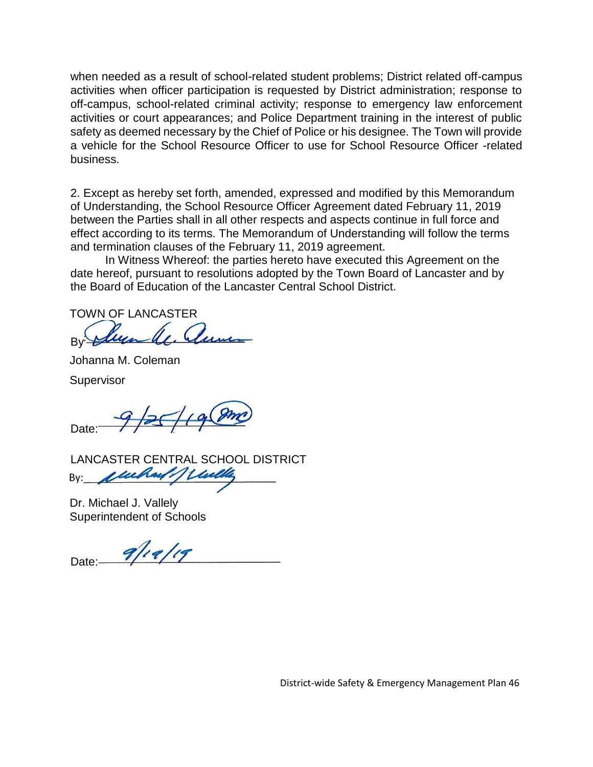when needed as a result of school-related student problems; District related off-campus activities when officer participation is requested by District administration; response to off-campus, school-related criminal activity; response to emergency law enforcement activities or court appearances; and Police Department training in the interest of public safety as deemed necessary by the Chief of Police or his designee. The Town will provide a vehicle for the School Resource Officer to use for School Resource Officer -related business.

2. Except as hereby set forth, amended, expressed and modified by this Memorandum of Understanding, the School Resource Officer Agreement dated February 11, 2019 between the Parties shall in all other respects and aspects continue in full force and effect according to its terms. The Memorandum of Understanding will follow the terms and termination clauses of the February 11, 2019 agreement.

In Witness Whereof: the parties hereto have executed this Agreement on the date hereof, pursuant to resolutions adopted by the Town Board of Lancaster and by the Board of Education of the Lancaster Central School District.

TOWN OF LANCASTER

By: _______________

Johanna M. Coleman

Supervisor

Date: 9/25/19

LANCASTER CENTRAL SCHOOL DISTRICT

By: _______________

Dr. Michael J. Vallely

Superintendent of Schools

Date: 9/19/19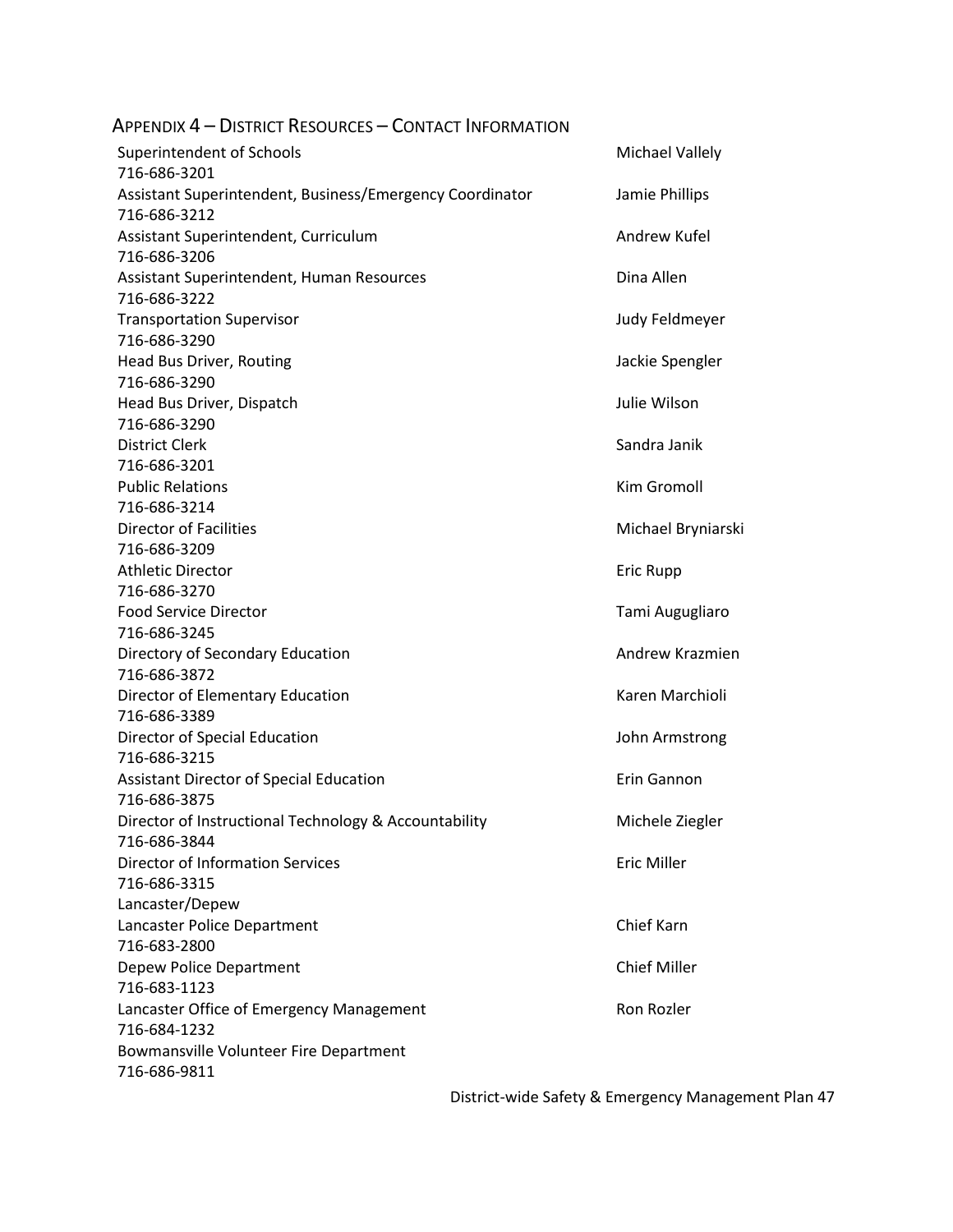## Appendix 4 – District Resources – Contact Information

Superintendent of Schools — Michael Vallely
716-686-3201

Assistant Superintendent, Business/Emergency Coordinator — Jamie Phillips
716-686-3212

Assistant Superintendent, Curriculum — Andrew Kufel
716-686-3206

Assistant Superintendent, Human Resources — Dina Allen
716-686-3222

Transportation Supervisor — Judy Feldmeyer
716-686-3290

Head Bus Driver, Routing — Jackie Spengler
716-686-3290

Head Bus Driver, Dispatch — Julie Wilson
716-686-3290

District Clerk — Sandra Janik
716-686-3201

Public Relations — Kim Gromoll
716-686-3214

Director of Facilities — Michael Bryniarski
716-686-3209

Athletic Director — Eric Rupp
716-686-3270

Food Service Director — Tami Augugliaro
716-686-3245

Directory of Secondary Education — Andrew Krazmien
716-686-3872

Director of Elementary Education — Karen Marchioli
716-686-3389

Director of Special Education — John Armstrong
716-686-3215

Assistant Director of Special Education — Erin Gannon
716-686-3875

Director of Instructional Technology & Accountability — Michele Ziegler
716-686-3844

Director of Information Services — Eric Miller
716-686-3315

Lancaster/Depew

Lancaster Police Department — Chief Karn
716-683-2800

Depew Police Department — Chief Miller
716-683-1123

Lancaster Office of Emergency Management — Ron Rozler
716-684-1232

Bowmansville Volunteer Fire Department
716-686-9811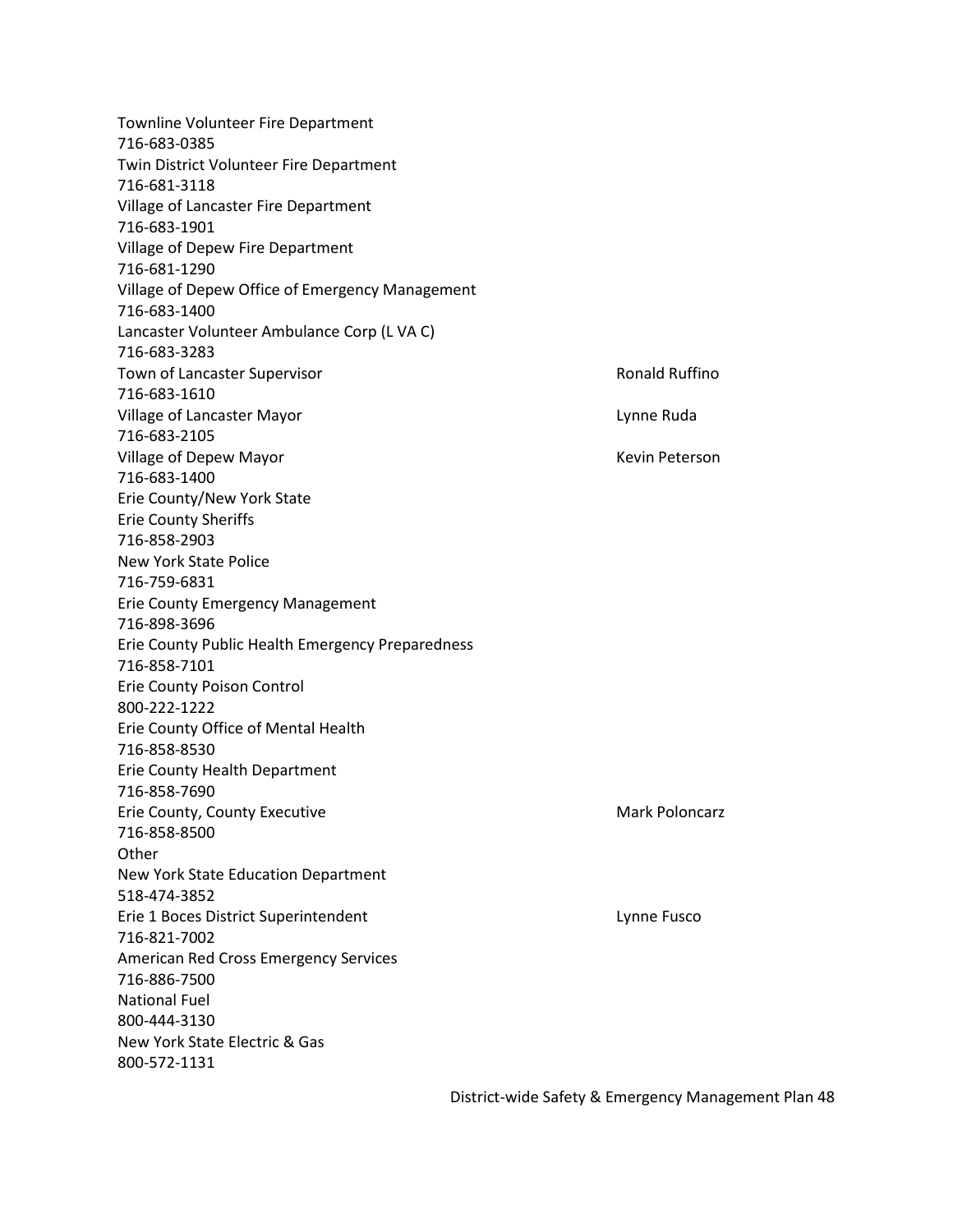Townline Volunteer Fire Department
716-683-0385
Twin District Volunteer Fire Department
716-681-3118
Village of Lancaster Fire Department
716-683-1901
Village of Depew Fire Department
716-681-1290
Village of Depew Office of Emergency Management
716-683-1400
Lancaster Volunteer Ambulance Corp (L VA C)
716-683-3283

| | |
|---|---|
| Town of Lancaster Supervisor<br>716-683-1610 | Ronald Ruffino |
| Village of Lancaster Mayor<br>716-683-2105 | Lynne Ruda |
| Village of Depew Mayor<br>716-683-1400 | Kevin Peterson |

Erie County/New York State
Erie County Sheriffs
716-858-2903
New York State Police
716-759-6831
Erie County Emergency Management
716-898-3696
Erie County Public Health Emergency Preparedness
716-858-7101
Erie County Poison Control
800-222-1222
Erie County Office of Mental Health
716-858-8530
Erie County Health Department
716-858-7690

| | |
|---|---|
| Erie County, County Executive<br>716-858-8500 | Mark Poloncarz |

Other
New York State Education Department
518-474-3852

| | |
|---|---|
| Erie 1 Boces District Superintendent<br>716-821-7002 | Lynne Fusco |

American Red Cross Emergency Services
716-886-7500
National Fuel
800-444-3130
New York State Electric & Gas
800-572-1131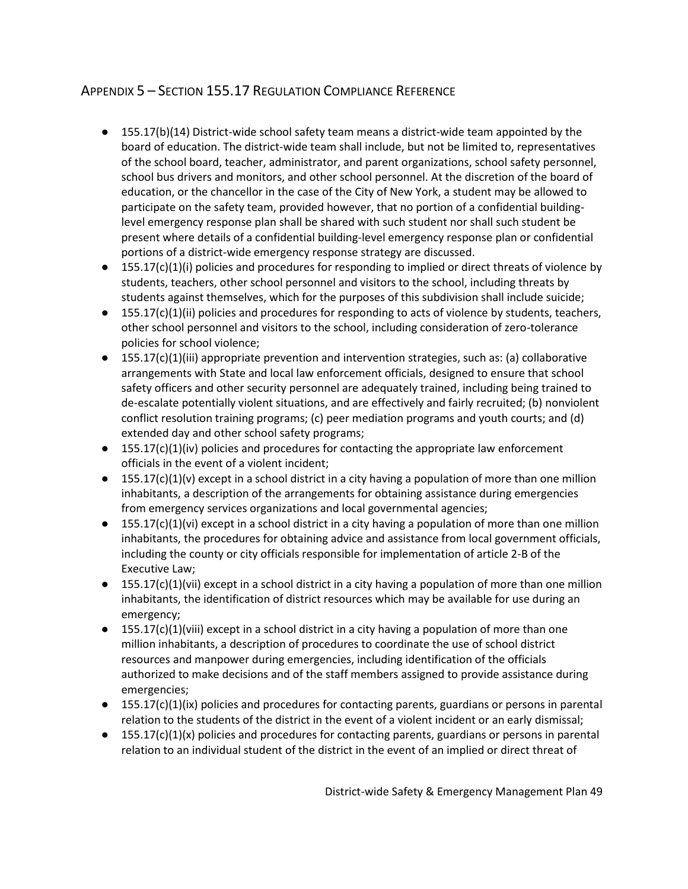## Appendix 5 – Section 155.17 Regulation Compliance Reference

- 155.17(b)(14) District-wide school safety team means a district-wide team appointed by the board of education. The district-wide team shall include, but not be limited to, representatives of the school board, teacher, administrator, and parent organizations, school safety personnel, school bus drivers and monitors, and other school personnel. At the discretion of the board of education, or the chancellor in the case of the City of New York, a student may be allowed to participate on the safety team, provided however, that no portion of a confidential building-level emergency response plan shall be shared with such student nor shall such student be present where details of a confidential building-level emergency response plan or confidential portions of a district-wide emergency response strategy are discussed.
- 155.17(c)(1)(i) policies and procedures for responding to implied or direct threats of violence by students, teachers, other school personnel and visitors to the school, including threats by students against themselves, which for the purposes of this subdivision shall include suicide;
- 155.17(c)(1)(ii) policies and procedures for responding to acts of violence by students, teachers, other school personnel and visitors to the school, including consideration of zero-tolerance policies for school violence;
- 155.17(c)(1)(iii) appropriate prevention and intervention strategies, such as: (a) collaborative arrangements with State and local law enforcement officials, designed to ensure that school safety officers and other security personnel are adequately trained, including being trained to de-escalate potentially violent situations, and are effectively and fairly recruited; (b) nonviolent conflict resolution training programs; (c) peer mediation programs and youth courts; and (d) extended day and other school safety programs;
- 155.17(c)(1)(iv) policies and procedures for contacting the appropriate law enforcement officials in the event of a violent incident;
- 155.17(c)(1)(v) except in a school district in a city having a population of more than one million inhabitants, a description of the arrangements for obtaining assistance during emergencies from emergency services organizations and local governmental agencies;
- 155.17(c)(1)(vi) except in a school district in a city having a population of more than one million inhabitants, the procedures for obtaining advice and assistance from local government officials, including the county or city officials responsible for implementation of article 2-B of the Executive Law;
- 155.17(c)(1)(vii) except in a school district in a city having a population of more than one million inhabitants, the identification of district resources which may be available for use during an emergency;
- 155.17(c)(1)(viii) except in a school district in a city having a population of more than one million inhabitants, a description of procedures to coordinate the use of school district resources and manpower during emergencies, including identification of the officials authorized to make decisions and of the staff members assigned to provide assistance during emergencies;
- 155.17(c)(1)(ix) policies and procedures for contacting parents, guardians or persons in parental relation to the students of the district in the event of a violent incident or an early dismissal;
- 155.17(c)(1)(x) policies and procedures for contacting parents, guardians or persons in parental relation to an individual student of the district in the event of an implied or direct threat of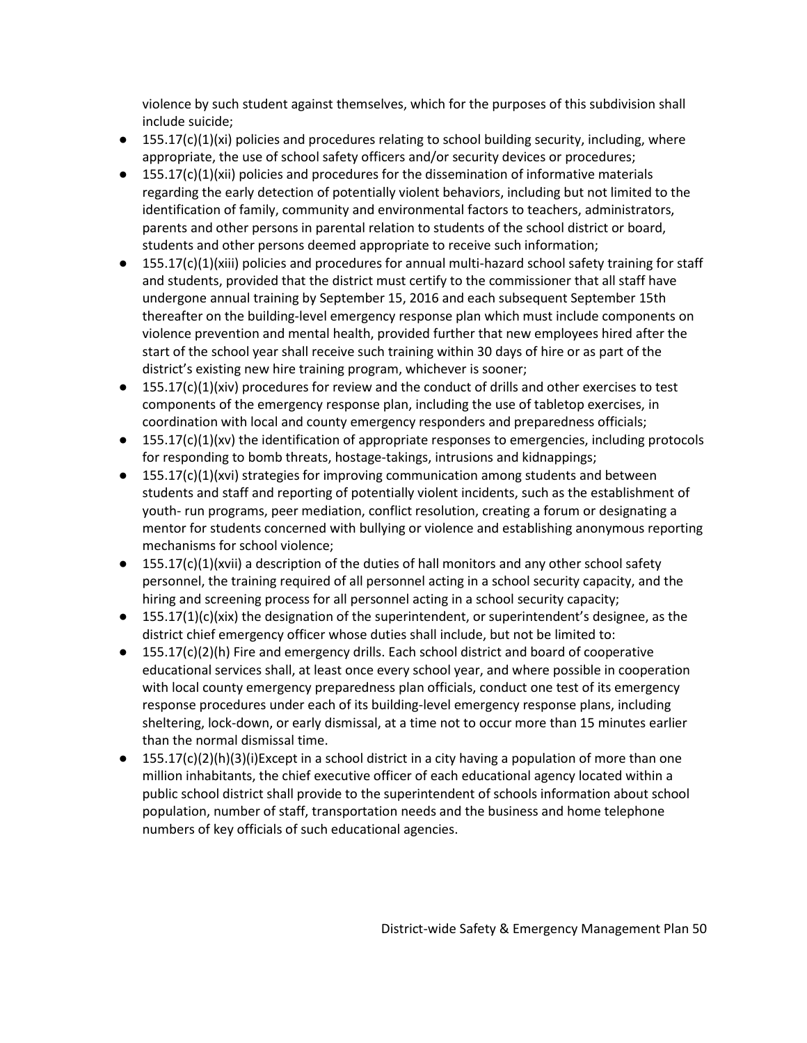violence by such student against themselves, which for the purposes of this subdivision shall include suicide;

- 155.17(c)(1)(xi) policies and procedures relating to school building security, including, where appropriate, the use of school safety officers and/or security devices or procedures;
- 155.17(c)(1)(xii) policies and procedures for the dissemination of informative materials regarding the early detection of potentially violent behaviors, including but not limited to the identification of family, community and environmental factors to teachers, administrators, parents and other persons in parental relation to students of the school district or board, students and other persons deemed appropriate to receive such information;
- 155.17(c)(1)(xiii) policies and procedures for annual multi-hazard school safety training for staff and students, provided that the district must certify to the commissioner that all staff have undergone annual training by September 15, 2016 and each subsequent September 15th thereafter on the building-level emergency response plan which must include components on violence prevention and mental health, provided further that new employees hired after the start of the school year shall receive such training within 30 days of hire or as part of the district's existing new hire training program, whichever is sooner;
- 155.17(c)(1)(xiv) procedures for review and the conduct of drills and other exercises to test components of the emergency response plan, including the use of tabletop exercises, in coordination with local and county emergency responders and preparedness officials;
- 155.17(c)(1)(xv) the identification of appropriate responses to emergencies, including protocols for responding to bomb threats, hostage-takings, intrusions and kidnappings;
- 155.17(c)(1)(xvi) strategies for improving communication among students and between students and staff and reporting of potentially violent incidents, such as the establishment of youth- run programs, peer mediation, conflict resolution, creating a forum or designating a mentor for students concerned with bullying or violence and establishing anonymous reporting mechanisms for school violence;
- 155.17(c)(1)(xvii) a description of the duties of hall monitors and any other school safety personnel, the training required of all personnel acting in a school security capacity, and the hiring and screening process for all personnel acting in a school security capacity;
- 155.17(1)(c)(xix) the designation of the superintendent, or superintendent's designee, as the district chief emergency officer whose duties shall include, but not be limited to:
- 155.17(c)(2)(h) Fire and emergency drills. Each school district and board of cooperative educational services shall, at least once every school year, and where possible in cooperation with local county emergency preparedness plan officials, conduct one test of its emergency response procedures under each of its building-level emergency response plans, including sheltering, lock-down, or early dismissal, at a time not to occur more than 15 minutes earlier than the normal dismissal time.
- 155.17(c)(2)(h)(3)(i)Except in a school district in a city having a population of more than one million inhabitants, the chief executive officer of each educational agency located within a public school district shall provide to the superintendent of schools information about school population, number of staff, transportation needs and the business and home telephone numbers of key officials of such educational agencies.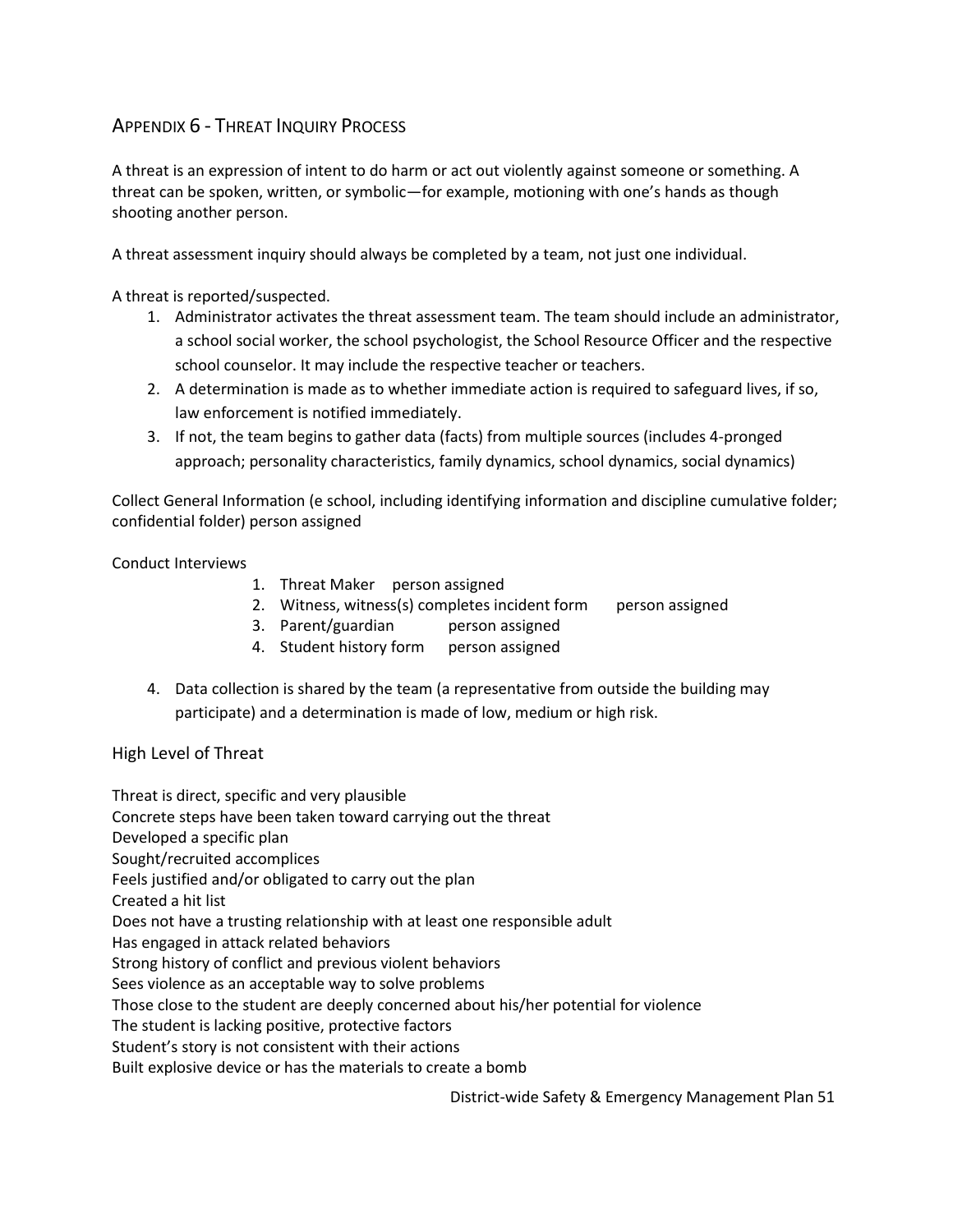## Appendix 6 - Threat Inquiry Process

A threat is an expression of intent to do harm or act out violently against someone or something. A threat can be spoken, written, or symbolic—for example, motioning with one's hands as though shooting another person.

A threat assessment inquiry should always be completed by a team, not just one individual.

A threat is reported/suspected.

1. Administrator activates the threat assessment team. The team should include an administrator, a school social worker, the school psychologist, the School Resource Officer and the respective school counselor. It may include the respective teacher or teachers.
2. A determination is made as to whether immediate action is required to safeguard lives, if so, law enforcement is notified immediately.
3. If not, the team begins to gather data (facts) from multiple sources (includes 4-pronged approach; personality characteristics, family dynamics, school dynamics, social dynamics)

Collect General Information (e school, including identifying information and discipline cumulative folder; confidential folder) person assigned

Conduct Interviews

1. Threat Maker person assigned
2. Witness, witness(s) completes incident form person assigned
3. Parent/guardian person assigned
4. Student history form person assigned

4. Data collection is shared by the team (a representative from outside the building may participate) and a determination is made of low, medium or high risk.

### High Level of Threat

Threat is direct, specific and very plausible  
Concrete steps have been taken toward carrying out the threat  
Developed a specific plan  
Sought/recruited accomplices  
Feels justified and/or obligated to carry out the plan  
Created a hit list  
Does not have a trusting relationship with at least one responsible adult  
Has engaged in attack related behaviors  
Strong history of conflict and previous violent behaviors  
Sees violence as an acceptable way to solve problems  
Those close to the student are deeply concerned about his/her potential for violence  
The student is lacking positive, protective factors  
Student's story is not consistent with their actions  
Built explosive device or has the materials to create a bomb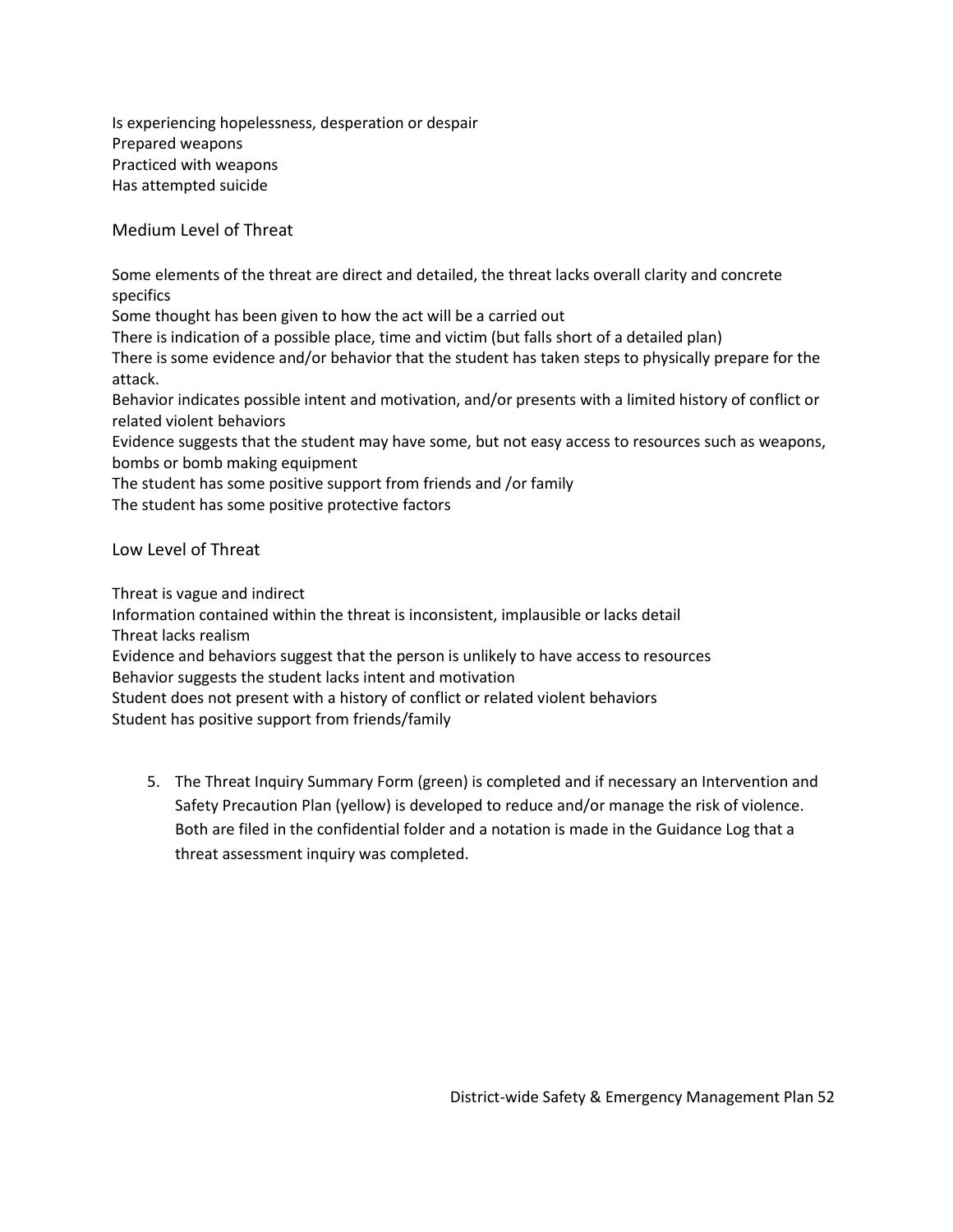Is experiencing hopelessness, desperation or despair
Prepared weapons
Practiced with weapons
Has attempted suicide

### Medium Level of Threat

Some elements of the threat are direct and detailed, the threat lacks overall clarity and concrete specifics
Some thought has been given to how the act will be a carried out
There is indication of a possible place, time and victim (but falls short of a detailed plan)
There is some evidence and/or behavior that the student has taken steps to physically prepare for the attack.
Behavior indicates possible intent and motivation, and/or presents with a limited history of conflict or related violent behaviors
Evidence suggests that the student may have some, but not easy access to resources such as weapons, bombs or bomb making equipment
The student has some positive support from friends and /or family
The student has some positive protective factors

### Low Level of Threat

Threat is vague and indirect
Information contained within the threat is inconsistent, implausible or lacks detail
Threat lacks realism
Evidence and behaviors suggest that the person is unlikely to have access to resources
Behavior suggests the student lacks intent and motivation
Student does not present with a history of conflict or related violent behaviors
Student has positive support from friends/family

5. The Threat Inquiry Summary Form (green) is completed and if necessary an Intervention and Safety Precaution Plan (yellow) is developed to reduce and/or manage the risk of violence. Both are filed in the confidential folder and a notation is made in the Guidance Log that a threat assessment inquiry was completed.